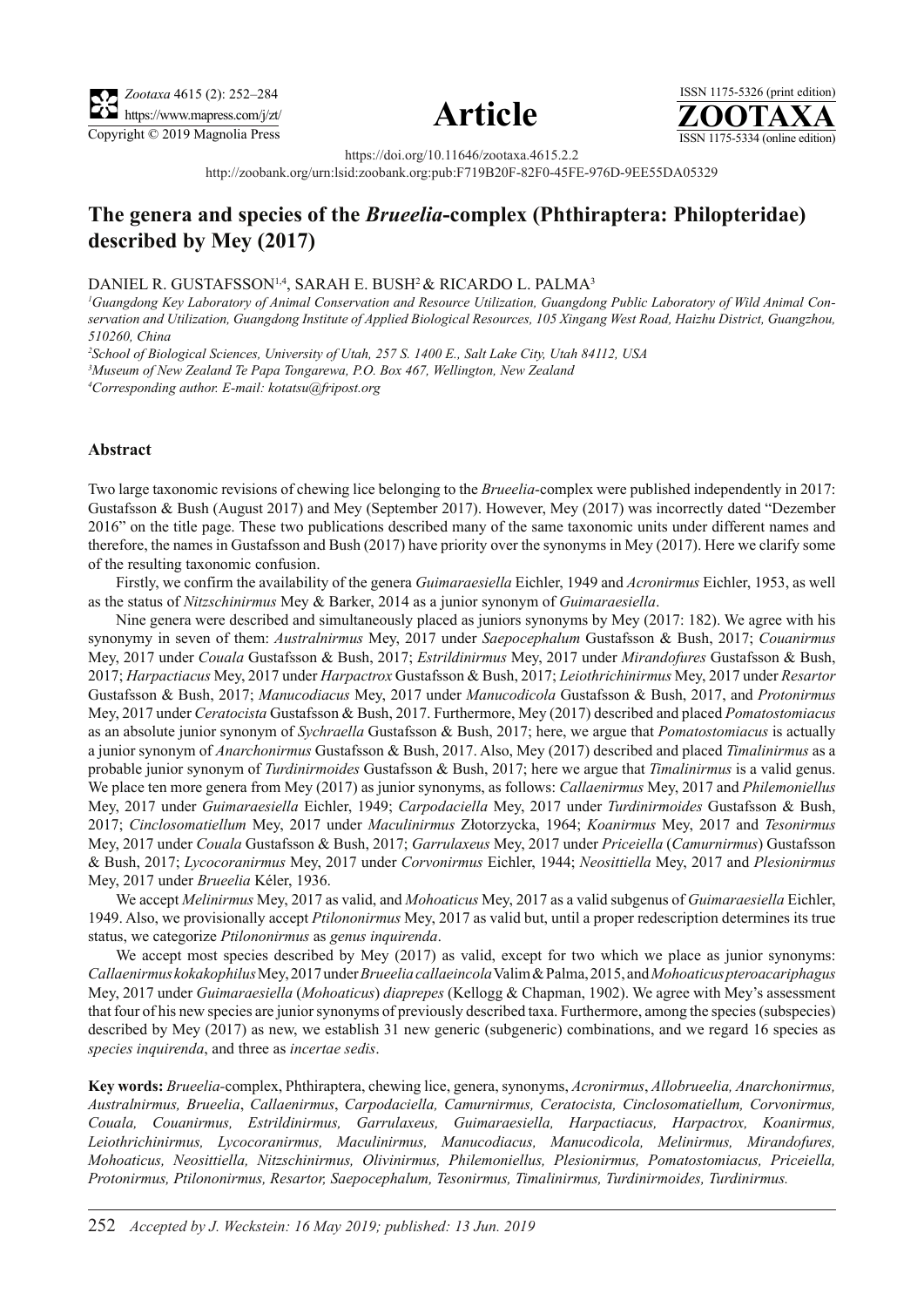https://doi.org/10.11646/zootaxa.4615.2.2

http://zoobank.org/urn:lsid:zoobank.org:pub:F719B20F-82F0-45FE-976D-9EE55DA05329

# The genera and species of the *Brueelia*-complex (Phthiraptera: Philopteridae) described by Mey (2017)

DANIEL R. GUSTAFSSON[1,4], SARAH E. BUSH[2] & RICARDO L. PALMA[3]

[1]Guangdong Key Laboratory of Animal Conservation and Resource Utilization, Guangdong Public Laboratory of Wild Animal Conservation and Utilization, Guangdong Institute of Applied Biological Resources, 105 Xingang West Road, Haizhu District, Guangzhou, 510260, China

[2]School of Biological Sciences, University of Utah, 257 S. 1400 E., Salt Lake City, Utah 84112, USA

[3]Museum of New Zealand Te Papa Tongarewa, P.O. Box 467, Wellington, New Zealand

[4]Corresponding author. E-mail: kotatsu@fripost.org

## Abstract

Two large taxonomic revisions of chewing lice belonging to the *Brueelia*-complex were published independently in 2017: Gustafsson & Bush (August 2017) and Mey (September 2017). However, Mey (2017) was incorrectly dated "Dezember 2016" on the title page. These two publications described many of the same taxonomic units under different names and therefore, the names in Gustafsson and Bush (2017) have priority over the synonyms in Mey (2017). Here we clarify some of the resulting taxonomic confusion.

Firstly, we confirm the availability of the genera *Guimaraesiella* Eichler, 1949 and *Acronirmus* Eichler, 1953, as well as the status of *Nitzschinirmus* Mey & Barker, 2014 as a junior synonym of *Guimaraesiella*.

Nine genera were described and simultaneously placed as juniors synonyms by Mey (2017: 182). We agree with his synonymy in seven of them: *Australnirmus* Mey, 2017 under *Saepocephalum* Gustafsson & Bush, 2017; *Couanirmus* Mey, 2017 under *Couala* Gustafsson & Bush, 2017; *Estrildinirmus* Mey, 2017 under *Mirandofures* Gustafsson & Bush, 2017; *Harpactiacus* Mey, 2017 under *Harpactrox* Gustafsson & Bush, 2017; *Leiothrichinirmus* Mey, 2017 under *Resartor* Gustafsson & Bush, 2017; *Manucodiacus* Mey, 2017 under *Manucodicola* Gustafsson & Bush, 2017, and *Protonirmus* Mey, 2017 under *Ceratocista* Gustafsson & Bush, 2017. Furthermore, Mey (2017) described and placed *Pomatostomiacus* as an absolute junior synonym of *Sychraella* Gustafsson & Bush, 2017; here, we argue that *Pomatostomiacus* is actually a junior synonym of *Anarchonirmus* Gustafsson & Bush, 2017. Also, Mey (2017) described and placed *Timalinirmus* as a probable junior synonym of *Turdinirmoides* Gustafsson & Bush, 2017; here we argue that *Timalinirmus* is a valid genus. We place ten more genera from Mey (2017) as junior synonyms, as follows: *Callaenirmus* Mey, 2017 and *Philemoniellus* Mey, 2017 under *Guimaraesiella* Eichler, 1949; *Carpodaciella* Mey, 2017 under *Turdinirmoides* Gustafsson & Bush, 2017; *Cinclosomatiellum* Mey, 2017 under *Maculinirmus* Złotorzycka, 1964; *Koanirmus* Mey, 2017 and *Tesonirmus* Mey, 2017 under *Couala* Gustafsson & Bush, 2017; *Garrulaxeus* Mey, 2017 under *Priceiella* (*Camurnirmus*) Gustafsson & Bush, 2017; *Lycocoranirmus* Mey, 2017 under *Corvonirmus* Eichler, 1944; *Neosittiella* Mey, 2017 and *Plesionirmus* Mey, 2017 under *Brueelia* Kéler, 1936.

We accept *Melinirmus* Mey, 2017 as valid, and *Mohoaticus* Mey, 2017 as a valid subgenus of *Guimaraesiella* Eichler, 1949. Also, we provisionally accept *Ptilononirmus* Mey, 2017 as valid but, until a proper redescription determines its true status, we categorize *Ptilononirmus* as *genus inquirenda*.

We accept most species described by Mey (2017) as valid, except for two which we place as junior synonyms: *Callaenirmus kokakophilus* Mey, 2017 under *Brueelia callaeincola* Valim & Palma, 2015, and *Mohoaticus pteroacariphagus* Mey, 2017 under *Guimaraesiella* (*Mohoaticus*) *diaprepes* (Kellogg & Chapman, 1902). We agree with Mey's assessment that four of his new species are junior synonyms of previously described taxa. Furthermore, among the species (subspecies) described by Mey (2017) as new, we establish 31 new generic (subgeneric) combinations, and we regard 16 species as *species inquirenda*, and three as *incertae sedis*.

**Key words:** *Brueelia*-complex, Phthiraptera, chewing lice, genera, synonyms, *Acronirmus*, *Allobrueelia, Anarchonirmus, Australnirmus, Brueelia*, *Callaenirmus*, *Carpodaciella, Camurnirmus, Ceratocista, Cinclosomatiellum, Corvonirmus, Couala, Couanirmus, Estrildinirmus, Garrulaxeus, Guimaraesiella, Harpactiacus, Harpactrox, Koanirmus, Leiothrichinirmus, Lycocoranirmus, Maculinirmus, Manucodiacus, Manucodicola, Melinirmus, Mirandofures, Mohoaticus, Neosittiella, Nitzschinirmus, Olivinirmus, Philemoniellus, Plesionirmus, Pomatostomiacus, Priceiella, Protonirmus, Ptilononirmus, Resartor, Saepocephalum, Tesonirmus, Timalinirmus, Turdinirmoides, Turdinirmus.*

*Accepted by J. Weckstein: 16 May 2019; published: 13 Jun. 2019*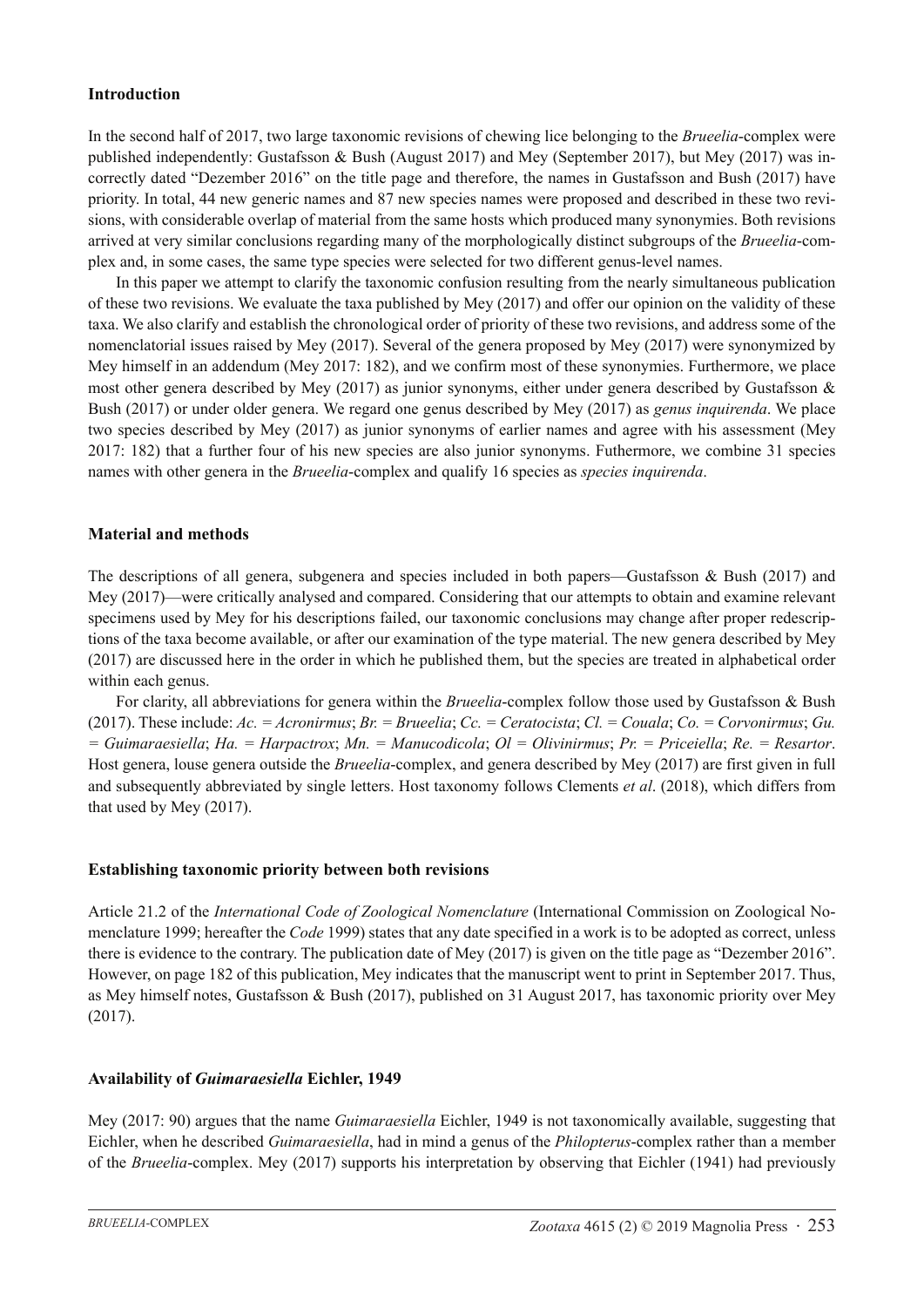## Introduction

In the second half of 2017, two large taxonomic revisions of chewing lice belonging to the *Brueelia*-complex were published independently: Gustafsson & Bush (August 2017) and Mey (September 2017), but Mey (2017) was incorrectly dated "Dezember 2016" on the title page and therefore, the names in Gustafsson and Bush (2017) have priority. In total, 44 new generic names and 87 new species names were proposed and described in these two revisions, with considerable overlap of material from the same hosts which produced many synonymies. Both revisions arrived at very similar conclusions regarding many of the morphologically distinct subgroups of the *Brueelia*-complex and, in some cases, the same type species were selected for two different genus-level names.

In this paper we attempt to clarify the taxonomic confusion resulting from the nearly simultaneous publication of these two revisions. We evaluate the taxa published by Mey (2017) and offer our opinion on the validity of these taxa. We also clarify and establish the chronological order of priority of these two revisions, and address some of the nomenclatorial issues raised by Mey (2017). Several of the genera proposed by Mey (2017) were synonymized by Mey himself in an addendum (Mey 2017: 182), and we confirm most of these synonymies. Furthermore, we place most other genera described by Mey (2017) as junior synonyms, either under genera described by Gustafsson & Bush (2017) or under older genera. We regard one genus described by Mey (2017) as *genus inquirenda*. We place two species described by Mey (2017) as junior synonyms of earlier names and agree with his assessment (Mey 2017: 182) that a further four of his new species are also junior synonyms. Futhermore, we combine 31 species names with other genera in the *Brueelia*-complex and qualify 16 species as *species inquirenda*.

## Material and methods

The descriptions of all genera, subgenera and species included in both papers—Gustafsson & Bush (2017) and Mey (2017)—were critically analysed and compared. Considering that our attempts to obtain and examine relevant specimens used by Mey for his descriptions failed, our taxonomic conclusions may change after proper redescriptions of the taxa become available, or after our examination of the type material. The new genera described by Mey (2017) are discussed here in the order in which he published them, but the species are treated in alphabetical order within each genus.

For clarity, all abbreviations for genera within the *Brueelia*-complex follow those used by Gustafsson & Bush (2017). These include: *Ac. = Acronirmus*; *Br. = Brueelia*; *Cc. = Ceratocista*; *Cl. = Couala*; *Co. = Corvonirmus*; *Gu. = Guimaraesiella*; *Ha. = Harpactrox*; *Mn. = Manucodicola*; *Ol = Olivinirmus*; *Pr. = Priceiella*; *Re. = Resartor*. Host genera, louse genera outside the *Brueelia*-complex, and genera described by Mey (2017) are first given in full and subsequently abbreviated by single letters. Host taxonomy follows Clements *et al*. (2018), which differs from that used by Mey (2017).

## Establishing taxonomic priority between both revisions

Article 21.2 of the *International Code of Zoological Nomenclature* (International Commission on Zoological Nomenclature 1999; hereafter the *Code* 1999) states that any date specified in a work is to be adopted as correct, unless there is evidence to the contrary. The publication date of Mey (2017) is given on the title page as "Dezember 2016". However, on page 182 of this publication, Mey indicates that the manuscript went to print in September 2017. Thus, as Mey himself notes, Gustafsson & Bush (2017), published on 31 August 2017, has taxonomic priority over Mey (2017).

## Availability of *Guimaraesiella* Eichler, 1949

Mey (2017: 90) argues that the name *Guimaraesiella* Eichler, 1949 is not taxonomically available, suggesting that Eichler, when he described *Guimaraesiella*, had in mind a genus of the *Philopterus*-complex rather than a member of the *Brueelia*-complex. Mey (2017) supports his interpretation by observing that Eichler (1941) had previously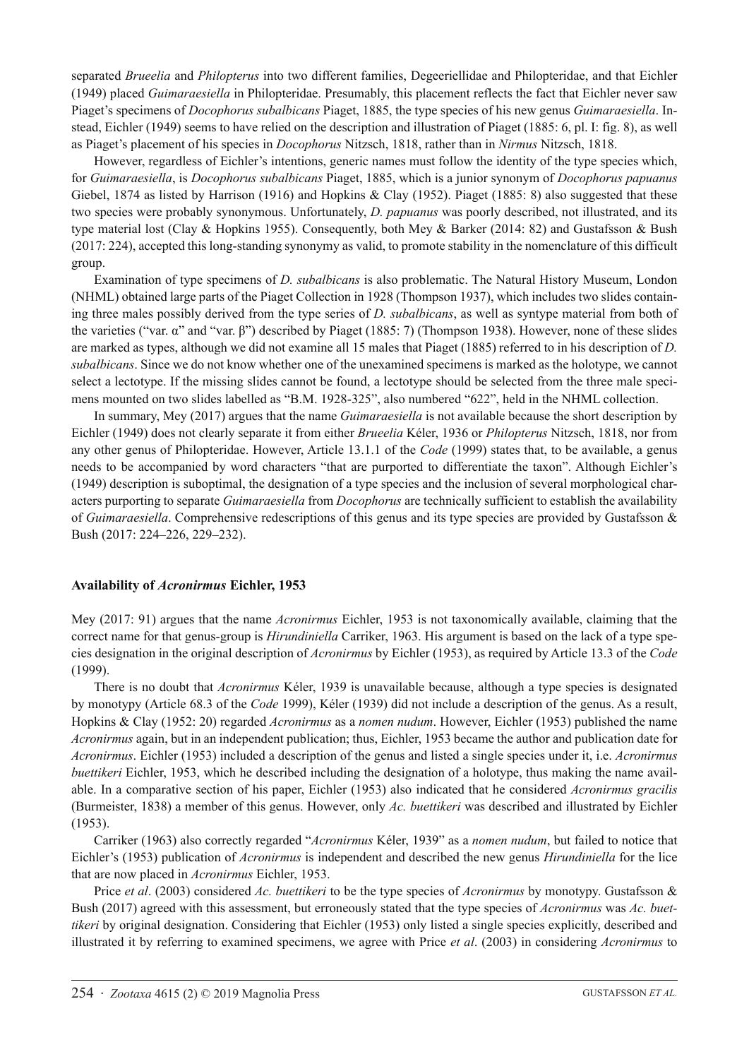separated *Brueelia* and *Philopterus* into two different families, Degeeriellidae and Philopteridae, and that Eichler (1949) placed *Guimaraesiella* in Philopteridae. Presumably, this placement reflects the fact that Eichler never saw Piaget's specimens of *Docophorus subalbicans* Piaget, 1885, the type species of his new genus *Guimaraesiella*. Instead, Eichler (1949) seems to have relied on the description and illustration of Piaget (1885: 6, pl. I: fig. 8), as well as Piaget's placement of his species in *Docophorus* Nitzsch, 1818, rather than in *Nirmus* Nitzsch, 1818.

However, regardless of Eichler's intentions, generic names must follow the identity of the type species which, for *Guimaraesiella*, is *Docophorus subalbicans* Piaget, 1885, which is a junior synonym of *Docophorus papuanus* Giebel, 1874 as listed by Harrison (1916) and Hopkins & Clay (1952). Piaget (1885: 8) also suggested that these two species were probably synonymous. Unfortunately, *D. papuanus* was poorly described, not illustrated, and its type material lost (Clay & Hopkins 1955). Consequently, both Mey & Barker (2014: 82) and Gustafsson & Bush (2017: 224), accepted this long-standing synonymy as valid, to promote stability in the nomenclature of this difficult group.

Examination of type specimens of *D. subalbicans* is also problematic. The Natural History Museum, London (NHML) obtained large parts of the Piaget Collection in 1928 (Thompson 1937), which includes two slides containing three males possibly derived from the type series of *D. subalbicans*, as well as syntype material from both of the varieties ("var. α" and "var. β") described by Piaget (1885: 7) (Thompson 1938). However, none of these slides are marked as types, although we did not examine all 15 males that Piaget (1885) referred to in his description of *D. subalbicans*. Since we do not know whether one of the unexamined specimens is marked as the holotype, we cannot select a lectotype. If the missing slides cannot be found, a lectotype should be selected from the three male specimens mounted on two slides labelled as "B.M. 1928-325", also numbered "622", held in the NHML collection.

In summary, Mey (2017) argues that the name *Guimaraesiella* is not available because the short description by Eichler (1949) does not clearly separate it from either *Brueelia* Kéler, 1936 or *Philopterus* Nitzsch, 1818, nor from any other genus of Philopteridae. However, Article 13.1.1 of the *Code* (1999) states that, to be available, a genus needs to be accompanied by word characters "that are purported to differentiate the taxon". Although Eichler's (1949) description is suboptimal, the designation of a type species and the inclusion of several morphological characters purporting to separate *Guimaraesiella* from *Docophorus* are technically sufficient to establish the availability of *Guimaraesiella*. Comprehensive redescriptions of this genus and its type species are provided by Gustafsson & Bush (2017: 224–226, 229–232).

## Availability of *Acronirmus* Eichler, 1953

Mey (2017: 91) argues that the name *Acronirmus* Eichler, 1953 is not taxonomically available, claiming that the correct name for that genus-group is *Hirundiniella* Carriker, 1963. His argument is based on the lack of a type species designation in the original description of *Acronirmus* by Eichler (1953), as required by Article 13.3 of the *Code* (1999).

There is no doubt that *Acronirmus* Kéler, 1939 is unavailable because, although a type species is designated by monotypy (Article 68.3 of the *Code* 1999), Kéler (1939) did not include a description of the genus. As a result, Hopkins & Clay (1952: 20) regarded *Acronirmus* as a *nomen nudum*. However, Eichler (1953) published the name *Acronirmus* again, but in an independent publication; thus, Eichler, 1953 became the author and publication date for *Acronirmus*. Eichler (1953) included a description of the genus and listed a single species under it, i.e. *Acronirmus buettikeri* Eichler, 1953, which he described including the designation of a holotype, thus making the name available. In a comparative section of his paper, Eichler (1953) also indicated that he considered *Acronirmus gracilis* (Burmeister, 1838) a member of this genus. However, only *Ac. buettikeri* was described and illustrated by Eichler (1953).

Carriker (1963) also correctly regarded "*Acronirmus* Kéler, 1939" as a *nomen nudum*, but failed to notice that Eichler's (1953) publication of *Acronirmus* is independent and described the new genus *Hirundiniella* for the lice that are now placed in *Acronirmus* Eichler, 1953.

Price *et al*. (2003) considered *Ac. buettikeri* to be the type species of *Acronirmus* by monotypy. Gustafsson & Bush (2017) agreed with this assessment, but erroneously stated that the type species of *Acronirmus* was *Ac. buettikeri* by original designation. Considering that Eichler (1953) only listed a single species explicitly, described and illustrated it by referring to examined specimens, we agree with Price *et al*. (2003) in considering *Acronirmus* to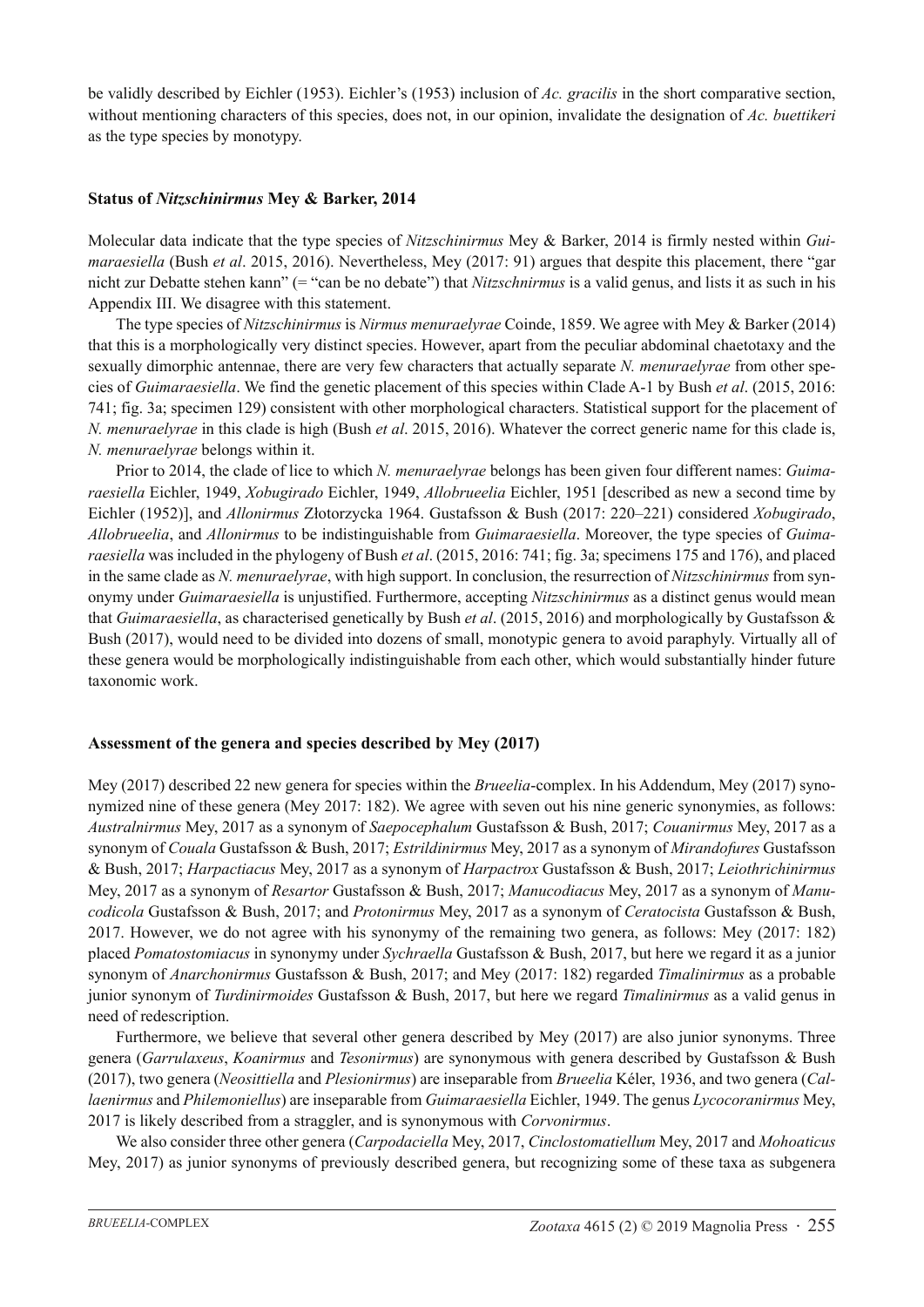be validly described by Eichler (1953). Eichler's (1953) inclusion of *Ac. gracilis* in the short comparative section, without mentioning characters of this species, does not, in our opinion, invalidate the designation of *Ac. buettikeri* as the type species by monotypy.

### Status of *Nitzschinirmus* Mey & Barker, 2014

Molecular data indicate that the type species of *Nitzschinirmus* Mey & Barker, 2014 is firmly nested within *Guimaraesiella* (Bush *et al*. 2015, 2016). Nevertheless, Mey (2017: 91) argues that despite this placement, there "gar nicht zur Debatte stehen kann" (= "can be no debate") that *Nitzschnirmus* is a valid genus, and lists it as such in his Appendix III. We disagree with this statement.

The type species of *Nitzschinirmus* is *Nirmus menuraelyrae* Coinde, 1859. We agree with Mey & Barker (2014) that this is a morphologically very distinct species. However, apart from the peculiar abdominal chaetotaxy and the sexually dimorphic antennae, there are very few characters that actually separate *N. menuraelyrae* from other species of *Guimaraesiella*. We find the genetic placement of this species within Clade A-1 by Bush *et al*. (2015, 2016: 741; fig. 3a; specimen 129) consistent with other morphological characters. Statistical support for the placement of *N. menuraelyrae* in this clade is high (Bush *et al*. 2015, 2016). Whatever the correct generic name for this clade is, *N. menuraelyrae* belongs within it.

Prior to 2014, the clade of lice to which *N. menuraelyrae* belongs has been given four different names: *Guimaraesiella* Eichler, 1949, *Xobugirado* Eichler, 1949, *Allobrueelia* Eichler, 1951 [described as new a second time by Eichler (1952)], and *Allonirmus* Złotorzycka 1964. Gustafsson & Bush (2017: 220–221) considered *Xobugirado*, *Allobrueelia*, and *Allonirmus* to be indistinguishable from *Guimaraesiella*. Moreover, the type species of *Guimaraesiella* was included in the phylogeny of Bush *et al*. (2015, 2016: 741; fig. 3a; specimens 175 and 176), and placed in the same clade as *N. menuraelyrae*, with high support. In conclusion, the resurrection of *Nitzschinirmus* from synonymy under *Guimaraesiella* is unjustified. Furthermore, accepting *Nitzschinirmus* as a distinct genus would mean that *Guimaraesiella*, as characterised genetically by Bush *et al*. (2015, 2016) and morphologically by Gustafsson & Bush (2017), would need to be divided into dozens of small, monotypic genera to avoid paraphyly. Virtually all of these genera would be morphologically indistinguishable from each other, which would substantially hinder future taxonomic work.

### Assessment of the genera and species described by Mey (2017)

Mey (2017) described 22 new genera for species within the *Brueelia*-complex. In his Addendum, Mey (2017) synonymized nine of these genera (Mey 2017: 182). We agree with seven out his nine generic synonymies, as follows: *Australnirmus* Mey, 2017 as a synonym of *Saepocephalum* Gustafsson & Bush, 2017; *Couanirmus* Mey, 2017 as a synonym of *Couala* Gustafsson & Bush, 2017; *Estrildinirmus* Mey, 2017 as a synonym of *Mirandofures* Gustafsson & Bush, 2017; *Harpactiacus* Mey, 2017 as a synonym of *Harpactrox* Gustafsson & Bush, 2017; *Leiothrichinirmus* Mey, 2017 as a synonym of *Resartor* Gustafsson & Bush, 2017; *Manucodiacus* Mey, 2017 as a synonym of *Manucodicola* Gustafsson & Bush, 2017; and *Protonirmus* Mey, 2017 as a synonym of *Ceratocista* Gustafsson & Bush, 2017. However, we do not agree with his synonymy of the remaining two genera, as follows: Mey (2017: 182) placed *Pomatostomiacus* in synonymy under *Sychraella* Gustafsson & Bush, 2017, but here we regard it as a junior synonym of *Anarchonirmus* Gustafsson & Bush, 2017; and Mey (2017: 182) regarded *Timalinirmus* as a probable junior synonym of *Turdinirmoides* Gustafsson & Bush, 2017, but here we regard *Timalinirmus* as a valid genus in need of redescription.

Furthermore, we believe that several other genera described by Mey (2017) are also junior synonyms. Three genera (*Garrulaxeus*, *Koanirmus* and *Tesonirmus*) are synonymous with genera described by Gustafsson & Bush (2017), two genera (*Neosittiella* and *Plesionirmus*) are inseparable from *Brueelia* Kéler, 1936, and two genera (*Callaenirmus* and *Philemoniellus*) are inseparable from *Guimaraesiella* Eichler, 1949. The genus *Lycocoranirmus* Mey, 2017 is likely described from a straggler, and is synonymous with *Corvonirmus*.

We also consider three other genera (*Carpodaciella* Mey, 2017, *Cinclostomatiellum* Mey, 2017 and *Mohoaticus* Mey, 2017) as junior synonyms of previously described genera, but recognizing some of these taxa as subgenera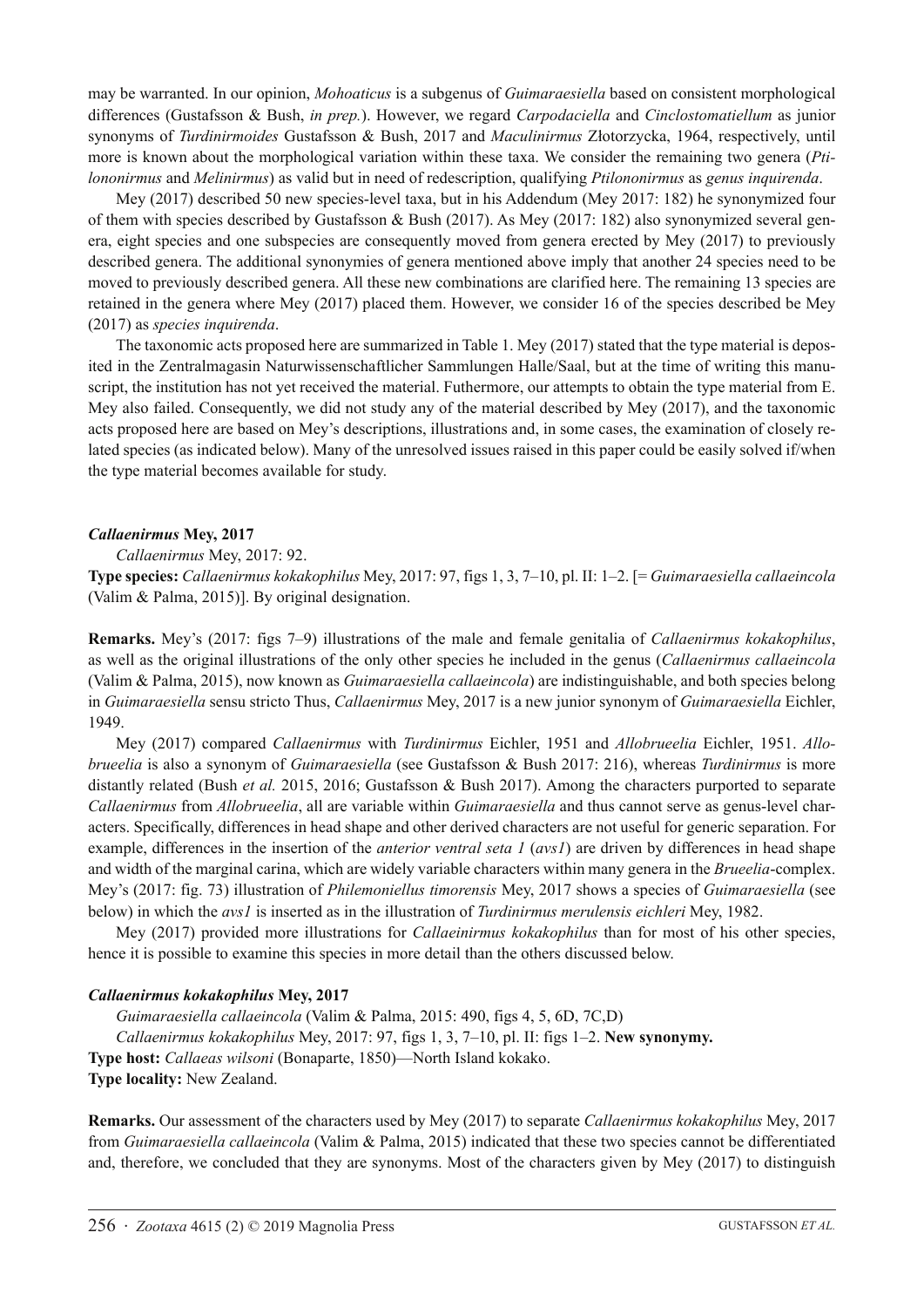may be warranted. In our opinion, *Mohoaticus* is a subgenus of *Guimaraesiella* based on consistent morphological differences (Gustafsson & Bush, *in prep.*). However, we regard *Carpodaciella* and *Cinclostomatiellum* as junior synonyms of *Turdinirmoides* Gustafsson & Bush, 2017 and *Maculinirmus* Złotorzycka, 1964, respectively, until more is known about the morphological variation within these taxa. We consider the remaining two genera (*Ptilononirmus* and *Melinirmus*) as valid but in need of redescription, qualifying *Ptilononirmus* as *genus inquirenda*.

Mey (2017) described 50 new species-level taxa, but in his Addendum (Mey 2017: 182) he synonymized four of them with species described by Gustafsson & Bush (2017). As Mey (2017: 182) also synonymized several genera, eight species and one subspecies are consequently moved from genera erected by Mey (2017) to previously described genera. The additional synonymies of genera mentioned above imply that another 24 species need to be moved to previously described genera. All these new combinations are clarified here. The remaining 13 species are retained in the genera where Mey (2017) placed them. However, we consider 16 of the species described be Mey (2017) as *species inquirenda*.

The taxonomic acts proposed here are summarized in Table 1. Mey (2017) stated that the type material is deposited in the Zentralmagasin Naturwissenschaftlicher Sammlungen Halle/Saal, but at the time of writing this manuscript, the institution has not yet received the material. Futhermore, our attempts to obtain the type material from E. Mey also failed. Consequently, we did not study any of the material described by Mey (2017), and the taxonomic acts proposed here are based on Mey's descriptions, illustrations and, in some cases, the examination of closely related species (as indicated below). Many of the unresolved issues raised in this paper could be easily solved if/when the type material becomes available for study.

### *Callaenirmus* Mey, 2017

*Callaenirmus* Mey, 2017: 92.

**Type species:** *Callaenirmus kokakophilus* Mey, 2017: 97, figs 1, 3, 7–10, pl. II: 1–2. [= *Guimaraesiella callaeincola* (Valim & Palma, 2015)]. By original designation.

**Remarks.** Mey's (2017: figs 7–9) illustrations of the male and female genitalia of *Callaenirmus kokakophilus*, as well as the original illustrations of the only other species he included in the genus (*Callaenirmus callaeincola* (Valim & Palma, 2015), now known as *Guimaraesiella callaeincola*) are indistinguishable, and both species belong in *Guimaraesiella* sensu stricto Thus, *Callaenirmus* Mey, 2017 is a new junior synonym of *Guimaraesiella* Eichler, 1949.

Mey (2017) compared *Callaenirmus* with *Turdinirmus* Eichler, 1951 and *Allobrueelia* Eichler, 1951. *Allobrueelia* is also a synonym of *Guimaraesiella* (see Gustafsson & Bush 2017: 216), whereas *Turdinirmus* is more distantly related (Bush *et al.* 2015, 2016; Gustafsson & Bush 2017). Among the characters purported to separate *Callaenirmus* from *Allobrueelia*, all are variable within *Guimaraesiella* and thus cannot serve as genus-level characters. Specifically, differences in head shape and other derived characters are not useful for generic separation. For example, differences in the insertion of the *anterior ventral seta 1* (*avs1*) are driven by differences in head shape and width of the marginal carina, which are widely variable characters within many genera in the *Brueelia*-complex. Mey's (2017: fig. 73) illustration of *Philemoniellus timorensis* Mey, 2017 shows a species of *Guimaraesiella* (see below) in which the *avs1* is inserted as in the illustration of *Turdinirmus merulensis eichleri* Mey, 1982.

Mey (2017) provided more illustrations for *Callaeinirmus kokakophilus* than for most of his other species, hence it is possible to examine this species in more detail than the others discussed below.

### *Callaenirmus kokakophilus* Mey, 2017

*Guimaraesiella callaeincola* (Valim & Palma, 2015: 490, figs 4, 5, 6D, 7C,D)

*Callaenirmus kokakophilus* Mey, 2017: 97, figs 1, 3, 7–10, pl. II: figs 1–2. **New synonymy.**

**Type host:** *Callaeas wilsoni* (Bonaparte, 1850)—North Island kokako.

**Type locality:** New Zealand.

**Remarks.** Our assessment of the characters used by Mey (2017) to separate *Callaenirmus kokakophilus* Mey, 2017 from *Guimaraesiella callaeincola* (Valim & Palma, 2015) indicated that these two species cannot be differentiated and, therefore, we concluded that they are synonyms. Most of the characters given by Mey (2017) to distinguish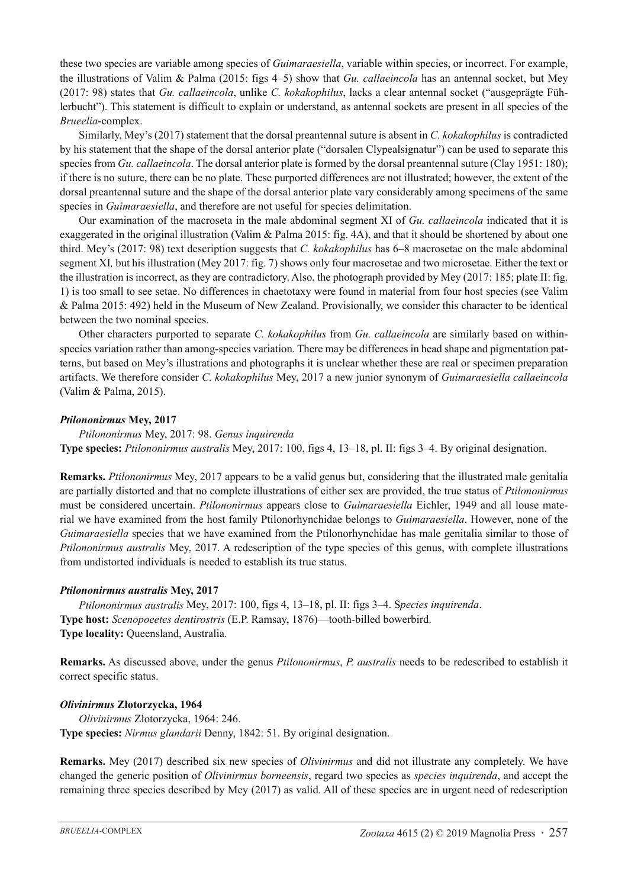these two species are variable among species of *Guimaraesiella*, variable within species, or incorrect. For example, the illustrations of Valim & Palma (2015: figs 4–5) show that *Gu. callaeincola* has an antennal socket, but Mey (2017: 98) states that *Gu. callaeincola*, unlike *C. kokakophilus*, lacks a clear antennal socket ("ausgeprägte Fühlerbucht"). This statement is difficult to explain or understand, as antennal sockets are present in all species of the *Brueelia*-complex.

Similarly, Mey's (2017) statement that the dorsal preantennal suture is absent in *C. kokakophilus* is contradicted by his statement that the shape of the dorsal anterior plate ("dorsalen Clypealsignatur") can be used to separate this species from *Gu. callaeincola*. The dorsal anterior plate is formed by the dorsal preantennal suture (Clay 1951: 180); if there is no suture, there can be no plate. These purported differences are not illustrated; however, the extent of the dorsal preantennal suture and the shape of the dorsal anterior plate vary considerably among specimens of the same species in *Guimaraesiella*, and therefore are not useful for species delimitation.

Our examination of the macroseta in the male abdominal segment XI of *Gu. callaeincola* indicated that it is exaggerated in the original illustration (Valim & Palma 2015: fig. 4A), and that it should be shortened by about one third. Mey's (2017: 98) text description suggests that *C. kokakophilus* has 6–8 macrosetae on the male abdominal segment XI*,* but his illustration (Mey 2017: fig. 7) shows only four macrosetae and two microsetae. Either the text or the illustration is incorrect, as they are contradictory. Also, the photograph provided by Mey (2017: 185; plate II: fig. 1) is too small to see setae. No differences in chaetotaxy were found in material from four host species (see Valim & Palma 2015: 492) held in the Museum of New Zealand. Provisionally, we consider this character to be identical between the two nominal species.

Other characters purported to separate *C. kokakophilus* from *Gu. callaeincola* are similarly based on within-species variation rather than among-species variation. There may be differences in head shape and pigmentation patterns, but based on Mey's illustrations and photographs it is unclear whether these are real or specimen preparation artifacts. We therefore consider *C. kokakophilus* Mey, 2017 a new junior synonym of *Guimaraesiella callaeincola* (Valim & Palma, 2015).

### *Ptilononirmus* Mey, 2017

*Ptilononirmus* Mey, 2017: 98. *Genus inquirenda*

**Type species:** *Ptilononirmus australis* Mey, 2017: 100, figs 4, 13–18, pl. II: figs 3–4. By original designation.

**Remarks.** *Ptilononirmus* Mey, 2017 appears to be a valid genus but, considering that the illustrated male genitalia are partially distorted and that no complete illustrations of either sex are provided, the true status of *Ptilononirmus* must be considered uncertain. *Ptilononirmus* appears close to *Guimaraesiella* Eichler, 1949 and all louse material we have examined from the host family Ptilonorhynchidae belongs to *Guimaraesiella*. However, none of the *Guimaraesiella* species that we have examined from the Ptilonorhynchidae has male genitalia similar to those of *Ptilononirmus australis* Mey, 2017. A redescription of the type species of this genus, with complete illustrations from undistorted individuals is needed to establish its true status.

### *Ptilononirmus australis* Mey, 2017

*Ptilononirmus australis* Mey, 2017: 100, figs 4, 13–18, pl. II: figs 3–4. S*pecies inquirenda*.

**Type host:** *Scenopoeetes dentirostris* (E.P. Ramsay, 1876)—tooth-billed bowerbird.

**Type locality:** Queensland, Australia.

**Remarks.** As discussed above, under the genus *Ptilononirmus*, *P. australis* needs to be redescribed to establish it correct specific status.

### *Olivinirmus* Złotorzycka, 1964

*Olivinirmus* Złotorzycka, 1964: 246.

**Type species:** *Nirmus glandarii* Denny, 1842: 51. By original designation.

**Remarks.** Mey (2017) described six new species of *Olivinirmus* and did not illustrate any completely. We have changed the generic position of *Olivinirmus borneensis*, regard two species as *species inquirenda*, and accept the remaining three species described by Mey (2017) as valid. All of these species are in urgent need of redescription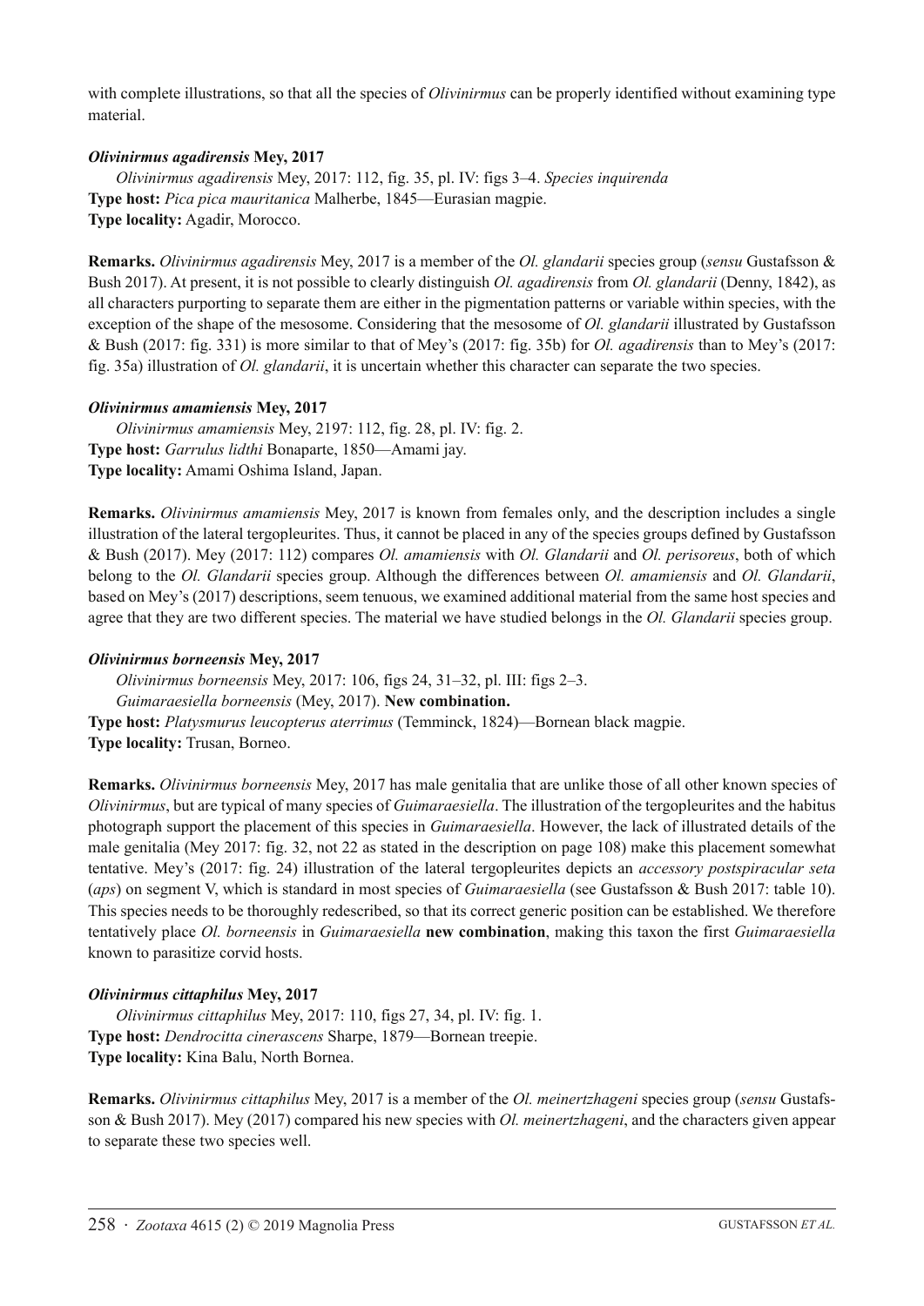with complete illustrations, so that all the species of *Olivinirmus* can be properly identified without examining type material.

***Olivinirmus agadirensis* Mey, 2017**

*Olivinirmus agadirensis* Mey, 2017: 112, fig. 35, pl. IV: figs 3–4. *Species inquirenda*
**Type host:** *Pica pica mauritanica* Malherbe, 1845—Eurasian magpie.
**Type locality:** Agadir, Morocco.

**Remarks.** *Olivinirmus agadirensis* Mey, 2017 is a member of the *Ol. glandarii* species group (*sensu* Gustafsson & Bush 2017). At present, it is not possible to clearly distinguish *Ol. agadirensis* from *Ol. glandarii* (Denny, 1842), as all characters purporting to separate them are either in the pigmentation patterns or variable within species, with the exception of the shape of the mesosome. Considering that the mesosome of *Ol. glandarii* illustrated by Gustafsson & Bush (2017: fig. 331) is more similar to that of Mey's (2017: fig. 35b) for *Ol. agadirensis* than to Mey's (2017: fig. 35a) illustration of *Ol. glandarii*, it is uncertain whether this character can separate the two species.

***Olivinirmus amamiensis* Mey, 2017**

*Olivinirmus amamiensis* Mey, 2197: 112, fig. 28, pl. IV: fig. 2.
**Type host:** *Garrulus lidthi* Bonaparte, 1850—Amami jay.
**Type locality:** Amami Oshima Island, Japan.

**Remarks.** *Olivinirmus amamiensis* Mey, 2017 is known from females only, and the description includes a single illustration of the lateral tergopleurites. Thus, it cannot be placed in any of the species groups defined by Gustafsson & Bush (2017). Mey (2017: 112) compares *Ol. amamiensis* with *Ol. Glandarii* and *Ol. perisoreus*, both of which belong to the *Ol. Glandarii* species group. Although the differences between *Ol. amamiensis* and *Ol. Glandarii*, based on Mey's (2017) descriptions, seem tenuous, we examined additional material from the same host species and agree that they are two different species. The material we have studied belongs in the *Ol. Glandarii* species group.

***Olivinirmus borneensis* Mey, 2017**

*Olivinirmus borneensis* Mey, 2017: 106, figs 24, 31–32, pl. III: figs 2–3.
*Guimaraesiella borneensis* (Mey, 2017). **New combination.**
**Type host:** *Platysmurus leucopterus aterrimus* (Temminck, 1824)—Bornean black magpie.
**Type locality:** Trusan, Borneo.

**Remarks.** *Olivinirmus borneensis* Mey, 2017 has male genitalia that are unlike those of all other known species of *Olivinirmus*, but are typical of many species of *Guimaraesiella*. The illustration of the tergopleurites and the habitus photograph support the placement of this species in *Guimaraesiella*. However, the lack of illustrated details of the male genitalia (Mey 2017: fig. 32, not 22 as stated in the description on page 108) make this placement somewhat tentative. Mey's (2017: fig. 24) illustration of the lateral tergopleurites depicts an *accessory postspiracular seta* (*aps*) on segment V, which is standard in most species of *Guimaraesiella* (see Gustafsson & Bush 2017: table 10). This species needs to be thoroughly redescribed, so that its correct generic position can be established. We therefore tentatively place *Ol. borneensis* in *Guimaraesiella* **new combination**, making this taxon the first *Guimaraesiella* known to parasitize corvid hosts.

***Olivinirmus cittaphilus* Mey, 2017**

*Olivinirmus cittaphilus* Mey, 2017: 110, figs 27, 34, pl. IV: fig. 1.
**Type host:** *Dendrocitta cinerascens* Sharpe, 1879—Bornean treepie.
**Type locality:** Kina Balu, North Bornea.

**Remarks.** *Olivinirmus cittaphilus* Mey, 2017 is a member of the *Ol. meinertzhageni* species group (*sensu* Gustafsson & Bush 2017). Mey (2017) compared his new species with *Ol. meinertzhageni*, and the characters given appear to separate these two species well.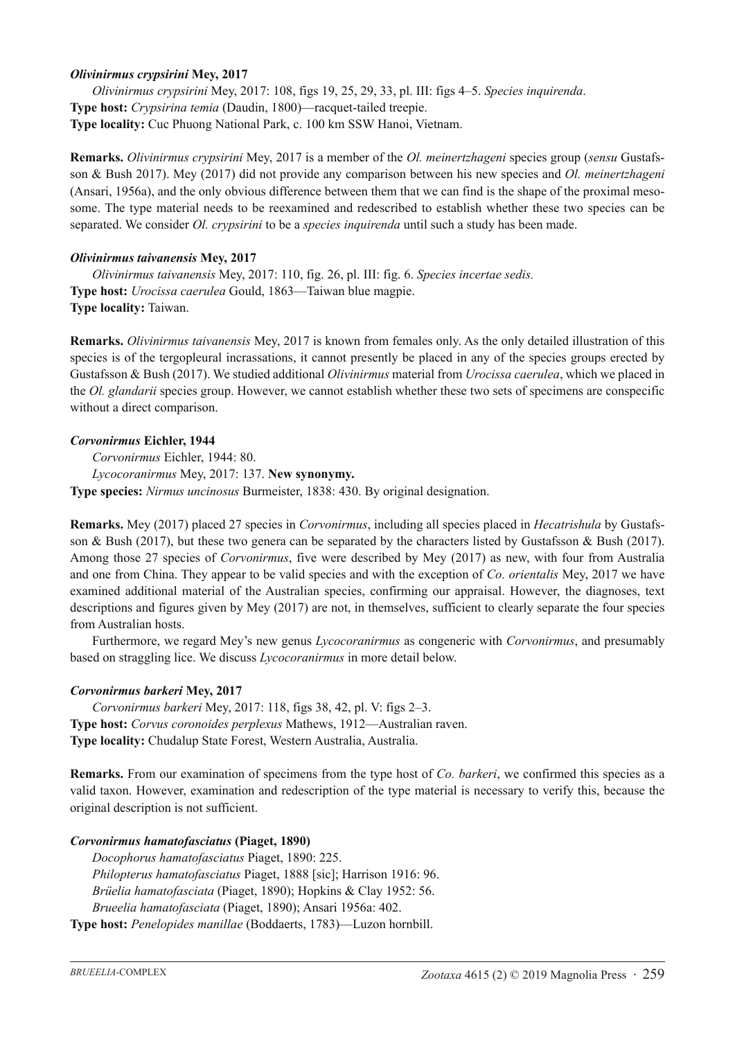### *Olivinirmus crypsirini* Mey, 2017

*Olivinirmus crypsirini* Mey, 2017: 108, figs 19, 25, 29, 33, pl. III: figs 4–5. *Species inquirenda*.
**Type host:** *Crypsirina temia* (Daudin, 1800)—racquet-tailed treepie.
**Type locality:** Cuc Phuong National Park, c. 100 km SSW Hanoi, Vietnam.

**Remarks.** *Olivinirmus crypsirini* Mey, 2017 is a member of the *Ol. meinertzhageni* species group (*sensu* Gustafsson & Bush 2017). Mey (2017) did not provide any comparison between his new species and *Ol. meinertzhageni* (Ansari, 1956a), and the only obvious difference between them that we can find is the shape of the proximal mesosome. The type material needs to be reexamined and redescribed to establish whether these two species can be separated. We consider *Ol. crypsirini* to be a *species inquirenda* until such a study has been made.

### *Olivinirmus taivanensis* Mey, 2017

*Olivinirmus taivanensis* Mey, 2017: 110, fig. 26, pl. III: fig. 6. *Species incertae sedis.*
**Type host:** *Urocissa caerulea* Gould, 1863—Taiwan blue magpie.
**Type locality:** Taiwan.

**Remarks.** *Olivinirmus taivanensis* Mey, 2017 is known from females only. As the only detailed illustration of this species is of the tergopleural incrassations, it cannot presently be placed in any of the species groups erected by Gustafsson & Bush (2017). We studied additional *Olivinirmus* material from *Urocissa caerulea*, which we placed in the *Ol. glandarii* species group. However, we cannot establish whether these two sets of specimens are conspecific without a direct comparison.

### *Corvonirmus* Eichler, 1944

*Corvonirmus* Eichler, 1944: 80.
*Lycocoranirmus* Mey, 2017: 137. **New synonymy.**
**Type species:** *Nirmus uncinosus* Burmeister, 1838: 430. By original designation.

**Remarks.** Mey (2017) placed 27 species in *Corvonirmus*, including all species placed in *Hecatrishula* by Gustafsson & Bush (2017), but these two genera can be separated by the characters listed by Gustafsson & Bush (2017). Among those 27 species of *Corvonirmus*, five were described by Mey (2017) as new, with four from Australia and one from China. They appear to be valid species and with the exception of *Co. orientalis* Mey, 2017 we have examined additional material of the Australian species, confirming our appraisal. However, the diagnoses, text descriptions and figures given by Mey (2017) are not, in themselves, sufficient to clearly separate the four species from Australian hosts.

Furthermore, we regard Mey's new genus *Lycocoranirmus* as congeneric with *Corvonirmus*, and presumably based on straggling lice. We discuss *Lycocoranirmus* in more detail below.

### *Corvonirmus barkeri* Mey, 2017

*Corvonirmus barkeri* Mey, 2017: 118, figs 38, 42, pl. V: figs 2–3.
**Type host:** *Corvus coronoides perplexus* Mathews, 1912—Australian raven.
**Type locality:** Chudalup State Forest, Western Australia, Australia.

**Remarks.** From our examination of specimens from the type host of *Co. barkeri*, we confirmed this species as a valid taxon. However, examination and redescription of the type material is necessary to verify this, because the original description is not sufficient.

### *Corvonirmus hamatofasciatus* (Piaget, 1890)

*Docophorus hamatofasciatus* Piaget, 1890: 225.
*Philopterus hamatofasciatus* Piaget, 1888 [sic]; Harrison 1916: 96.
*Brüelia hamatofasciata* (Piaget, 1890); Hopkins & Clay 1952: 56.
*Brueelia hamatofasciata* (Piaget, 1890); Ansari 1956a: 402.
**Type host:** *Penelopides manillae* (Boddaerts, 1783)—Luzon hornbill.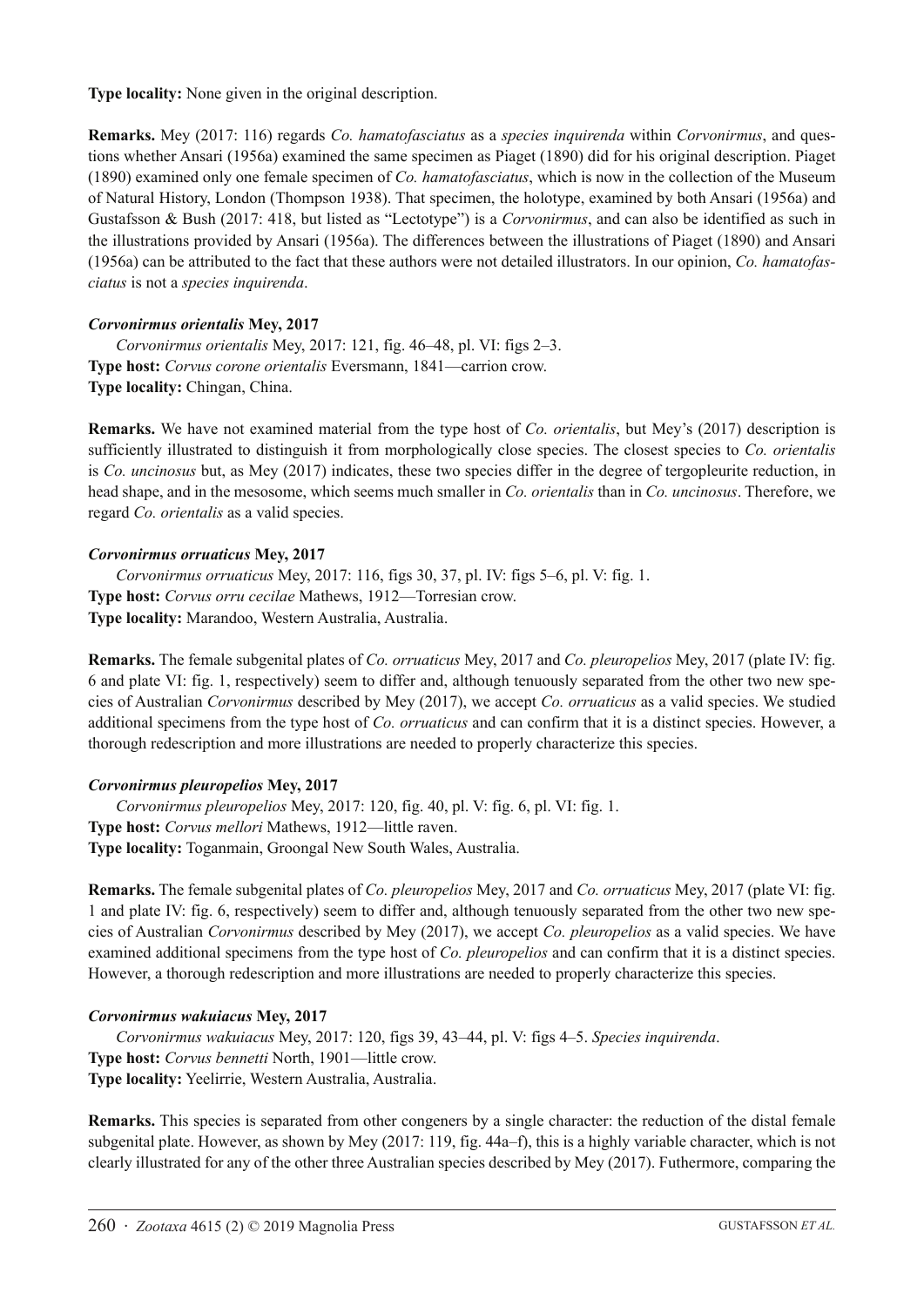**Type locality:** None given in the original description.

**Remarks.** Mey (2017: 116) regards *Co. hamatofasciatus* as a *species inquirenda* within *Corvonirmus*, and questions whether Ansari (1956a) examined the same specimen as Piaget (1890) did for his original description. Piaget (1890) examined only one female specimen of *Co. hamatofasciatus*, which is now in the collection of the Museum of Natural History, London (Thompson 1938). That specimen, the holotype, examined by both Ansari (1956a) and Gustafsson & Bush (2017: 418, but listed as "Lectotype") is a *Corvonirmus*, and can also be identified as such in the illustrations provided by Ansari (1956a). The differences between the illustrations of Piaget (1890) and Ansari (1956a) can be attributed to the fact that these authors were not detailed illustrators. In our opinion, *Co. hamatofasciatus* is not a *species inquirenda*.

### *Corvonirmus orientalis* Mey, 2017

*Corvonirmus orientalis* Mey, 2017: 121, fig. 46–48, pl. VI: figs 2–3.
**Type host:** *Corvus corone orientalis* Eversmann, 1841—carrion crow.
**Type locality:** Chingan, China.

**Remarks.** We have not examined material from the type host of *Co. orientalis*, but Mey's (2017) description is sufficiently illustrated to distinguish it from morphologically close species. The closest species to *Co. orientalis* is *Co. uncinosus* but, as Mey (2017) indicates, these two species differ in the degree of tergopleurite reduction, in head shape, and in the mesosome, which seems much smaller in *Co. orientalis* than in *Co. uncinosus*. Therefore, we regard *Co. orientalis* as a valid species.

### *Corvonirmus orruaticus* Mey, 2017

*Corvonirmus orruaticus* Mey, 2017: 116, figs 30, 37, pl. IV: figs 5–6, pl. V: fig. 1.
**Type host:** *Corvus orru cecilae* Mathews, 1912—Torresian crow.
**Type locality:** Marandoo, Western Australia, Australia.

**Remarks.** The female subgenital plates of *Co. orruaticus* Mey, 2017 and *Co. pleuropelios* Mey, 2017 (plate IV: fig. 6 and plate VI: fig. 1, respectively) seem to differ and, although tenuously separated from the other two new species of Australian *Corvonirmus* described by Mey (2017), we accept *Co. orruaticus* as a valid species. We studied additional specimens from the type host of *Co. orruaticus* and can confirm that it is a distinct species. However, a thorough redescription and more illustrations are needed to properly characterize this species.

### *Corvonirmus pleuropelios* Mey, 2017

*Corvonirmus pleuropelios* Mey, 2017: 120, fig. 40, pl. V: fig. 6, pl. VI: fig. 1.
**Type host:** *Corvus mellori* Mathews, 1912—little raven.
**Type locality:** Toganmain, Groongal New South Wales, Australia.

**Remarks.** The female subgenital plates of *Co. pleuropelios* Mey, 2017 and *Co. orruaticus* Mey, 2017 (plate VI: fig. 1 and plate IV: fig. 6, respectively) seem to differ and, although tenuously separated from the other two new species of Australian *Corvonirmus* described by Mey (2017), we accept *Co. pleuropelios* as a valid species. We have examined additional specimens from the type host of *Co. pleuropelios* and can confirm that it is a distinct species. However, a thorough redescription and more illustrations are needed to properly characterize this species.

### *Corvonirmus wakuiacus* Mey, 2017

*Corvonirmus wakuiacus* Mey, 2017: 120, figs 39, 43–44, pl. V: figs 4–5. *Species inquirenda*.
**Type host:** *Corvus bennetti* North, 1901—little crow.
**Type locality:** Yeelirrie, Western Australia, Australia.

**Remarks.** This species is separated from other congeners by a single character: the reduction of the distal female subgenital plate. However, as shown by Mey (2017: 119, fig. 44a–f), this is a highly variable character, which is not clearly illustrated for any of the other three Australian species described by Mey (2017). Futhermore, comparing the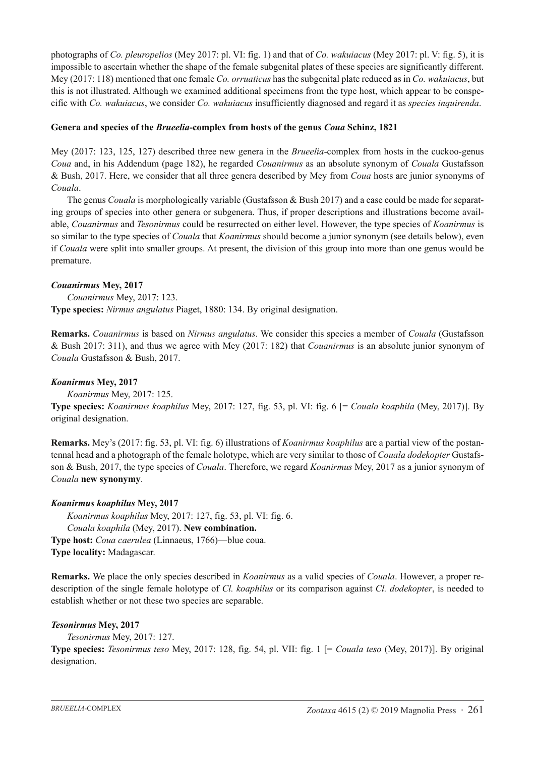photographs of *Co. pleuropelios* (Mey 2017: pl. VI: fig. 1) and that of *Co. wakuiacus* (Mey 2017: pl. V: fig. 5), it is impossible to ascertain whether the shape of the female subgenital plates of these species are significantly different. Mey (2017: 118) mentioned that one female *Co. orruaticus* has the subgenital plate reduced as in *Co. wakuiacus*, but this is not illustrated. Although we examined additional specimens from the type host, which appear to be conspecific with *Co. wakuiacus*, we consider *Co. wakuiacus* insufficiently diagnosed and regard it as *species inquirenda*.

**Genera and species of the *Brueelia*-complex from hosts of the genus *Coua* Schinz, 1821**

Mey (2017: 123, 125, 127) described three new genera in the *Brueelia*-complex from hosts in the cuckoo-genus *Coua* and, in his Addendum (page 182), he regarded *Couanirmus* as an absolute synonym of *Couala* Gustafsson & Bush, 2017. Here, we consider that all three genera described by Mey from *Coua* hosts are junior synonyms of *Couala*.

The genus *Couala* is morphologically variable (Gustafsson & Bush 2017) and a case could be made for separating groups of species into other genera or subgenera. Thus, if proper descriptions and illustrations become available, *Couanirmus* and *Tesonirmus* could be resurrected on either level. However, the type species of *Koanirmus* is so similar to the type species of *Couala* that *Koanirmus* should become a junior synonym (see details below), even if *Couala* were split into smaller groups. At present, the division of this group into more than one genus would be premature.

***Couanirmus* Mey, 2017**

*Couanirmus* Mey, 2017: 123.

**Type species:** *Nirmus angulatus* Piaget, 1880: 134. By original designation.

**Remarks.** *Couanirmus* is based on *Nirmus angulatus*. We consider this species a member of *Couala* (Gustafsson & Bush 2017: 311), and thus we agree with Mey (2017: 182) that *Couanirmus* is an absolute junior synonym of *Couala* Gustafsson & Bush, 2017.

***Koanirmus* Mey, 2017**

*Koanirmus* Mey, 2017: 125.

**Type species:** *Koanirmus koaphilus* Mey, 2017: 127, fig. 53, pl. VI: fig. 6 [= *Couala koaphila* (Mey, 2017)]. By original designation.

**Remarks.** Mey's (2017: fig. 53, pl. VI: fig. 6) illustrations of *Koanirmus koaphilus* are a partial view of the postantennal head and a photograph of the female holotype, which are very similar to those of *Couala dodekopter* Gustafsson & Bush, 2017, the type species of *Couala*. Therefore, we regard *Koanirmus* Mey, 2017 as a junior synonym of *Couala* **new synonymy**.

***Koanirmus koaphilus* Mey, 2017**

*Koanirmus koaphilus* Mey, 2017: 127, fig. 53, pl. VI: fig. 6.

*Couala koaphila* (Mey, 2017). **New combination.**

**Type host:** *Coua caerulea* (Linnaeus, 1766)—blue coua.

**Type locality:** Madagascar.

**Remarks.** We place the only species described in *Koanirmus* as a valid species of *Couala*. However, a proper redescription of the single female holotype of *Cl. koaphilus* or its comparison against *Cl. dodekopter*, is needed to establish whether or not these two species are separable.

***Tesonirmus* Mey, 2017**

*Tesonirmus* Mey, 2017: 127.

**Type species:** *Tesonirmus teso* Mey, 2017: 128, fig. 54, pl. VII: fig. 1 [= *Couala teso* (Mey, 2017)]. By original designation.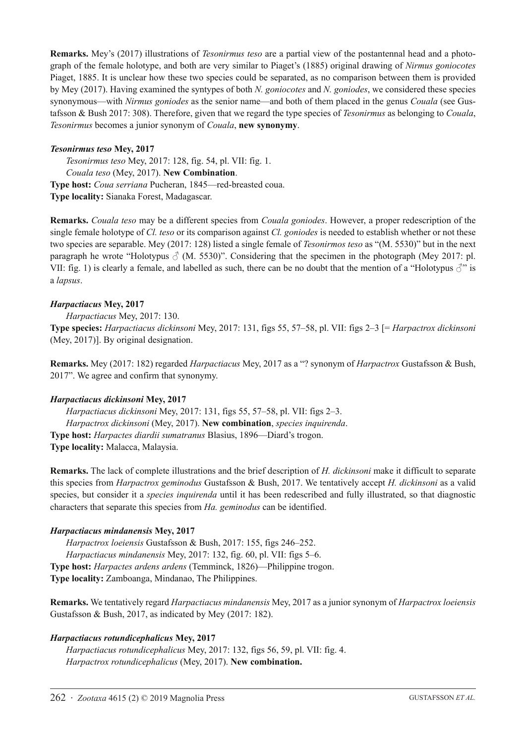**Remarks.** Mey's (2017) illustrations of *Tesonirmus teso* are a partial view of the postantennal head and a photograph of the female holotype, and both are very similar to Piaget's (1885) original drawing of *Nirmus goniocotes* Piaget, 1885. It is unclear how these two species could be separated, as no comparison between them is provided by Mey (2017). Having examined the syntypes of both *N. goniocotes* and *N. goniodes*, we considered these species synonymous—with *Nirmus goniodes* as the senior name—and both of them placed in the genus *Couala* (see Gustafsson & Bush 2017: 308). Therefore, given that we regard the type species of *Tesonirmus* as belonging to *Couala*, *Tesonirmus* becomes a junior synonym of *Couala*, **new synonymy**.

### *Tesonirmus teso* Mey, 2017

*Tesonirmus teso* Mey, 2017: 128, fig. 54, pl. VII: fig. 1.
*Couala teso* (Mey, 2017). **New Combination**.
**Type host:** *Coua serriana* Pucheran, 1845—red-breasted coua.
**Type locality:** Sianaka Forest, Madagascar.

**Remarks.** *Couala teso* may be a different species from *Couala goniodes*. However, a proper redescription of the single female holotype of *Cl. teso* or its comparison against *Cl. goniodes* is needed to establish whether or not these two species are separable. Mey (2017: 128) listed a single female of *Tesonirmos teso* as "(M. 5530)" but in the next paragraph he wrote "Holotypus ♂ (M. 5530)". Considering that the specimen in the photograph (Mey 2017: pl. VII: fig. 1) is clearly a female, and labelled as such, there can be no doubt that the mention of a "Holotypus ♂" is a *lapsus*.

### *Harpactiacus* Mey, 2017

*Harpactiacus* Mey, 2017: 130.
**Type species:** *Harpactiacus dickinsoni* Mey, 2017: 131, figs 55, 57–58, pl. VII: figs 2–3 [= *Harpactrox dickinsoni* (Mey, 2017)]. By original designation.

**Remarks.** Mey (2017: 182) regarded *Harpactiacus* Mey, 2017 as a "? synonym of *Harpactrox* Gustafsson & Bush, 2017". We agree and confirm that synonymy.

### *Harpactiacus dickinsoni* Mey, 2017

*Harpactiacus dickinsoni* Mey, 2017: 131, figs 55, 57–58, pl. VII: figs 2–3.
*Harpactrox dickinsoni* (Mey, 2017). **New combination**, *species inquirenda*.
**Type host:** *Harpactes diardii sumatranus* Blasius, 1896—Diard's trogon.
**Type locality:** Malacca, Malaysia.

**Remarks.** The lack of complete illustrations and the brief description of *H. dickinsoni* make it difficult to separate this species from *Harpactrox geminodus* Gustafsson & Bush, 2017. We tentatively accept *H. dickinsoni* as a valid species, but consider it a *species inquirenda* until it has been redescribed and fully illustrated, so that diagnostic characters that separate this species from *Ha. geminodus* can be identified.

### *Harpactiacus mindanensis* Mey, 2017

*Harpactrox loeiensis* Gustafsson & Bush, 2017: 155, figs 246–252.
*Harpactiacus mindanensis* Mey, 2017: 132, fig. 60, pl. VII: figs 5–6.
**Type host:** *Harpactes ardens ardens* (Temminck, 1826)—Philippine trogon.
**Type locality:** Zamboanga, Mindanao, The Philippines.

**Remarks.** We tentatively regard *Harpactiacus mindanensis* Mey, 2017 as a junior synonym of *Harpactrox loeiensis* Gustafsson & Bush, 2017, as indicated by Mey (2017: 182).

### *Harpactiacus rotundicephalicus* Mey, 2017

*Harpactiacus rotundicephalicus* Mey, 2017: 132, figs 56, 59, pl. VII: fig. 4.
*Harpactrox rotundicephalicus* (Mey, 2017). **New combination.**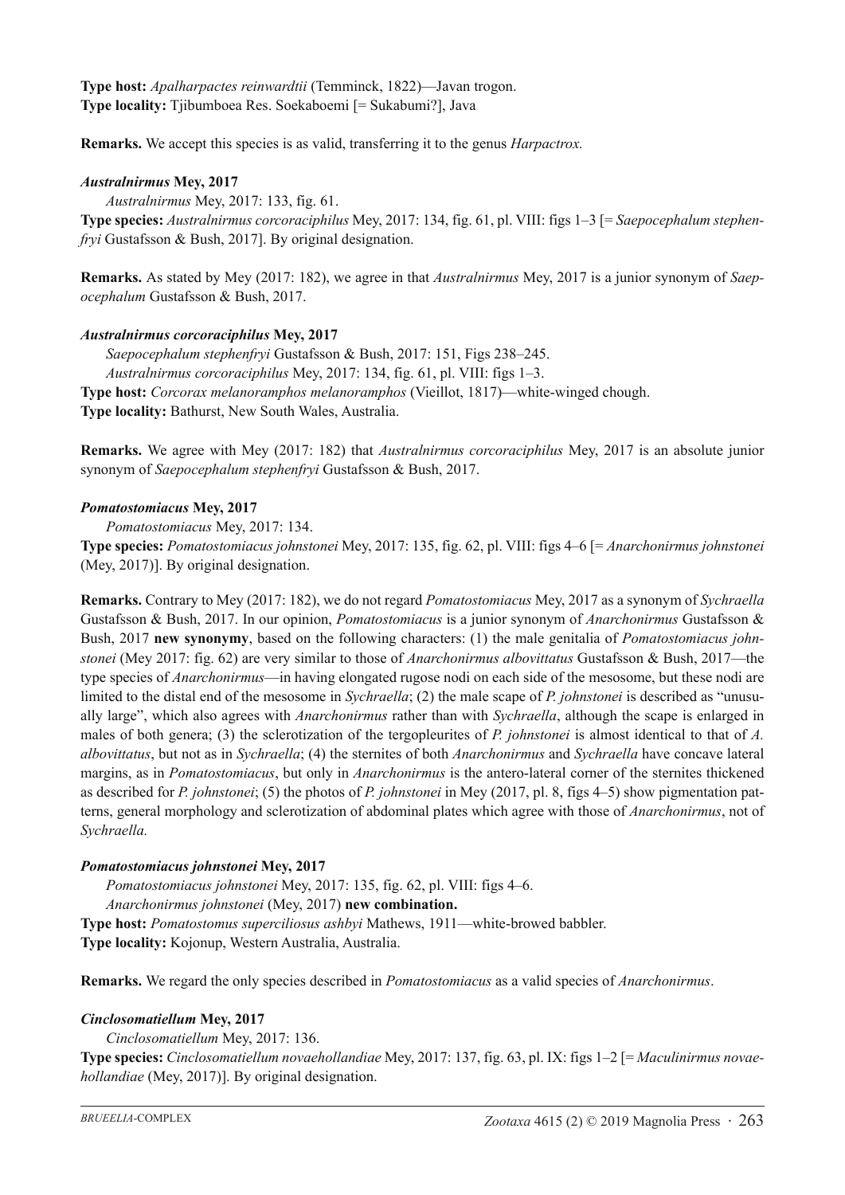**Type host:** *Apalharpactes reinwardtii* (Temminck, 1822)—Javan trogon.
**Type locality:** Tjibumboea Res. Soekaboemi [= Sukabumi?], Java

**Remarks.** We accept this species is as valid, transferring it to the genus *Harpactrox.*

***Australnirmus* Mey, 2017**

*Australnirmus* Mey, 2017: 133, fig. 61.

**Type species:** *Australnirmus corcoraciphilus* Mey, 2017: 134, fig. 61, pl. VIII: figs 1–3 [= *Saepocephalum stephenfryi* Gustafsson & Bush, 2017]. By original designation.

**Remarks.** As stated by Mey (2017: 182), we agree in that *Australnirmus* Mey, 2017 is a junior synonym of *Saepocephalum* Gustafsson & Bush, 2017.

***Australnirmus corcoraciphilus* Mey, 2017**

*Saepocephalum stephenfryi* Gustafsson & Bush, 2017: 151, Figs 238–245.

*Australnirmus corcoraciphilus* Mey, 2017: 134, fig. 61, pl. VIII: figs 1–3.

**Type host:** *Corcorax melanoramphos melanoramphos* (Vieillot, 1817)—white-winged chough.
**Type locality:** Bathurst, New South Wales, Australia.

**Remarks.** We agree with Mey (2017: 182) that *Australnirmus corcoraciphilus* Mey, 2017 is an absolute junior synonym of *Saepocephalum stephenfryi* Gustafsson & Bush, 2017.

***Pomatostomiacus* Mey, 2017**

*Pomatostomiacus* Mey, 2017: 134.

**Type species:** *Pomatostomiacus johnstonei* Mey, 2017: 135, fig. 62, pl. VIII: figs 4–6 [= *Anarchonirmus johnstonei* (Mey, 2017)]. By original designation.

**Remarks.** Contrary to Mey (2017: 182), we do not regard *Pomatostomiacus* Mey, 2017 as a synonym of *Sychraella* Gustafsson & Bush, 2017. In our opinion, *Pomatostomiacus* is a junior synonym of *Anarchonirmus* Gustafsson & Bush, 2017 **new synonymy**, based on the following characters: (1) the male genitalia of *Pomatostomiacus johnstonei* (Mey 2017: fig. 62) are very similar to those of *Anarchonirmus albovittatus* Gustafsson & Bush, 2017—the type species of *Anarchonirmus*—in having elongated rugose nodi on each side of the mesosome, but these nodi are limited to the distal end of the mesosome in *Sychraella*; (2) the male scape of *P. johnstonei* is described as "unusually large", which also agrees with *Anarchonirmus* rather than with *Sychraella*, although the scape is enlarged in males of both genera; (3) the sclerotization of the tergopleurites of *P. johnstonei* is almost identical to that of *A. albovittatus*, but not as in *Sychraella*; (4) the sternites of both *Anarchonirmus* and *Sychraella* have concave lateral margins, as in *Pomatostomiacus*, but only in *Anarchonirmus* is the antero-lateral corner of the sternites thickened as described for *P. johnstonei*; (5) the photos of *P. johnstonei* in Mey (2017, pl. 8, figs 4–5) show pigmentation patterns, general morphology and sclerotization of abdominal plates which agree with those of *Anarchonirmus*, not of *Sychraella.*

***Pomatostomiacus johnstonei* Mey, 2017**

*Pomatostomiacus johnstonei* Mey, 2017: 135, fig. 62, pl. VIII: figs 4–6.

*Anarchonirmus johnstonei* (Mey, 2017) **new combination.**

**Type host:** *Pomatostomus superciliosus ashbyi* Mathews, 1911—white-browed babbler.
**Type locality:** Kojonup, Western Australia, Australia.

**Remarks.** We regard the only species described in *Pomatostomiacus* as a valid species of *Anarchonirmus*.

***Cinclosomatiellum* Mey, 2017**

*Cinclosomatiellum* Mey, 2017: 136.

**Type species:** *Cinclosomatiellum novaehollandiae* Mey, 2017: 137, fig. 63, pl. IX: figs 1–2 [= *Maculinirmus novaehollandiae* (Mey, 2017)]. By original designation.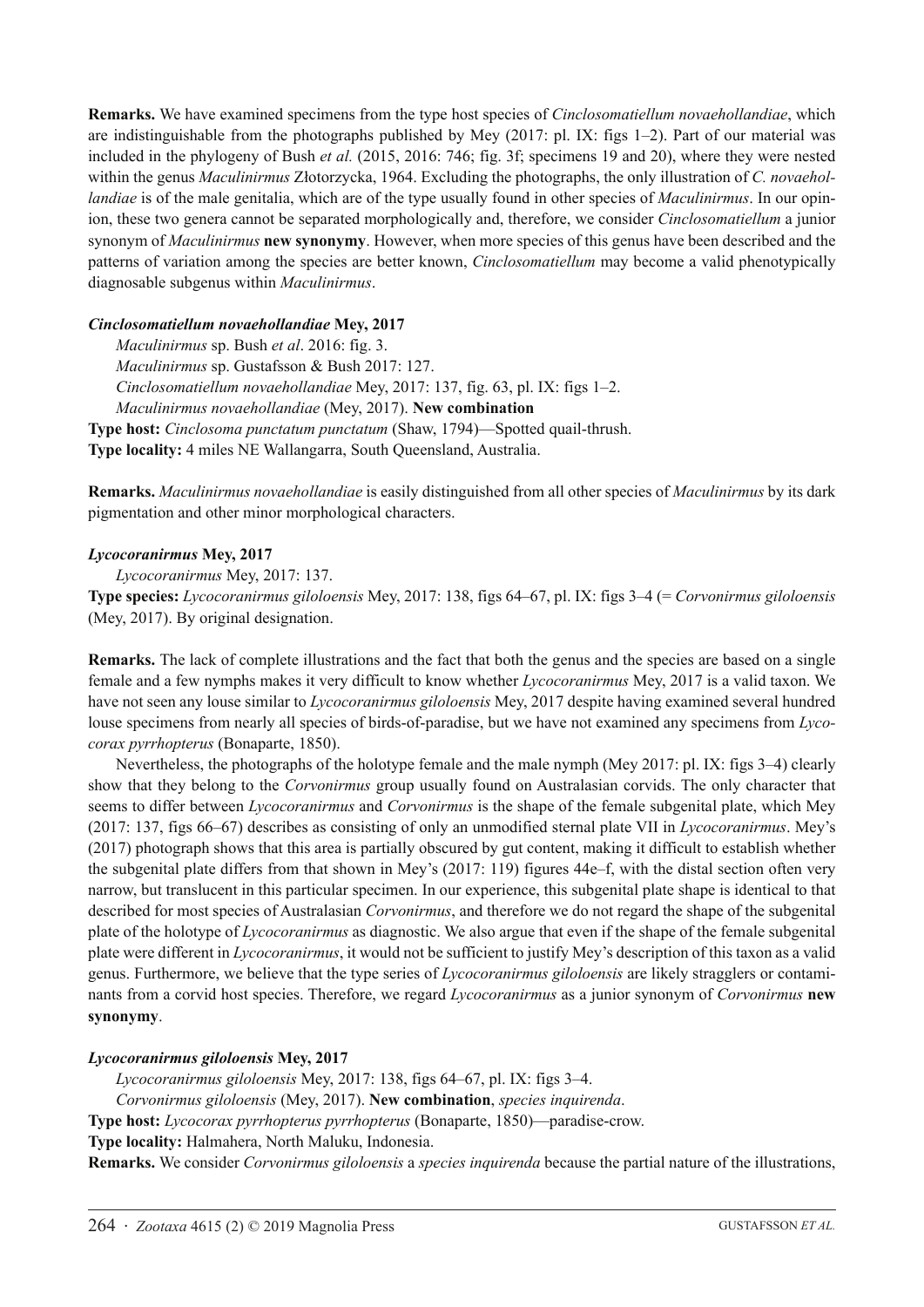**Remarks.** We have examined specimens from the type host species of *Cinclosomatiellum novaehollandiae*, which are indistinguishable from the photographs published by Mey (2017: pl. IX: figs 1–2). Part of our material was included in the phylogeny of Bush *et al.* (2015, 2016: 746; fig. 3f; specimens 19 and 20), where they were nested within the genus *Maculinirmus* Złotorzycka, 1964. Excluding the photographs, the only illustration of *C. novaehollandiae* is of the male genitalia, which are of the type usually found in other species of *Maculinirmus*. In our opinion, these two genera cannot be separated morphologically and, therefore, we consider *Cinclosomatiellum* a junior synonym of *Maculinirmus* **new synonymy**. However, when more species of this genus have been described and the patterns of variation among the species are better known, *Cinclosomatiellum* may become a valid phenotypically diagnosable subgenus within *Maculinirmus*.

***Cinclosomatiellum novaehollandiae* Mey, 2017**

*Maculinirmus* sp. Bush *et al*. 2016: fig. 3.

*Maculinirmus* sp. Gustafsson & Bush 2017: 127.

*Cinclosomatiellum novaehollandiae* Mey, 2017: 137, fig. 63, pl. IX: figs 1–2.

*Maculinirmus novaehollandiae* (Mey, 2017). **New combination**

**Type host:** *Cinclosoma punctatum punctatum* (Shaw, 1794)—Spotted quail-thrush.

**Type locality:** 4 miles NE Wallangarra, South Queensland, Australia.

**Remarks.** *Maculinirmus novaehollandiae* is easily distinguished from all other species of *Maculinirmus* by its dark pigmentation and other minor morphological characters.

***Lycocoranirmus* Mey, 2017**

*Lycocoranirmus* Mey, 2017: 137.

**Type species:** *Lycocoranirmus giloloensis* Mey, 2017: 138, figs 64–67, pl. IX: figs 3–4 (= *Corvonirmus giloloensis* (Mey, 2017). By original designation.

**Remarks.** The lack of complete illustrations and the fact that both the genus and the species are based on a single female and a few nymphs makes it very difficult to know whether *Lycocoranirmus* Mey, 2017 is a valid taxon. We have not seen any louse similar to *Lycocoranirmus giloloensis* Mey, 2017 despite having examined several hundred louse specimens from nearly all species of birds-of-paradise, but we have not examined any specimens from *Lycocorax pyrrhopterus* (Bonaparte, 1850).

Nevertheless, the photographs of the holotype female and the male nymph (Mey 2017: pl. IX: figs 3–4) clearly show that they belong to the *Corvonirmus* group usually found on Australasian corvids. The only character that seems to differ between *Lycocoranirmus* and *Corvonirmus* is the shape of the female subgenital plate, which Mey (2017: 137, figs 66–67) describes as consisting of only an unmodified sternal plate VII in *Lycocoranirmus*. Mey's (2017) photograph shows that this area is partially obscured by gut content, making it difficult to establish whether the subgenital plate differs from that shown in Mey's (2017: 119) figures 44e–f, with the distal section often very narrow, but translucent in this particular specimen. In our experience, this subgenital plate shape is identical to that described for most species of Australasian *Corvonirmus*, and therefore we do not regard the shape of the subgenital plate of the holotype of *Lycocoranirmus* as diagnostic. We also argue that even if the shape of the female subgenital plate were different in *Lycocoranirmus*, it would not be sufficient to justify Mey's description of this taxon as a valid genus. Furthermore, we believe that the type series of *Lycocoranirmus giloloensis* are likely stragglers or contaminants from a corvid host species. Therefore, we regard *Lycocoranirmus* as a junior synonym of *Corvonirmus* **new synonymy**.

***Lycocoranirmus giloloensis* Mey, 2017**

*Lycocoranirmus giloloensis* Mey, 2017: 138, figs 64–67, pl. IX: figs 3–4.

*Corvonirmus giloloensis* (Mey, 2017). **New combination**, *species inquirenda*.

**Type host:** *Lycocorax pyrrhopterus pyrrhopterus* (Bonaparte, 1850)—paradise-crow.

**Type locality:** Halmahera, North Maluku, Indonesia.

**Remarks.** We consider *Corvonirmus giloloensis* a *species inquirenda* because the partial nature of the illustrations,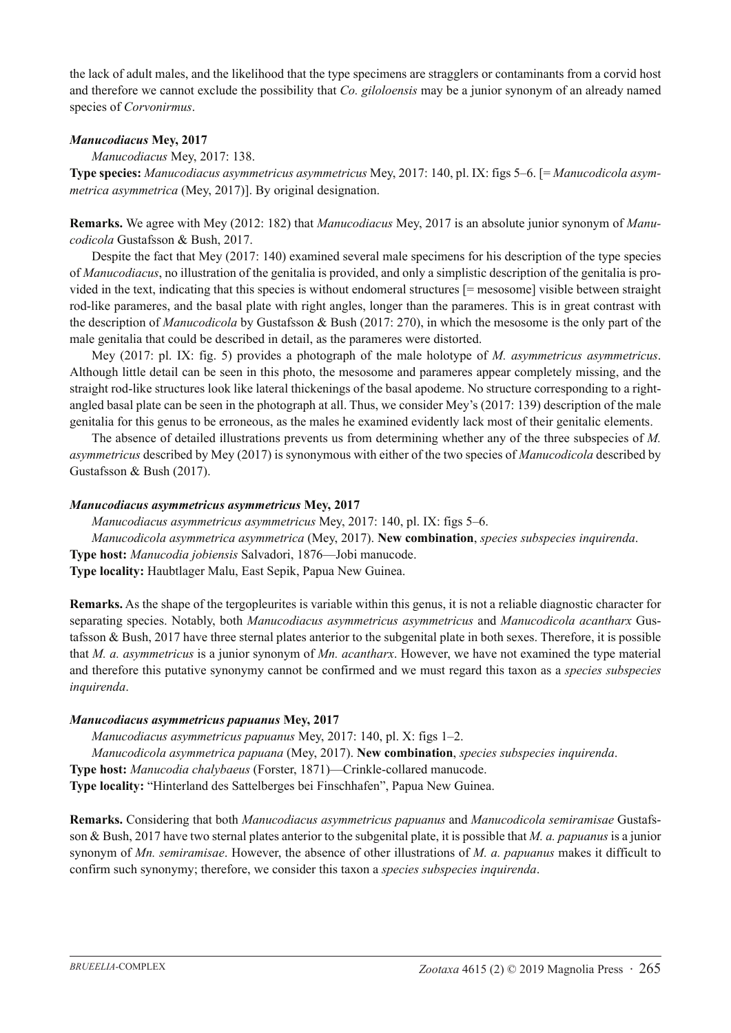the lack of adult males, and the likelihood that the type specimens are stragglers or contaminants from a corvid host and therefore we cannot exclude the possibility that *Co. giloloensis* may be a junior synonym of an already named species of *Corvonirmus*.

### *Manucodiacus* Mey, 2017

*Manucodiacus* Mey, 2017: 138.

**Type species:** *Manucodiacus asymmetricus asymmetricus* Mey, 2017: 140, pl. IX: figs 5–6. [= *Manucodicola asymmetrica asymmetrica* (Mey, 2017)]. By original designation.

**Remarks.** We agree with Mey (2012: 182) that *Manucodiacus* Mey, 2017 is an absolute junior synonym of *Manucodicola* Gustafsson & Bush, 2017.

Despite the fact that Mey (2017: 140) examined several male specimens for his description of the type species of *Manucodiacus*, no illustration of the genitalia is provided, and only a simplistic description of the genitalia is provided in the text, indicating that this species is without endomeral structures [= mesosome] visible between straight rod-like parameres, and the basal plate with right angles, longer than the parameres. This is in great contrast with the description of *Manucodicola* by Gustafsson & Bush (2017: 270), in which the mesosome is the only part of the male genitalia that could be described in detail, as the parameres were distorted.

Mey (2017: pl. IX: fig. 5) provides a photograph of the male holotype of *M. asymmetricus asymmetricus*. Although little detail can be seen in this photo, the mesosome and parameres appear completely missing, and the straight rod-like structures look like lateral thickenings of the basal apodeme. No structure corresponding to a right-angled basal plate can be seen in the photograph at all. Thus, we consider Mey's (2017: 139) description of the male genitalia for this genus to be erroneous, as the males he examined evidently lack most of their genitalic elements.

The absence of detailed illustrations prevents us from determining whether any of the three subspecies of *M. asymmetricus* described by Mey (2017) is synonymous with either of the two species of *Manucodicola* described by Gustafsson & Bush (2017).

### *Manucodiacus asymmetricus asymmetricus* Mey, 2017

*Manucodiacus asymmetricus asymmetricus* Mey, 2017: 140, pl. IX: figs 5–6.

*Manucodicola asymmetrica asymmetrica* (Mey, 2017). **New combination**, *species subspecies inquirenda*.

**Type host:** *Manucodia jobiensis* Salvadori, 1876—Jobi manucode.

**Type locality:** Haubtlager Malu, East Sepik, Papua New Guinea.

**Remarks.** As the shape of the tergopleurites is variable within this genus, it is not a reliable diagnostic character for separating species. Notably, both *Manucodiacus asymmetricus asymmetricus* and *Manucodicola acantharx* Gustafsson & Bush, 2017 have three sternal plates anterior to the subgenital plate in both sexes. Therefore, it is possible that *M. a. asymmetricus* is a junior synonym of *Mn. acantharx*. However, we have not examined the type material and therefore this putative synonymy cannot be confirmed and we must regard this taxon as a *species subspecies inquirenda*.

### *Manucodiacus asymmetricus papuanus* Mey, 2017

*Manucodiacus asymmetricus papuanus* Mey, 2017: 140, pl. X: figs 1–2.

*Manucodicola asymmetrica papuana* (Mey, 2017). **New combination**, *species subspecies inquirenda*.

**Type host:** *Manucodia chalybaeus* (Forster, 1871)—Crinkle-collared manucode.

**Type locality:** "Hinterland des Sattelberges bei Finschhafen", Papua New Guinea.

**Remarks.** Considering that both *Manucodiacus asymmetricus papuanus* and *Manucodicola semiramisae* Gustafsson & Bush, 2017 have two sternal plates anterior to the subgenital plate, it is possible that *M. a. papuanus* is a junior synonym of *Mn. semiramisae*. However, the absence of other illustrations of *M. a. papuanus* makes it difficult to confirm such synonymy; therefore, we consider this taxon a *species subspecies inquirenda*.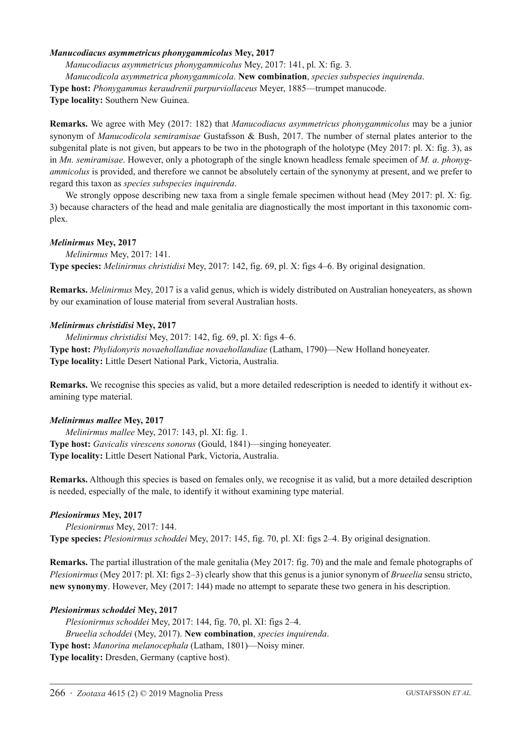***Manucodiacus asymmetricus phonygammicolus* Mey, 2017**

*Manucodiacus asymmetricus phonygammicolus* Mey, 2017: 141, pl. X: fig. 3.

*Manucodicola asymmetrica phonygammicola*. **New combination**, *species subspecies inquirenda*.

**Type host:** *Phonygammus keraudrenii purpurviollaceus* Meyer, 1885—trumpet manucode.

**Type locality:** Southern New Guinea.

**Remarks.** We agree with Mey (2017: 182) that *Manucodiacus asymmetricus phonygammicolus* may be a junior synonym of *Manucodicola semiramisae* Gustafsson & Bush, 2017. The number of sternal plates anterior to the subgenital plate is not given, but appears to be two in the photograph of the holotype (Mey 2017: pl. X: fig. 3), as in *Mn. semiramisae*. However, only a photograph of the single known headless female specimen of *M. a. phonygammicolus* is provided, and therefore we cannot be absolutely certain of the synonymy at present, and we prefer to regard this taxon as *species subspecies inquirenda*.

We strongly oppose describing new taxa from a single female specimen without head (Mey 2017: pl. X: fig. 3) because characters of the head and male genitalia are diagnostically the most important in this taxonomic complex.

***Melinirmus* Mey, 2017**

*Melinirmus* Mey, 2017: 141.

**Type species:** *Melinirmus christidisi* Mey, 2017: 142, fig. 69, pl. X: figs 4–6. By original designation.

**Remarks.** *Melinirmus* Mey, 2017 is a valid genus, which is widely distributed on Australian honeyeaters, as shown by our examination of louse material from several Australian hosts.

***Melinirmus christidisi* Mey, 2017**

*Melinirmus christidisi* Mey, 2017: 142, fig. 69, pl. X: figs 4–6.

**Type host:** *Phylidonyris novaehollandiae novaehollandiae* (Latham, 1790)—New Holland honeyeater.

**Type locality:** Little Desert National Park, Victoria, Australia.

**Remarks.** We recognise this species as valid, but a more detailed redescription is needed to identify it without examining type material.

***Melinirmus mallee* Mey, 2017**

*Melinirmus mallee* Mey, 2017: 143, pl. XI: fig. 1.

**Type host:** *Gavicalis virescens sonorus* (Gould, 1841)—singing honeyeater.

**Type locality:** Little Desert National Park, Victoria, Australia.

**Remarks.** Although this species is based on females only, we recognise it as valid, but a more detailed description is needed, especially of the male, to identify it without examining type material.

***Plesionirmus* Mey, 2017**

*Plesionirmus* Mey, 2017: 144.

**Type species:** *Plesionirmus schoddei* Mey, 2017: 145, fig. 70, pl. XI: figs 2–4. By original designation.

**Remarks.** The partial illustration of the male genitalia (Mey 2017: fig. 70) and the male and female photographs of *Plesionirmus* (Mey 2017: pl. XI: figs 2–3) clearly show that this genus is a junior synonym of *Brueelia* sensu stricto, **new synonymy**. However, Mey (2017: 144) made no attempt to separate these two genera in his description.

***Plesionirmus schoddei* Mey, 2017**

*Plesionirmus schoddei* Mey, 2017: 144, fig. 70, pl. XI: figs 2–4.

*Brueelia schoddei* (Mey, 2017). **New combination**, *species inquirenda*.

**Type host:** *Manorina melanocephala* (Latham, 1801)—Noisy miner.

**Type locality:** Dresden, Germany (captive host).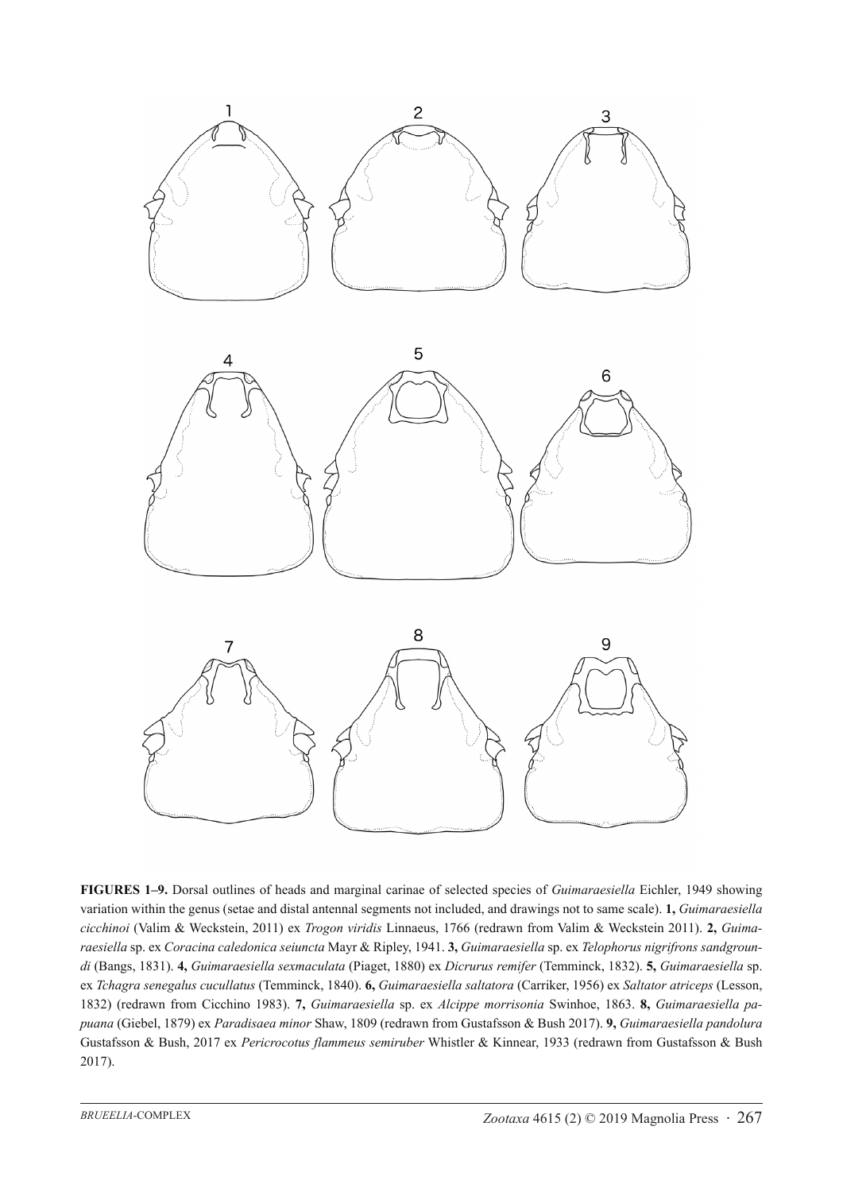**FIGURES 1–9.** Dorsal outlines of heads and marginal carinae of selected species of *Guimaraesiella* Eichler, 1949 showing variation within the genus (setae and distal antennal segments not included, and drawings not to same scale). **1,** *Guimaraesiella cicchinoi* (Valim & Weckstein, 2011) ex *Trogon viridis* Linnaeus, 1766 (redrawn from Valim & Weckstein 2011). **2,** *Guimaraesiella* sp. ex *Coracina caledonica seiuncta* Mayr & Ripley, 1941. **3,** *Guimaraesiella* sp. ex *Telophorus nigrifrons sandgroundi* (Bangs, 1831). **4,** *Guimaraesiella sexmaculata* (Piaget, 1880) ex *Dicrurus remifer* (Temminck, 1832). **5,** *Guimaraesiella* sp. ex *Tchagra senegalus cucullatus* (Temminck, 1840). **6,** *Guimaraesiella saltatora* (Carriker, 1956) ex *Saltator atriceps* (Lesson, 1832) (redrawn from Cicchino 1983). **7,** *Guimaraesiella* sp. ex *Alcippe morrisonia* Swinhoe, 1863. **8,** *Guimaraesiella papuana* (Giebel, 1879) ex *Paradisaea minor* Shaw, 1809 (redrawn from Gustafsson & Bush 2017). **9,** *Guimaraesiella pandolura* Gustafsson & Bush, 2017 ex *Pericrocotus flammeus semiruber* Whistler & Kinnear, 1933 (redrawn from Gustafsson & Bush 2017).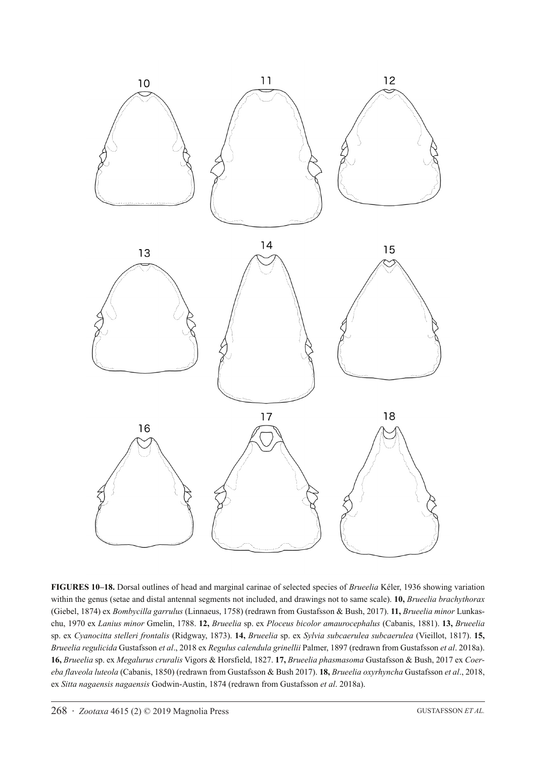**FIGURES 10–18.** Dorsal outlines of head and marginal carinae of selected species of *Brueelia* Kéler, 1936 showing variation within the genus (setae and distal antennal segments not included, and drawings not to same scale). **10,** *Brueelia brachythorax* (Giebel, 1874) ex *Bombycilla garrulus* (Linnaeus, 1758) (redrawn from Gustafsson & Bush, 2017). **11,** *Brueelia minor* Lunkaschu, 1970 ex *Lanius minor* Gmelin, 1788. **12,** *Brueelia* sp. ex *Ploceus bicolor amaurocephalus* (Cabanis, 1881). **13,** *Brueelia* sp. ex *Cyanocitta stelleri frontalis* (Ridgway, 1873). **14,** *Brueelia* sp. ex *Sylvia subcaerulea subcaerulea* (Vieillot, 1817). **15,** *Brueelia regulicida* Gustafsson *et al*., 2018 ex *Regulus calendula grinellii* Palmer, 1897 (redrawn from Gustafsson *et al*. 2018a). **16,** *Brueelia* sp. ex *Megalurus cruralis* Vigors & Horsfield, 1827. **17,** *Brueelia phasmasoma* Gustafsson & Bush, 2017 ex *Coereba flaveola luteola* (Cabanis, 1850) (redrawn from Gustafsson & Bush 2017). **18,** *Brueelia oxyrhyncha* Gustafsson *et al*., 2018, ex *Sitta nagaensis nagaensis* Godwin-Austin, 1874 (redrawn from Gustafsson *et al*. 2018a).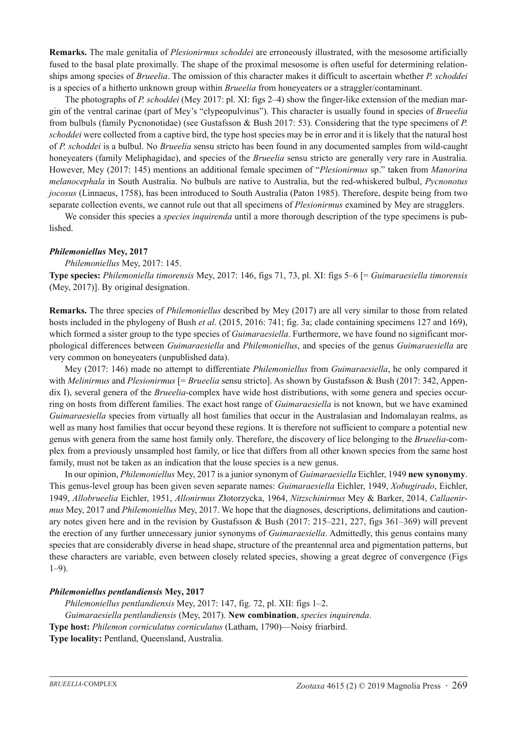**Remarks.** The male genitalia of *Plesionirmus schoddei* are erroneously illustrated, with the mesosome artificially fused to the basal plate proximally. The shape of the proximal mesosome is often useful for determining relationships among species of *Brueelia*. The omission of this character makes it difficult to ascertain whether *P. schoddei* is a species of a hitherto unknown group within *Brueelia* from honeyeaters or a straggler/contaminant.

The photographs of *P. schoddei* (Mey 2017: pl. XI: figs 2–4) show the finger-like extension of the median margin of the ventral carinae (part of Mey's "clypeopulvinus"). This character is usually found in species of *Brueelia* from bulbuls (family Pycnonotidae) (see Gustafsson & Bush 2017: 53). Considering that the type specimens of *P. schoddei* were collected from a captive bird, the type host species may be in error and it is likely that the natural host of *P. schoddei* is a bulbul. No *Brueelia* sensu stricto has been found in any documented samples from wild-caught honeyeaters (family Meliphagidae), and species of the *Brueelia* sensu stricto are generally very rare in Australia. However, Mey (2017: 145) mentions an additional female specimen of "*Plesionirmus* sp." taken from *Manorina melanocephala* in South Australia. No bulbuls are native to Australia, but the red-whiskered bulbul, *Pycnonotus jocosus* (Linnaeus, 1758), has been introduced to South Australia (Paton 1985). Therefore, despite being from two separate collection events, we cannot rule out that all specimens of *Plesionirmus* examined by Mey are stragglers.

We consider this species a *species inquirenda* until a more thorough description of the type specimens is published.

### *Philemoniellus* Mey, 2017

*Philemoniellus* Mey, 2017: 145.

**Type species:** *Philemoniella timorensis* Mey, 2017: 146, figs 71, 73, pl. XI: figs 5–6 [= *Guimaraesiella timorensis* (Mey, 2017)]. By original designation.

**Remarks.** The three species of *Philemoniellus* described by Mey (2017) are all very similar to those from related hosts included in the phylogeny of Bush *et al*. (2015, 2016: 741; fig. 3a; clade containing specimens 127 and 169), which formed a sister group to the type species of *Guimaraesiella*. Furthermore, we have found no significant morphological differences between *Guimaraesiella* and *Philemoniellus*, and species of the genus *Guimaraesiella* are very common on honeyeaters (unpublished data).

Mey (2017: 146) made no attempt to differentiate *Philemoniellus* from *Guimaraesiella*, he only compared it with *Melinirmus* and *Plesionirmus* [= *Brueelia* sensu stricto]. As shown by Gustafsson & Bush (2017: 342, Appendix I), several genera of the *Brueelia*-complex have wide host distributions, with some genera and species occurring on hosts from different families. The exact host range of *Guimaraesiella* is not known, but we have examined *Guimaraesiella* species from virtually all host families that occur in the Australasian and Indomalayan realms, as well as many host families that occur beyond these regions. It is therefore not sufficient to compare a potential new genus with genera from the same host family only. Therefore, the discovery of lice belonging to the *Brueelia*-complex from a previously unsampled host family, or lice that differs from all other known species from the same host family, must not be taken as an indication that the louse species is a new genus.

In our opinion, *Philemoniellus* Mey, 2017 is a junior synonym of *Guimaraesiella* Eichler, 1949 **new synonymy**. This genus-level group has been given seven separate names: *Guimaraesiella* Eichler, 1949, *Xobugirado*, Eichler, 1949, *Allobrueelia* Eichler, 1951, *Allonirmus* Złotorzycka, 1964, *Nitzschinirmus* Mey & Barker, 2014, *Callaenirmus* Mey, 2017 and *Philemoniellus* Mey, 2017. We hope that the diagnoses, descriptions, delimitations and cautionary notes given here and in the revision by Gustafsson & Bush (2017: 215–221, 227, figs 361–369) will prevent the erection of any further unnecessary junior synonyms of *Guimaraesiella*. Admittedly, this genus contains many species that are considerably diverse in head shape, structure of the preantennal area and pigmentation patterns, but these characters are variable, even between closely related species, showing a great degree of convergence (Figs 1–9).

### *Philemoniellus pentlandiensis* Mey, 2017

*Philemoniellus pentlandiensis* Mey, 2017: 147, fig. 72, pl. XII: figs 1–2.

*Guimaraesiella pentlandiensis* (Mey, 2017). **New combination**, *species inquirenda*.

**Type host:** *Philemon corniculatus corniculatus* (Latham, 1790)—Noisy friarbird.

**Type locality:** Pentland, Queensland, Australia.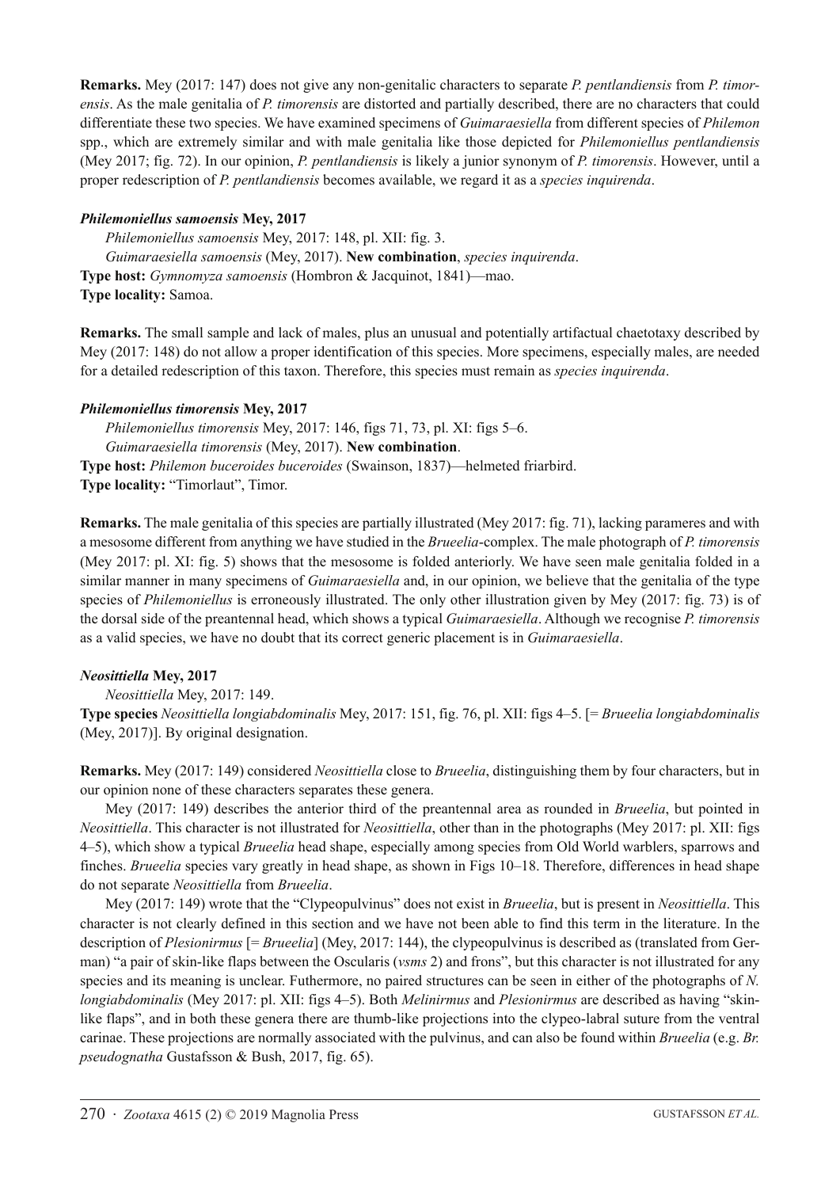**Remarks.** Mey (2017: 147) does not give any non-genitalic characters to separate *P. pentlandiensis* from *P. timorensis*. As the male genitalia of *P. timorensis* are distorted and partially described, there are no characters that could differentiate these two species. We have examined specimens of *Guimaraesiella* from different species of *Philemon* spp., which are extremely similar and with male genitalia like those depicted for *Philemoniellus pentlandiensis* (Mey 2017; fig. 72). In our opinion, *P. pentlandiensis* is likely a junior synonym of *P. timorensis*. However, until a proper redescription of *P. pentlandiensis* becomes available, we regard it as a *species inquirenda*.

***Philemoniellus samoensis* Mey, 2017**

*Philemoniellus samoensis* Mey, 2017: 148, pl. XII: fig. 3.

*Guimaraesiella samoensis* (Mey, 2017). **New combination**, *species inquirenda*.

**Type host:** *Gymnomyza samoensis* (Hombron & Jacquinot, 1841)—mao.

**Type locality:** Samoa.

**Remarks.** The small sample and lack of males, plus an unusual and potentially artifactual chaetotaxy described by Mey (2017: 148) do not allow a proper identification of this species. More specimens, especially males, are needed for a detailed redescription of this taxon. Therefore, this species must remain as *species inquirenda*.

***Philemoniellus timorensis* Mey, 2017**

*Philemoniellus timorensis* Mey, 2017: 146, figs 71, 73, pl. XI: figs 5–6.

*Guimaraesiella timorensis* (Mey, 2017). **New combination**.

**Type host:** *Philemon buceroides buceroides* (Swainson, 1837)—helmeted friarbird.

**Type locality:** "Timorlaut", Timor.

**Remarks.** The male genitalia of this species are partially illustrated (Mey 2017: fig. 71), lacking parameres and with a mesosome different from anything we have studied in the *Brueelia*-complex. The male photograph of *P. timorensis* (Mey 2017: pl. XI: fig. 5) shows that the mesosome is folded anteriorly. We have seen male genitalia folded in a similar manner in many specimens of *Guimaraesiella* and, in our opinion, we believe that the genitalia of the type species of *Philemoniellus* is erroneously illustrated. The only other illustration given by Mey (2017: fig. 73) is of the dorsal side of the preantennal head, which shows a typical *Guimaraesiella*. Although we recognise *P. timorensis* as a valid species, we have no doubt that its correct generic placement is in *Guimaraesiella*.

***Neosittiella* Mey, 2017**

*Neosittiella* Mey, 2017: 149.

**Type species** *Neosittiella longiabdominalis* Mey, 2017: 151, fig. 76, pl. XII: figs 4–5. [= *Brueelia longiabdominalis* (Mey, 2017)]. By original designation.

**Remarks.** Mey (2017: 149) considered *Neosittiella* close to *Brueelia*, distinguishing them by four characters, but in our opinion none of these characters separates these genera.

Mey (2017: 149) describes the anterior third of the preantennal area as rounded in *Brueelia*, but pointed in *Neosittiella*. This character is not illustrated for *Neosittiella*, other than in the photographs (Mey 2017: pl. XII: figs 4–5), which show a typical *Brueelia* head shape, especially among species from Old World warblers, sparrows and finches. *Brueelia* species vary greatly in head shape, as shown in Figs 10–18. Therefore, differences in head shape do not separate *Neosittiella* from *Brueelia*.

Mey (2017: 149) wrote that the "Clypeopulvinus" does not exist in *Brueelia*, but is present in *Neosittiella*. This character is not clearly defined in this section and we have not been able to find this term in the literature. In the description of *Plesionirmus* [= *Brueelia*] (Mey, 2017: 144), the clypeopulvinus is described as (translated from German) "a pair of skin-like flaps between the Oscularis (*vsms* 2) and frons", but this character is not illustrated for any species and its meaning is unclear. Futhermore, no paired structures can be seen in either of the photographs of *N. longiabdominalis* (Mey 2017: pl. XII: figs 4–5). Both *Melinirmus* and *Plesionirmus* are described as having "skin-like flaps", and in both these genera there are thumb-like projections into the clypeo-labral suture from the ventral carinae. These projections are normally associated with the pulvinus, and can also be found within *Brueelia* (e.g. *Br. pseudognatha* Gustafsson & Bush, 2017, fig. 65).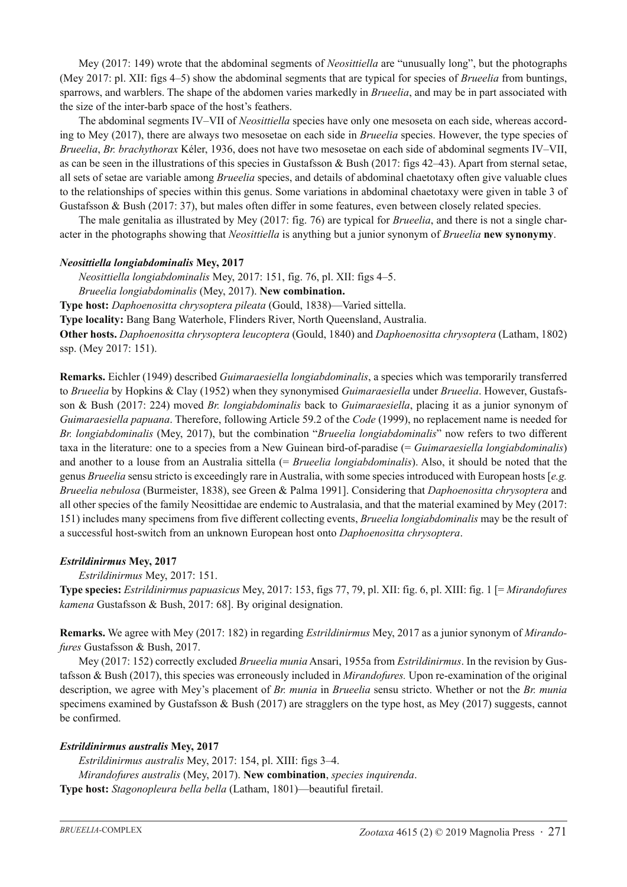Mey (2017: 149) wrote that the abdominal segments of *Neosittiella* are "unusually long", but the photographs (Mey 2017: pl. XII: figs 4–5) show the abdominal segments that are typical for species of *Brueelia* from buntings, sparrows, and warblers. The shape of the abdomen varies markedly in *Brueelia*, and may be in part associated with the size of the inter-barb space of the host's feathers.

The abdominal segments IV–VII of *Neosittiella* species have only one mesoseta on each side, whereas according to Mey (2017), there are always two mesosetae on each side in *Brueelia* species. However, the type species of *Brueelia*, *Br. brachythorax* Kéler, 1936, does not have two mesosetae on each side of abdominal segments IV–VII, as can be seen in the illustrations of this species in Gustafsson & Bush (2017: figs 42–43). Apart from sternal setae, all sets of setae are variable among *Brueelia* species, and details of abdominal chaetotaxy often give valuable clues to the relationships of species within this genus. Some variations in abdominal chaetotaxy were given in table 3 of Gustafsson & Bush (2017: 37), but males often differ in some features, even between closely related species.

The male genitalia as illustrated by Mey (2017: fig. 76) are typical for *Brueelia*, and there is not a single character in the photographs showing that *Neosittiella* is anything but a junior synonym of *Brueelia* **new synonymy**.

### *Neosittiella longiabdominalis* Mey, 2017

*Neosittiella longiabdominalis* Mey, 2017: 151, fig. 76, pl. XII: figs 4–5.

*Brueelia longiabdominalis* (Mey, 2017). **New combination.**

**Type host:** *Daphoenositta chrysoptera pileata* (Gould, 1838)—Varied sittella.

**Type locality:** Bang Bang Waterhole, Flinders River, North Queensland, Australia.

**Other hosts.** *Daphoenositta chrysoptera leucoptera* (Gould, 1840) and *Daphoenositta chrysoptera* (Latham, 1802) ssp. (Mey 2017: 151).

**Remarks.** Eichler (1949) described *Guimaraesiella longiabdominalis*, a species which was temporarily transferred to *Brueelia* by Hopkins & Clay (1952) when they synonymised *Guimaraesiella* under *Brueelia*. However, Gustafsson & Bush (2017: 224) moved *Br. longiabdominalis* back to *Guimaraesiella*, placing it as a junior synonym of *Guimaraesiella papuana*. Therefore, following Article 59.2 of the *Code* (1999), no replacement name is needed for *Br. longiabdominalis* (Mey, 2017), but the combination "*Brueelia longiabdominalis*" now refers to two different taxa in the literature: one to a species from a New Guinean bird-of-paradise (= *Guimaraesiella longiabdominalis*) and another to a louse from an Australia sittella (= *Brueelia longiabdominalis*). Also, it should be noted that the genus *Brueelia* sensu stricto is exceedingly rare in Australia, with some species introduced with European hosts [*e.g. Brueelia nebulosa* (Burmeister, 1838), see Green & Palma 1991]. Considering that *Daphoenositta chrysoptera* and all other species of the family Neosittidae are endemic to Australasia, and that the material examined by Mey (2017: 151) includes many specimens from five different collecting events, *Brueelia longiabdominalis* may be the result of a successful host-switch from an unknown European host onto *Daphoenositta chrysoptera*.

### *Estrildinirmus* Mey, 2017

*Estrildinirmus* Mey, 2017: 151.

**Type species:** *Estrildinirmus papuasicus* Mey, 2017: 153, figs 77, 79, pl. XII: fig. 6, pl. XIII: fig. 1 [= *Mirandofures kamena* Gustafsson & Bush, 2017: 68]. By original designation.

**Remarks.** We agree with Mey (2017: 182) in regarding *Estrildinirmus* Mey, 2017 as a junior synonym of *Mirandofures* Gustafsson & Bush, 2017.

Mey (2017: 152) correctly excluded *Brueelia munia* Ansari, 1955a from *Estrildinirmus*. In the revision by Gustafsson & Bush (2017), this species was erroneously included in *Mirandofures.* Upon re-examination of the original description, we agree with Mey's placement of *Br. munia* in *Brueelia* sensu stricto. Whether or not the *Br. munia* specimens examined by Gustafsson & Bush (2017) are stragglers on the type host, as Mey (2017) suggests, cannot be confirmed.

### *Estrildinirmus australis* Mey, 2017

*Estrildinirmus australis* Mey, 2017: 154, pl. XIII: figs 3–4.

*Mirandofures australis* (Mey, 2017). **New combination**, *species inquirenda*.

**Type host:** *Stagonopleura bella bella* (Latham, 1801)—beautiful firetail.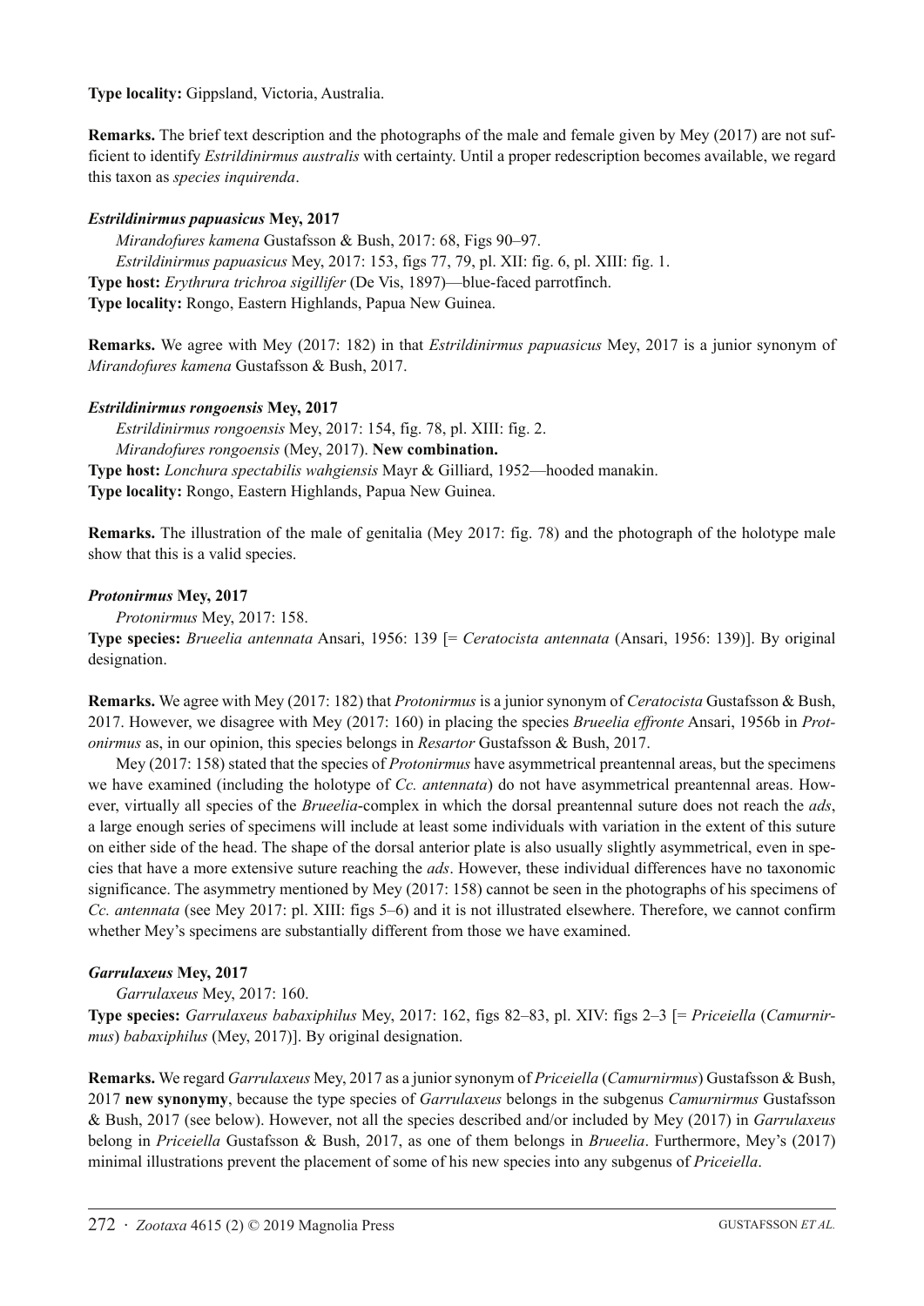**Type locality:** Gippsland, Victoria, Australia.

**Remarks.** The brief text description and the photographs of the male and female given by Mey (2017) are not sufficient to identify *Estrildinirmus australis* with certainty. Until a proper redescription becomes available, we regard this taxon as *species inquirenda*.

***Estrildinirmus papuasicus*** **Mey, 2017**

*Mirandofures kamena* Gustafsson & Bush, 2017: 68, Figs 90–97.

*Estrildinirmus papuasicus* Mey, 2017: 153, figs 77, 79, pl. XII: fig. 6, pl. XIII: fig. 1.

**Type host:** *Erythrura trichroa sigillifer* (De Vis, 1897)—blue-faced parrotfinch.

**Type locality:** Rongo, Eastern Highlands, Papua New Guinea.

**Remarks.** We agree with Mey (2017: 182) in that *Estrildinirmus papuasicus* Mey, 2017 is a junior synonym of *Mirandofures kamena* Gustafsson & Bush, 2017.

***Estrildinirmus rongoensis*** **Mey, 2017**

*Estrildinirmus rongoensis* Mey, 2017: 154, fig. 78, pl. XIII: fig. 2.

*Mirandofures rongoensis* (Mey, 2017). **New combination.**

**Type host:** *Lonchura spectabilis wahgiensis* Mayr & Gilliard, 1952—hooded manakin.

**Type locality:** Rongo, Eastern Highlands, Papua New Guinea.

**Remarks.** The illustration of the male of genitalia (Mey 2017: fig. 78) and the photograph of the holotype male show that this is a valid species.

***Protonirmus*** **Mey, 2017**

*Protonirmus* Mey, 2017: 158.

**Type species:** *Brueelia antennata* Ansari, 1956: 139 [= *Ceratocista antennata* (Ansari, 1956: 139)]. By original designation.

**Remarks.** We agree with Mey (2017: 182) that *Protonirmus* is a junior synonym of *Ceratocista* Gustafsson & Bush, 2017. However, we disagree with Mey (2017: 160) in placing the species *Brueelia effronte* Ansari, 1956b in *Protonirmus* as, in our opinion, this species belongs in *Resartor* Gustafsson & Bush, 2017.

Mey (2017: 158) stated that the species of *Protonirmus* have asymmetrical preantennal areas, but the specimens we have examined (including the holotype of *Cc. antennata*) do not have asymmetrical preantennal areas. However, virtually all species of the *Brueelia*-complex in which the dorsal preantennal suture does not reach the *ads*, a large enough series of specimens will include at least some individuals with variation in the extent of this suture on either side of the head. The shape of the dorsal anterior plate is also usually slightly asymmetrical, even in species that have a more extensive suture reaching the *ads*. However, these individual differences have no taxonomic significance. The asymmetry mentioned by Mey (2017: 158) cannot be seen in the photographs of his specimens of *Cc. antennata* (see Mey 2017: pl. XIII: figs 5–6) and it is not illustrated elsewhere. Therefore, we cannot confirm whether Mey's specimens are substantially different from those we have examined.

***Garrulaxeus*** **Mey, 2017**

*Garrulaxeus* Mey, 2017: 160.

**Type species:** *Garrulaxeus babaxiphilus* Mey, 2017: 162, figs 82–83, pl. XIV: figs 2–3 [= *Priceiella* (*Camurnirmus*) *babaxiphilus* (Mey, 2017)]. By original designation.

**Remarks.** We regard *Garrulaxeus* Mey, 2017 as a junior synonym of *Priceiella* (*Camurnirmus*) Gustafsson & Bush, 2017 **new synonymy**, because the type species of *Garrulaxeus* belongs in the subgenus *Camurnirmus* Gustafsson & Bush, 2017 (see below). However, not all the species described and/or included by Mey (2017) in *Garrulaxeus* belong in *Priceiella* Gustafsson & Bush, 2017, as one of them belongs in *Brueelia*. Furthermore, Mey's (2017) minimal illustrations prevent the placement of some of his new species into any subgenus of *Priceiella*.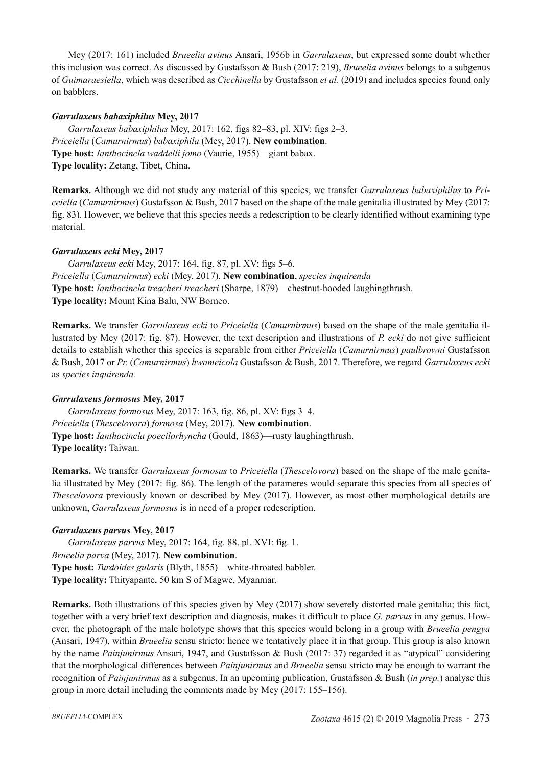Mey (2017: 161) included *Brueelia avinus* Ansari, 1956b in *Garrulaxeus*, but expressed some doubt whether this inclusion was correct. As discussed by Gustafsson & Bush (2017: 219), *Brueelia avinus* belongs to a subgenus of *Guimaraesiella*, which was described as *Cicchinella* by Gustafsson *et al*. (2019) and includes species found only on babblers.

***Garrulaxeus babaxiphilus* Mey, 2017**

*Garrulaxeus babaxiphilus* Mey, 2017: 162, figs 82–83, pl. XIV: figs 2–3.
*Priceiella* (*Camurnirmus*) *babaxiphila* (Mey, 2017). **New combination**.
**Type host:** *Ianthocincla waddelli jomo* (Vaurie, 1955)—giant babax.
**Type locality:** Zetang, Tibet, China.

**Remarks.** Although we did not study any material of this species, we transfer *Garrulaxeus babaxiphilus* to *Priceiella* (*Camurnirmus*) Gustafsson & Bush, 2017 based on the shape of the male genitalia illustrated by Mey (2017: fig. 83). However, we believe that this species needs a redescription to be clearly identified without examining type material.

***Garrulaxeus ecki* Mey, 2017**

*Garrulaxeus ecki* Mey, 2017: 164, fig. 87, pl. XV: figs 5–6.
*Priceiella* (*Camurnirmus*) *ecki* (Mey, 2017). **New combination**, *species inquirenda*
**Type host:** *Ianthocincla treacheri treacheri* (Sharpe, 1879)—chestnut-hooded laughingthrush.
**Type locality:** Mount Kina Balu, NW Borneo.

**Remarks.** We transfer *Garrulaxeus ecki* to *Priceiella* (*Camurnirmus*) based on the shape of the male genitalia illustrated by Mey (2017: fig. 87). However, the text description and illustrations of *P. ecki* do not give sufficient details to establish whether this species is separable from either *Priceiella* (*Camurnirmus*) *paulbrowni* Gustafsson & Bush, 2017 or *Pr.* (*Camurnirmus*) *hwameicola* Gustafsson & Bush, 2017. Therefore, we regard *Garrulaxeus ecki* as *species inquirenda.*

***Garrulaxeus formosus* Mey, 2017**

*Garrulaxeus formosus* Mey, 2017: 163, fig. 86, pl. XV: figs 3–4.
*Priceiella* (*Thescelovora*) *formosa* (Mey, 2017). **New combination**.
**Type host:** *Ianthocincla poecilorhyncha* (Gould, 1863)—rusty laughingthrush.
**Type locality:** Taiwan.

**Remarks.** We transfer *Garrulaxeus formosus* to *Priceiella* (*Thescelovora*) based on the shape of the male genitalia illustrated by Mey (2017: fig. 86). The length of the parameres would separate this species from all species of *Thescelovora* previously known or described by Mey (2017). However, as most other morphological details are unknown, *Garrulaxeus formosus* is in need of a proper redescription.

***Garrulaxeus parvus* Mey, 2017**

*Garrulaxeus parvus* Mey, 2017: 164, fig. 88, pl. XVI: fig. 1.
*Brueelia parva* (Mey, 2017). **New combination**.
**Type host:** *Turdoides gularis* (Blyth, 1855)—white-throated babbler.
**Type locality:** Thityapante, 50 km S of Magwe, Myanmar.

**Remarks.** Both illustrations of this species given by Mey (2017) show severely distorted male genitalia; this fact, together with a very brief text description and diagnosis, makes it difficult to place *G. parvus* in any genus. However, the photograph of the male holotype shows that this species would belong in a group with *Brueelia pengya* (Ansari, 1947), within *Brueelia* sensu stricto; hence we tentatively place it in that group. This group is also known by the name *Painjunirmus* Ansari, 1947, and Gustafsson & Bush (2017: 37) regarded it as "atypical" considering that the morphological differences between *Painjunirmus* and *Brueelia* sensu stricto may be enough to warrant the recognition of *Painjunirmus* as a subgenus. In an upcoming publication, Gustafsson & Bush (*in prep.*) analyse this group in more detail including the comments made by Mey (2017: 155–156).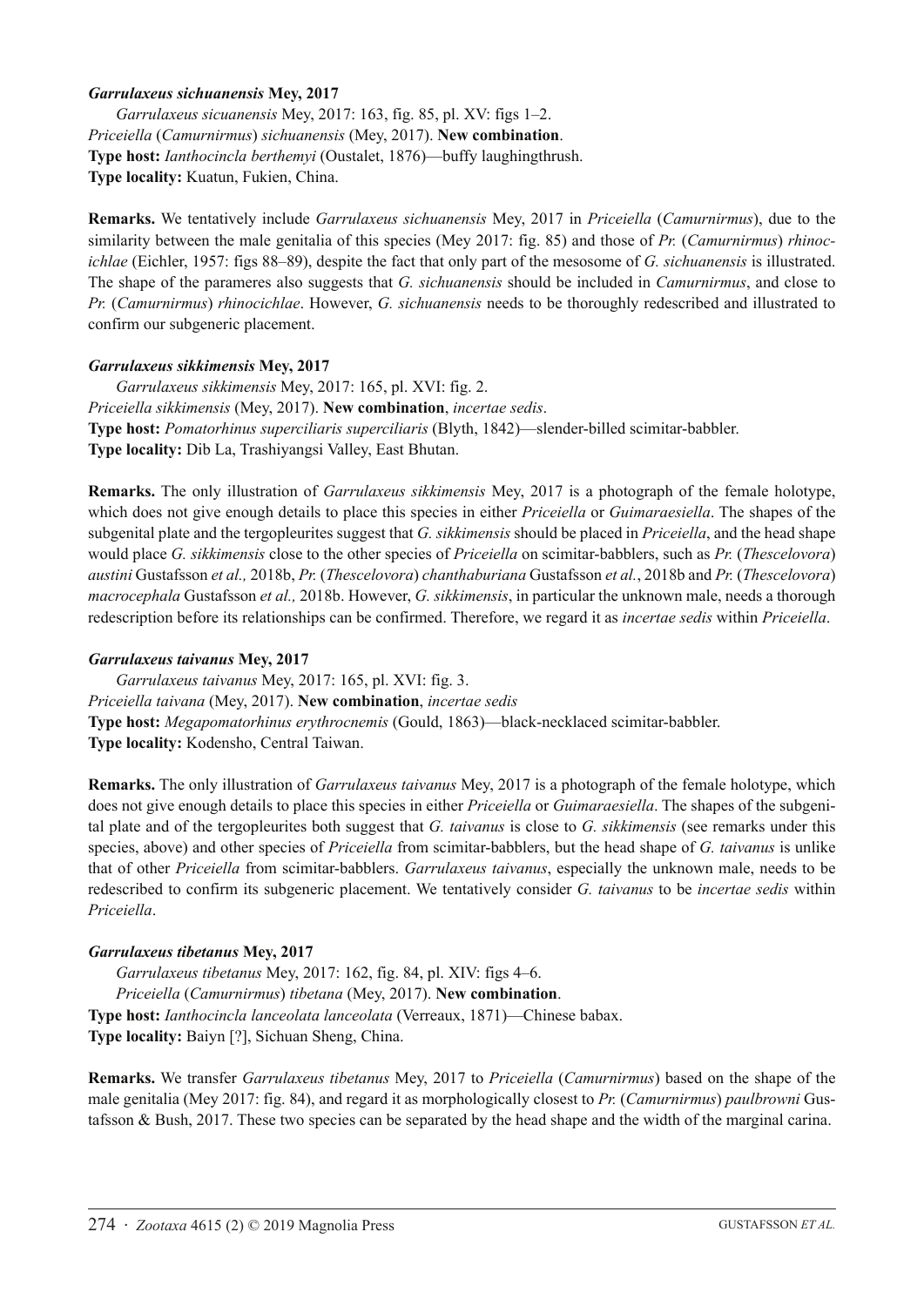***Garrulaxeus sichuanensis* Mey, 2017**

*Garrulaxeus sicuanensis* Mey, 2017: 163, fig. 85, pl. XV: figs 1–2.

*Priceiella* (*Camurnirmus*) *sichuanensis* (Mey, 2017). **New combination**.

**Type host:** *Ianthocincla berthemyi* (Oustalet, 1876)—buffy laughingthrush.

**Type locality:** Kuatun, Fukien, China.

**Remarks.** We tentatively include *Garrulaxeus sichuanensis* Mey, 2017 in *Priceiella* (*Camurnirmus*), due to the similarity between the male genitalia of this species (Mey 2017: fig. 85) and those of *Pr.* (*Camurnirmus*) *rhinocichlae* (Eichler, 1957: figs 88–89), despite the fact that only part of the mesosome of *G. sichuanensis* is illustrated. The shape of the parameres also suggests that *G. sichuanensis* should be included in *Camurnirmus*, and close to *Pr.* (*Camurnirmus*) *rhinocichlae*. However, *G. sichuanensis* needs to be thoroughly redescribed and illustrated to confirm our subgeneric placement.

***Garrulaxeus sikkimensis* Mey, 2017**

*Garrulaxeus sikkimensis* Mey, 2017: 165, pl. XVI: fig. 2.

*Priceiella sikkimensis* (Mey, 2017). **New combination**, *incertae sedis*.

**Type host:** *Pomatorhinus superciliaris superciliaris* (Blyth, 1842)—slender-billed scimitar-babbler.

**Type locality:** Dib La, Trashiyangsi Valley, East Bhutan.

**Remarks.** The only illustration of *Garrulaxeus sikkimensis* Mey, 2017 is a photograph of the female holotype, which does not give enough details to place this species in either *Priceiella* or *Guimaraesiella*. The shapes of the subgenital plate and the tergopleurites suggest that *G. sikkimensis* should be placed in *Priceiella*, and the head shape would place *G. sikkimensis* close to the other species of *Priceiella* on scimitar-babblers, such as *Pr.* (*Thescelovora*) *austini* Gustafsson *et al.,* 2018b, *Pr.* (*Thescelovora*) *chanthaburiana* Gustafsson *et al.*, 2018b and *Pr.* (*Thescelovora*) *macrocephala* Gustafsson *et al.,* 2018b. However, *G. sikkimensis*, in particular the unknown male, needs a thorough redescription before its relationships can be confirmed. Therefore, we regard it as *incertae sedis* within *Priceiella*.

***Garrulaxeus taivanus* Mey, 2017**

*Garrulaxeus taivanus* Mey, 2017: 165, pl. XVI: fig. 3.

*Priceiella taivana* (Mey, 2017). **New combination**, *incertae sedis*

**Type host:** *Megapomatorhinus erythrocnemis* (Gould, 1863)—black-necklaced scimitar-babbler.

**Type locality:** Kodensho, Central Taiwan.

**Remarks.** The only illustration of *Garrulaxeus taivanus* Mey, 2017 is a photograph of the female holotype, which does not give enough details to place this species in either *Priceiella* or *Guimaraesiella*. The shapes of the subgenital plate and of the tergopleurites both suggest that *G. taivanus* is close to *G. sikkimensis* (see remarks under this species, above) and other species of *Priceiella* from scimitar-babblers, but the head shape of *G. taivanus* is unlike that of other *Priceiella* from scimitar-babblers. *Garrulaxeus taivanus*, especially the unknown male, needs to be redescribed to confirm its subgeneric placement. We tentatively consider *G. taivanus* to be *incertae sedis* within *Priceiella*.

***Garrulaxeus tibetanus* Mey, 2017**

*Garrulaxeus tibetanus* Mey, 2017: 162, fig. 84, pl. XIV: figs 4–6.

*Priceiella* (*Camurnirmus*) *tibetana* (Mey, 2017). **New combination**.

**Type host:** *Ianthocincla lanceolata lanceolata* (Verreaux, 1871)—Chinese babax.

**Type locality:** Baiyn [?], Sichuan Sheng, China.

**Remarks.** We transfer *Garrulaxeus tibetanus* Mey, 2017 to *Priceiella* (*Camurnirmus*) based on the shape of the male genitalia (Mey 2017: fig. 84), and regard it as morphologically closest to *Pr.* (*Camurnirmus*) *paulbrowni* Gustafsson & Bush, 2017. These two species can be separated by the head shape and the width of the marginal carina.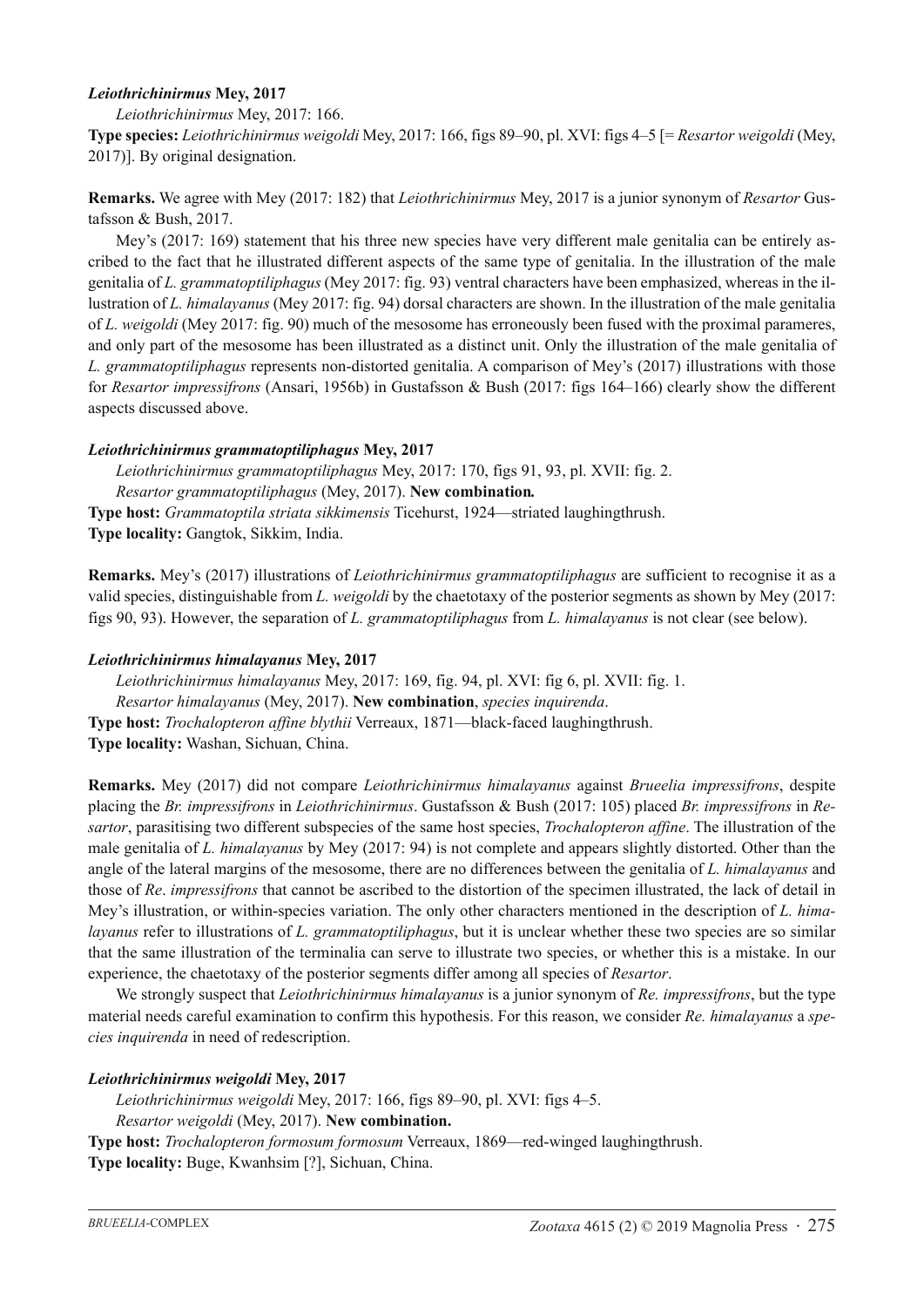***Leiothrichinirmus* Mey, 2017**

*Leiothrichinirmus* Mey, 2017: 166.

**Type species:** *Leiothrichinirmus weigoldi* Mey, 2017: 166, figs 89–90, pl. XVI: figs 4–5 [= *Resartor weigoldi* (Mey, 2017)]. By original designation.

**Remarks.** We agree with Mey (2017: 182) that *Leiothrichinirmus* Mey, 2017 is a junior synonym of *Resartor* Gustafsson & Bush, 2017.

Mey's (2017: 169) statement that his three new species have very different male genitalia can be entirely ascribed to the fact that he illustrated different aspects of the same type of genitalia. In the illustration of the male genitalia of *L. grammatoptiliphagus* (Mey 2017: fig. 93) ventral characters have been emphasized, whereas in the illustration of *L. himalayanus* (Mey 2017: fig. 94) dorsal characters are shown. In the illustration of the male genitalia of *L. weigoldi* (Mey 2017: fig. 90) much of the mesosome has erroneously been fused with the proximal parameres, and only part of the mesosome has been illustrated as a distinct unit. Only the illustration of the male genitalia of *L. grammatoptiliphagus* represents non-distorted genitalia. A comparison of Mey's (2017) illustrations with those for *Resartor impressifrons* (Ansari, 1956b) in Gustafsson & Bush (2017: figs 164–166) clearly show the different aspects discussed above.

***Leiothrichinirmus grammatoptiliphagus* Mey, 2017**

*Leiothrichinirmus grammatoptiliphagus* Mey, 2017: 170, figs 91, 93, pl. XVII: fig. 2.

*Resartor grammatoptiliphagus* (Mey, 2017). **New combination.**

**Type host:** *Grammatoptila striata sikkimensis* Ticehurst, 1924—striated laughingthrush.

**Type locality:** Gangtok, Sikkim, India.

**Remarks.** Mey's (2017) illustrations of *Leiothrichinirmus grammatoptiliphagus* are sufficient to recognise it as a valid species, distinguishable from *L. weigoldi* by the chaetotaxy of the posterior segments as shown by Mey (2017: figs 90, 93). However, the separation of *L. grammatoptiliphagus* from *L. himalayanus* is not clear (see below).

***Leiothrichinirmus himalayanus* Mey, 2017**

*Leiothrichinirmus himalayanus* Mey, 2017: 169, fig. 94, pl. XVI: fig 6, pl. XVII: fig. 1.

*Resartor himalayanus* (Mey, 2017). **New combination**, *species inquirenda*.

**Type host:** *Trochalopteron affine blythii* Verreaux, 1871—black-faced laughingthrush.

**Type locality:** Washan, Sichuan, China.

**Remarks.** Mey (2017) did not compare *Leiothrichinirmus himalayanus* against *Brueelia impressifrons*, despite placing the *Br. impressifrons* in *Leiothrichinirmus*. Gustafsson & Bush (2017: 105) placed *Br. impressifrons* in *Resartor*, parasitising two different subspecies of the same host species, *Trochalopteron affine*. The illustration of the male genitalia of *L. himalayanus* by Mey (2017: 94) is not complete and appears slightly distorted. Other than the angle of the lateral margins of the mesosome, there are no differences between the genitalia of *L. himalayanus* and those of *Re*. *impressifrons* that cannot be ascribed to the distortion of the specimen illustrated, the lack of detail in Mey's illustration, or within-species variation. The only other characters mentioned in the description of *L. himalayanus* refer to illustrations of *L. grammatoptiliphagus*, but it is unclear whether these two species are so similar that the same illustration of the terminalia can serve to illustrate two species, or whether this is a mistake. In our experience, the chaetotaxy of the posterior segments differ among all species of *Resartor*.

We strongly suspect that *Leiothrichinirmus himalayanus* is a junior synonym of *Re. impressifrons*, but the type material needs careful examination to confirm this hypothesis. For this reason, we consider *Re. himalayanus* a *species inquirenda* in need of redescription.

***Leiothrichinirmus weigoldi* Mey, 2017**

*Leiothrichinirmus weigoldi* Mey, 2017: 166, figs 89–90, pl. XVI: figs 4–5.

*Resartor weigoldi* (Mey, 2017). **New combination.**

**Type host:** *Trochalopteron formosum formosum* Verreaux, 1869—red-winged laughingthrush.

**Type locality:** Buge, Kwanhsim [?], Sichuan, China.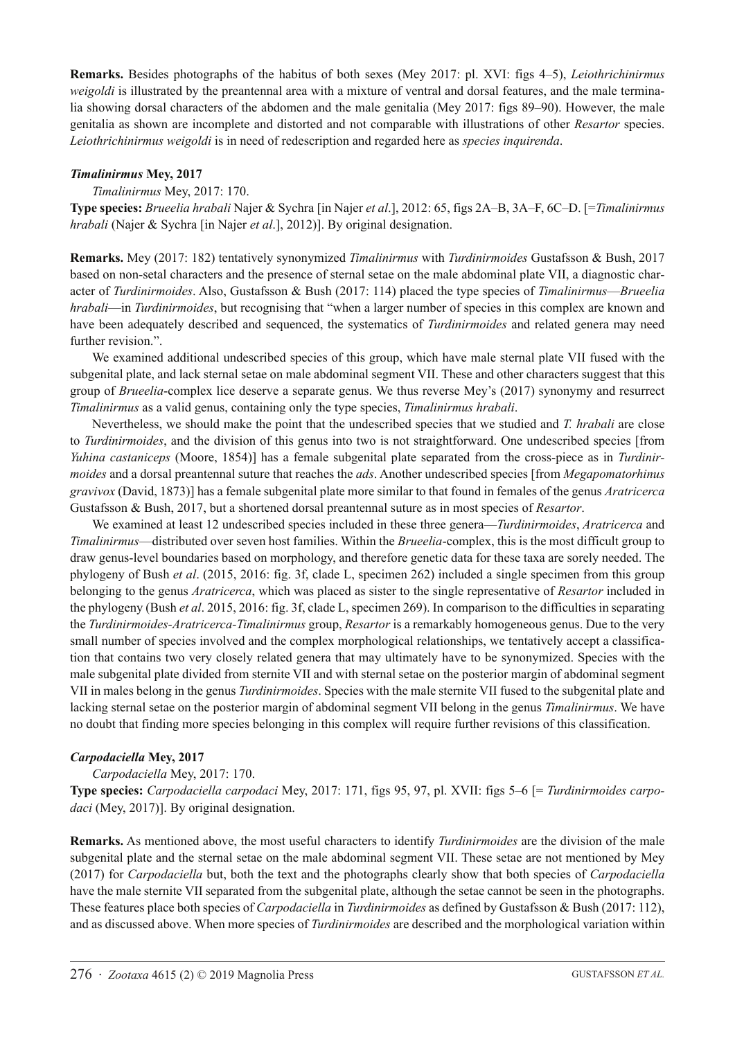**Remarks.** Besides photographs of the habitus of both sexes (Mey 2017: pl. XVI: figs 4–5), *Leiothrichinirmus weigoldi* is illustrated by the preantennal area with a mixture of ventral and dorsal features, and the male terminalia showing dorsal characters of the abdomen and the male genitalia (Mey 2017: figs 89–90). However, the male genitalia as shown are incomplete and distorted and not comparable with illustrations of other *Resartor* species. *Leiothrichinirmus weigoldi* is in need of redescription and regarded here as *species inquirenda*.

### *Timalinirmus* Mey, 2017

*Timalinirmus* Mey, 2017: 170.

**Type species:** *Brueelia hrabali* Najer & Sychra [in Najer *et al*.], 2012: 65, figs 2A–B, 3A–F, 6C–D. [=*Timalinirmus hrabali* (Najer & Sychra [in Najer *et al*.], 2012)]. By original designation.

**Remarks.** Mey (2017: 182) tentatively synonymized *Timalinirmus* with *Turdinirmoides* Gustafsson & Bush, 2017 based on non-setal characters and the presence of sternal setae on the male abdominal plate VII, a diagnostic character of *Turdinirmoides*. Also, Gustafsson & Bush (2017: 114) placed the type species of *Timalinirmus*—*Brueelia hrabali*—in *Turdinirmoides*, but recognising that "when a larger number of species in this complex are known and have been adequately described and sequenced, the systematics of *Turdinirmoides* and related genera may need further revision.".

We examined additional undescribed species of this group, which have male sternal plate VII fused with the subgenital plate, and lack sternal setae on male abdominal segment VII. These and other characters suggest that this group of *Brueelia*-complex lice deserve a separate genus. We thus reverse Mey's (2017) synonymy and resurrect *Timalinirmus* as a valid genus, containing only the type species, *Timalinirmus hrabali*.

Nevertheless, we should make the point that the undescribed species that we studied and *T. hrabali* are close to *Turdinirmoides*, and the division of this genus into two is not straightforward. One undescribed species [from *Yuhina castaniceps* (Moore, 1854)] has a female subgenital plate separated from the cross-piece as in *Turdinirmoides* and a dorsal preantennal suture that reaches the *ads*. Another undescribed species [from *Megapomatorhinus gravivox* (David, 1873)] has a female subgenital plate more similar to that found in females of the genus *Aratricerca* Gustafsson & Bush, 2017, but a shortened dorsal preantennal suture as in most species of *Resartor*.

We examined at least 12 undescribed species included in these three genera—*Turdinirmoides*, *Aratricerca* and *Timalinirmus*—distributed over seven host families. Within the *Brueelia*-complex, this is the most difficult group to draw genus-level boundaries based on morphology, and therefore genetic data for these taxa are sorely needed. The phylogeny of Bush *et al*. (2015, 2016: fig. 3f, clade L, specimen 262) included a single specimen from this group belonging to the genus *Aratricerca*, which was placed as sister to the single representative of *Resartor* included in the phylogeny (Bush *et al*. 2015, 2016: fig. 3f, clade L, specimen 269). In comparison to the difficulties in separating the *Turdinirmoides*-*Aratricerca*-*Timalinirmus* group, *Resartor* is a remarkably homogeneous genus. Due to the very small number of species involved and the complex morphological relationships, we tentatively accept a classification that contains two very closely related genera that may ultimately have to be synonymized. Species with the male subgenital plate divided from sternite VII and with sternal setae on the posterior margin of abdominal segment VII in males belong in the genus *Turdinirmoides*. Species with the male sternite VII fused to the subgenital plate and lacking sternal setae on the posterior margin of abdominal segment VII belong in the genus *Timalinirmus*. We have no doubt that finding more species belonging in this complex will require further revisions of this classification.

### *Carpodaciella* Mey, 2017

*Carpodaciella* Mey, 2017: 170.

**Type species:** *Carpodaciella carpodaci* Mey, 2017: 171, figs 95, 97, pl. XVII: figs 5–6 [= *Turdinirmoides carpodaci* (Mey, 2017)]. By original designation.

**Remarks.** As mentioned above, the most useful characters to identify *Turdinirmoides* are the division of the male subgenital plate and the sternal setae on the male abdominal segment VII. These setae are not mentioned by Mey (2017) for *Carpodaciella* but, both the text and the photographs clearly show that both species of *Carpodaciella* have the male sternite VII separated from the subgenital plate, although the setae cannot be seen in the photographs. These features place both species of *Carpodaciella* in *Turdinirmoides* as defined by Gustafsson & Bush (2017: 112), and as discussed above. When more species of *Turdinirmoides* are described and the morphological variation within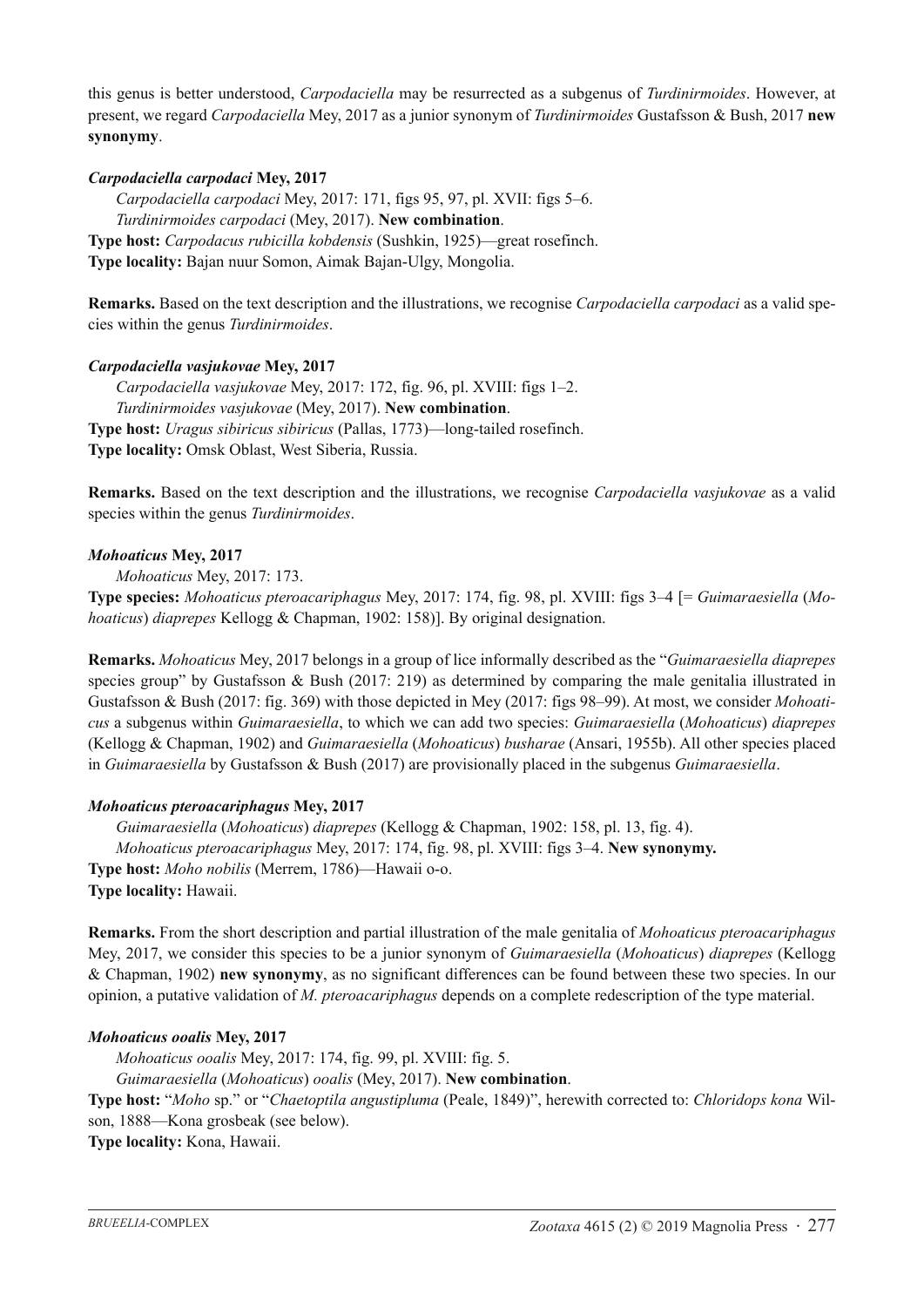this genus is better understood, *Carpodaciella* may be resurrected as a subgenus of *Turdinirmoides*. However, at present, we regard *Carpodaciella* Mey, 2017 as a junior synonym of *Turdinirmoides* Gustafsson & Bush, 2017 **new synonymy**.

***Carpodaciella carpodaci* Mey, 2017**

*Carpodaciella carpodaci* Mey, 2017: 171, figs 95, 97, pl. XVII: figs 5–6.

*Turdinirmoides carpodaci* (Mey, 2017). **New combination**.

**Type host:** *Carpodacus rubicilla kobdensis* (Sushkin, 1925)—great rosefinch.

**Type locality:** Bajan nuur Somon, Aimak Bajan-Ulgy, Mongolia.

**Remarks.** Based on the text description and the illustrations, we recognise *Carpodaciella carpodaci* as a valid species within the genus *Turdinirmoides*.

***Carpodaciella vasjukovae* Mey, 2017**

*Carpodaciella vasjukovae* Mey, 2017: 172, fig. 96, pl. XVIII: figs 1–2.

*Turdinirmoides vasjukovae* (Mey, 2017). **New combination**.

**Type host:** *Uragus sibiricus sibiricus* (Pallas, 1773)—long-tailed rosefinch.

**Type locality:** Omsk Oblast, West Siberia, Russia.

**Remarks.** Based on the text description and the illustrations, we recognise *Carpodaciella vasjukovae* as a valid species within the genus *Turdinirmoides*.

***Mohoaticus* Mey, 2017**

*Mohoaticus* Mey, 2017: 173.

**Type species:** *Mohoaticus pteroacariphagus* Mey, 2017: 174, fig. 98, pl. XVIII: figs 3–4 [= *Guimaraesiella* (*Mohoaticus*) *diaprepes* Kellogg & Chapman, 1902: 158)]. By original designation.

**Remarks.** *Mohoaticus* Mey, 2017 belongs in a group of lice informally described as the "*Guimaraesiella diaprepes* species group" by Gustafsson & Bush (2017: 219) as determined by comparing the male genitalia illustrated in Gustafsson & Bush (2017: fig. 369) with those depicted in Mey (2017: figs 98–99). At most, we consider *Mohoaticus* a subgenus within *Guimaraesiella*, to which we can add two species: *Guimaraesiella* (*Mohoaticus*) *diaprepes* (Kellogg & Chapman, 1902) and *Guimaraesiella* (*Mohoaticus*) *busharae* (Ansari, 1955b). All other species placed in *Guimaraesiella* by Gustafsson & Bush (2017) are provisionally placed in the subgenus *Guimaraesiella*.

***Mohoaticus pteroacariphagus* Mey, 2017**

*Guimaraesiella* (*Mohoaticus*) *diaprepes* (Kellogg & Chapman, 1902: 158, pl. 13, fig. 4).

*Mohoaticus pteroacariphagus* Mey, 2017: 174, fig. 98, pl. XVIII: figs 3–4. **New synonymy.**

**Type host:** *Moho nobilis* (Merrem, 1786)—Hawaii o-o.

**Type locality:** Hawaii.

**Remarks.** From the short description and partial illustration of the male genitalia of *Mohoaticus pteroacariphagus* Mey, 2017, we consider this species to be a junior synonym of *Guimaraesiella* (*Mohoaticus*) *diaprepes* (Kellogg & Chapman, 1902) **new synonymy**, as no significant differences can be found between these two species. In our opinion, a putative validation of *M. pteroacariphagus* depends on a complete redescription of the type material.

***Mohoaticus ooalis* Mey, 2017**

*Mohoaticus ooalis* Mey, 2017: 174, fig. 99, pl. XVIII: fig. 5.

*Guimaraesiella* (*Mohoaticus*) *ooalis* (Mey, 2017). **New combination**.

**Type host:** "*Moho* sp." or "*Chaetoptila angustipluma* (Peale, 1849)", herewith corrected to: *Chloridops kona* Wilson, 1888—Kona grosbeak (see below).

**Type locality:** Kona, Hawaii.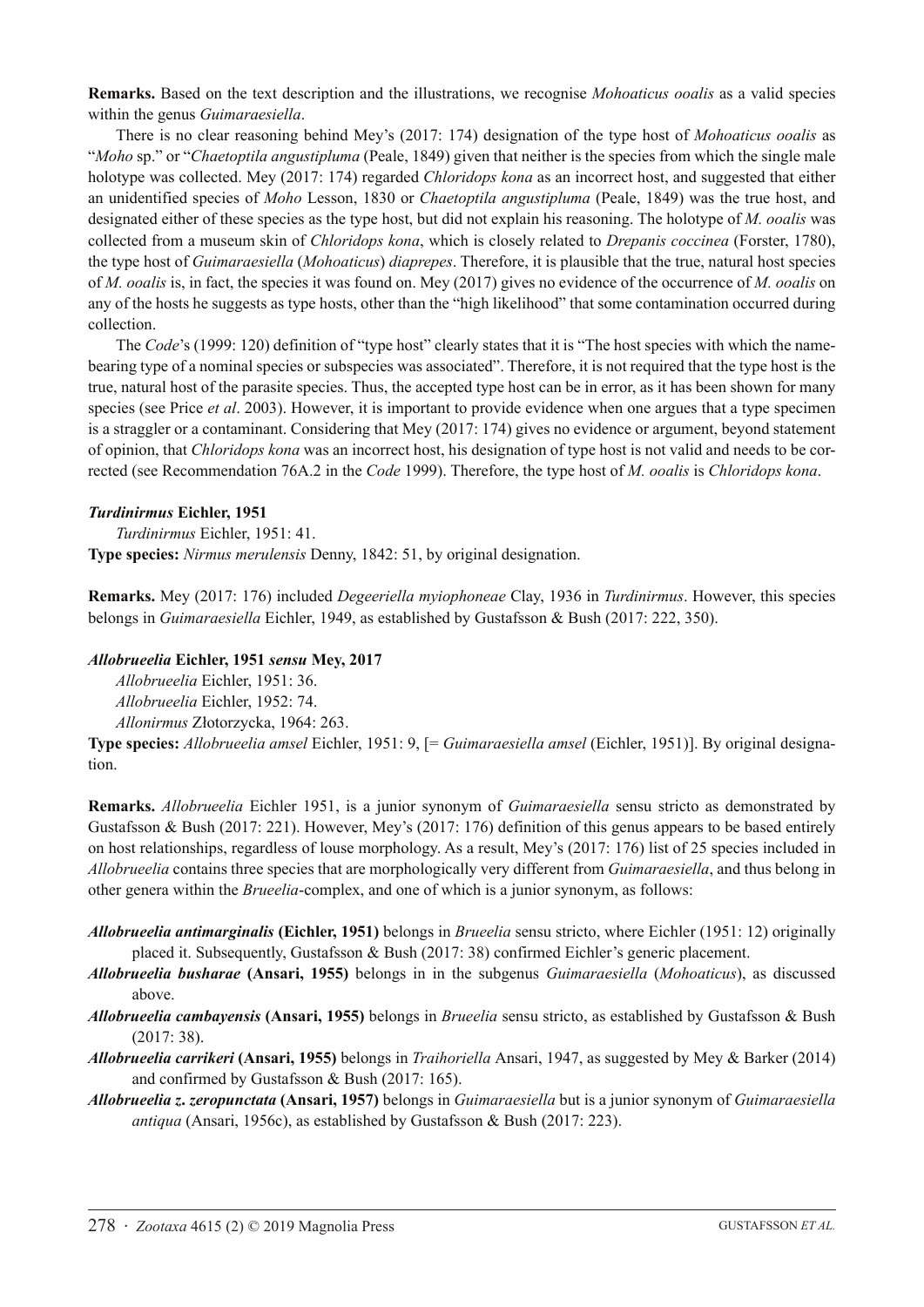**Remarks.** Based on the text description and the illustrations, we recognise *Mohoaticus ooalis* as a valid species within the genus *Guimaraesiella*.

There is no clear reasoning behind Mey's (2017: 174) designation of the type host of *Mohoaticus ooalis* as "*Moho* sp." or "*Chaetoptila angustipluma* (Peale, 1849) given that neither is the species from which the single male holotype was collected. Mey (2017: 174) regarded *Chloridops kona* as an incorrect host, and suggested that either an unidentified species of *Moho* Lesson, 1830 or *Chaetoptila angustipluma* (Peale, 1849) was the true host, and designated either of these species as the type host, but did not explain his reasoning. The holotype of *M. ooalis* was collected from a museum skin of *Chloridops kona*, which is closely related to *Drepanis coccinea* (Forster, 1780), the type host of *Guimaraesiella* (*Mohoaticus*) *diaprepes*. Therefore, it is plausible that the true, natural host species of *M. ooalis* is, in fact, the species it was found on. Mey (2017) gives no evidence of the occurrence of *M. ooalis* on any of the hosts he suggests as type hosts, other than the "high likelihood" that some contamination occurred during collection.

The *Code*'s (1999: 120) definition of "type host" clearly states that it is "The host species with which the name-bearing type of a nominal species or subspecies was associated". Therefore, it is not required that the type host is the true, natural host of the parasite species. Thus, the accepted type host can be in error, as it has been shown for many species (see Price *et al*. 2003). However, it is important to provide evidence when one argues that a type specimen is a straggler or a contaminant. Considering that Mey (2017: 174) gives no evidence or argument, beyond statement of opinion, that *Chloridops kona* was an incorrect host, his designation of type host is not valid and needs to be corrected (see Recommendation 76A.2 in the *Code* 1999). Therefore, the type host of *M. ooalis* is *Chloridops kona*.

***Turdinirmus* Eichler, 1951**

*Turdinirmus* Eichler, 1951: 41.

**Type species:** *Nirmus merulensis* Denny, 1842: 51, by original designation.

**Remarks.** Mey (2017: 176) included *Degeeriella myiophoneae* Clay, 1936 in *Turdinirmus*. However, this species belongs in *Guimaraesiella* Eichler, 1949, as established by Gustafsson & Bush (2017: 222, 350).

***Allobrueelia* Eichler, 1951 *sensu* Mey, 2017**

*Allobrueelia* Eichler, 1951: 36.

*Allobrueelia* Eichler, 1952: 74.

*Allonirmus* Złotorzycka, 1964: 263.

**Type species:** *Allobrueelia amsel* Eichler, 1951: 9, [= *Guimaraesiella amsel* (Eichler, 1951)]. By original designation.

**Remarks.** *Allobrueelia* Eichler 1951, is a junior synonym of *Guimaraesiella* sensu stricto as demonstrated by Gustafsson & Bush (2017: 221). However, Mey's (2017: 176) definition of this genus appears to be based entirely on host relationships, regardless of louse morphology. As a result, Mey's (2017: 176) list of 25 species included in *Allobrueelia* contains three species that are morphologically very different from *Guimaraesiella*, and thus belong in other genera within the *Brueelia*-complex, and one of which is a junior synonym, as follows:

***Allobrueelia antimarginalis* (Eichler, 1951)** belongs in *Brueelia* sensu stricto, where Eichler (1951: 12) originally placed it. Subsequently, Gustafsson & Bush (2017: 38) confirmed Eichler's generic placement.

***Allobrueelia busharae* (Ansari, 1955)** belongs in in the subgenus *Guimaraesiella* (*Mohoaticus*), as discussed above.

***Allobrueelia cambayensis* (Ansari, 1955)** belongs in *Brueelia* sensu stricto, as established by Gustafsson & Bush (2017: 38).

***Allobrueelia carrikeri* (Ansari, 1955)** belongs in *Traihoriella* Ansari, 1947, as suggested by Mey & Barker (2014) and confirmed by Gustafsson & Bush (2017: 165).

***Allobrueelia z. zeropunctata* (Ansari, 1957)** belongs in *Guimaraesiella* but is a junior synonym of *Guimaraesiella antiqua* (Ansari, 1956c), as established by Gustafsson & Bush (2017: 223).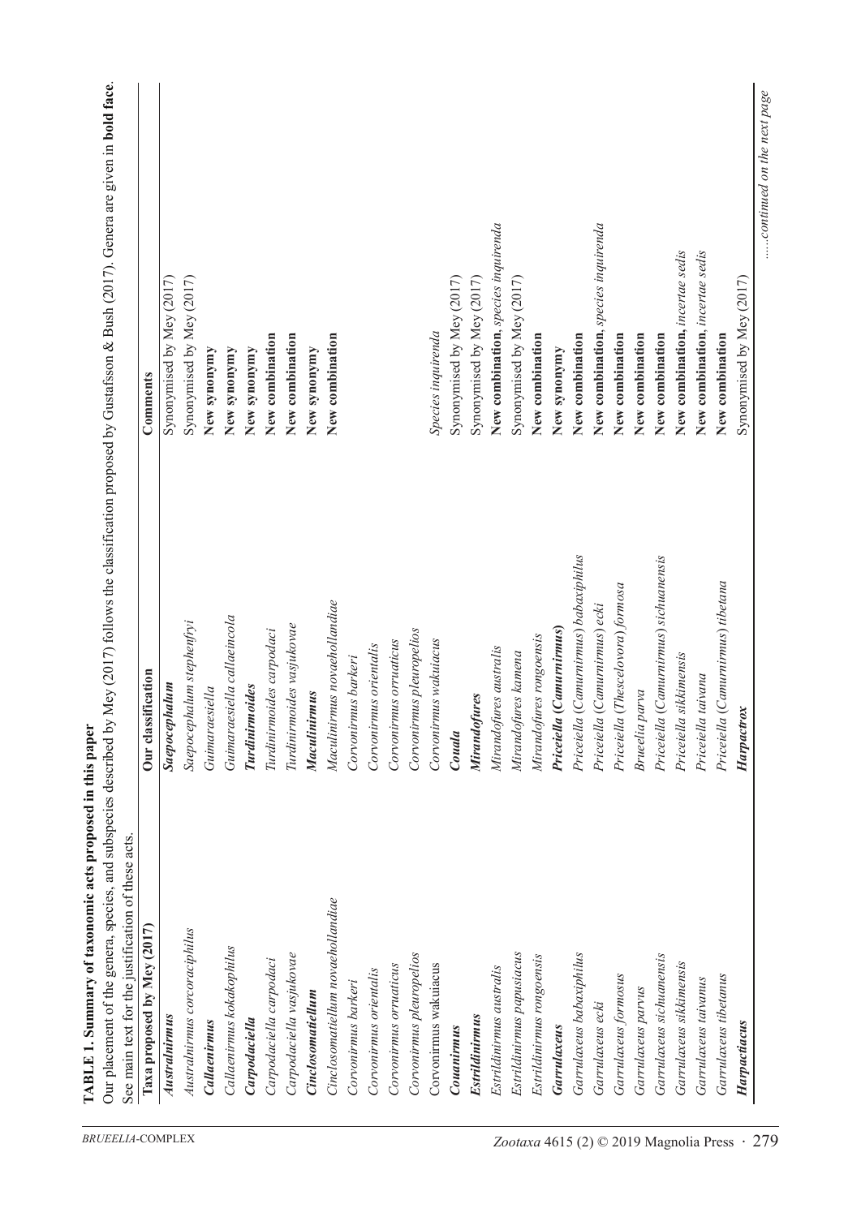**TABLE 1. Summary of taxonomic acts proposed in this paper**

Our placement of the genera, species, and subspecies described by Mey (2017) follows the classification proposed by Gustafsson & Bush (2017). Genera are given in **bold face**. See main text for the justification of these acts.

| Taxa proposed by Mey (2017) | Our classification | Comments |
|---|---|---|
| ***Australnirmus*** | ***Saepocephalum*** | Synonymised by Mey (2017) |
| *Australnirmus corcoraciphilus* | *Saepocephalum stephenfryi* | Synonymised by Mey (2017) |
| ***Callaenirmus*** | *Guimaraesiella* | **New synonymy** |
| *Callaenirmus kokakophilus* | *Guimaraesiella callaeincola* | **New synonymy** |
| ***Carpodaciella*** | ***Turdinirmoides*** | **New synonymy** |
| *Carpodaciella carpodaci* | *Turdinirmoides carpodaci* | **New combination** |
| *Carpodaciella vasjukovae* | *Turdinirmoides vasjukovae* | **New combination** |
| ***Cinclosomatiellum*** | ***Maculinirmus*** | **New synonymy** |
| *Cinclosomatiellum novaehollandiae* | *Maculinirmus novaehollandiae* | **New combination** |
| *Corvonirmus barkeri* | *Corvonirmus barkeri* | |
| *Corvonirmus orientalis* | *Corvonirmus orientalis* | |
| *Corvonirmus orruaticus* | *Corvonirmus orruaticus* | |
| *Corvonirmus pleuropelios* | *Corvonirmus pleuropelios* | |
| Corvonirmus wakuiacus | *Corvonirmus wakuiacus* | *Species inquirenda* |
| ***Couanirmus*** | ***Couada*** | Synonymised by Mey (2017) |
| ***Estrildinirmus*** | ***Mirandofures*** | Synonymised by Mey (2017) |
| *Estrildinirmus australis* | *Mirandofures australis* | **New combination**, *species inquirenda* |
| *Estrildinirmus papusiacus* | *Mirandofures kamena* | Synonymised by Mey (2017) |
| *Estrildinirmus rongoensis* | *Mirandofures rongoensis* | **New combination** |
| ***Garrulaxeus*** | ***Priceiella (Camurnirmus)*** | **New synonymy** |
| *Garrulaxeus babaxiphilus* | *Priceiella (Camurnirmus) babaxiphilus* | **New combination** |
| *Garrulaxeus ecki* | *Priceiella (Camurnirmus) ecki* | **New combination**, *species inquirenda* |
| *Garrulaxeus formosus* | *Priceiella (Thescelovora) formosa* | **New combination** |
| *Garrulaxeus parvus* | *Brueelia parva* | **New combination** |
| *Garrulaxeus sichuanensis* | *Priceiella (Camurnirmus) sichuanensis* | **New combination** |
| *Garrulaxeus sikkimensis* | *Priceiella sikkimensis* | **New combination,** *incertae sedis* |
| *Garrulaxeus taivanus* | *Priceiella taivana* | **New combination**, *incertae sedis* |
| *Garrulaxeus tibetanus* | *Priceiella (Camurnirmus) tibetana* | **New combination** |
| ***Harpactiacus*** | ***Harpactrox*** | Synonymised by Mey (2017) |

.....*continued on the next page*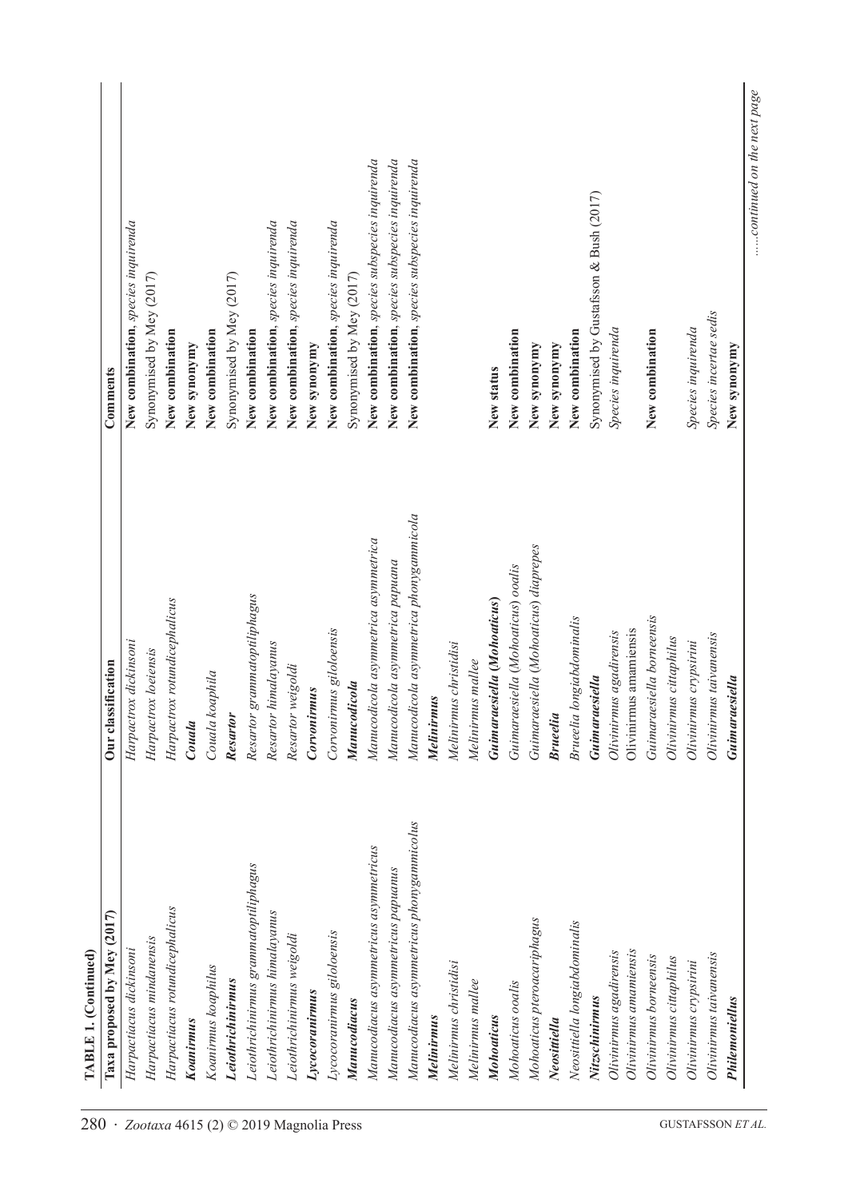**TABLE 1. (Continued)**

| Taxa proposed by Mey (2017) | Our classification | Comments |
|---|---|---|
| *Harpactiacus dickinsoni* | *Harpactrox dickinsoni* | **New combination**, *species inquirenda* |
| *Harpactiacus mindanensis* | *Harpactrox loeiensis* | Synonymised by Mey (2017) |
| *Harpactiacus rotundicephalicus* | *Harpactrox rotundicephalicus* | **New combination** |
| ***Koanirmus*** | ***Couala*** | **New synonymy** |
| *Koanirmus koaphilus* | *Couala koaphila* | **New combination** |
| ***Leiothrichinirmus*** | ***Resartor*** | Synonymised by Mey (2017) |
| *Leiothrichinirmus grammatoptiliphagus* | *Resartor grammatoptiliphagus* | **New combination** |
| *Leiothrichinirmus himalayanus* | *Resartor himalayanus* | **New combination**, *species inquirenda* |
| *Leiothrichinirmus weigoldi* | *Resartor weigoldi* | **New combination**, *species inquirenda* |
| ***Lycocoranirmus*** | ***Corvonirmus*** | **New synonymy** |
| *Lycocoranirmus gilolensis* | *Corvonirmus gilolensis* | **New combination**, *species inquirenda* |
| ***Manucodiacus*** | ***Manucodicola*** | Synonymised by Mey (2017) |
| *Manucodiacus asymmetricus asymmetricus* | *Manucodicola asymmetrica asymmetrica* | **New combination**, *species subspecies inquirenda* |
| *Manucodiacus asymmetricus papuanus* | *Manucodicola asymmetrica papuana* | **New combination**, *species subspecies inquirenda* |
| *Manucodiacus asymmetricus phonygammicolus* | *Manucodicola asymmetrica phonygammicola* | **New combination**, *species subspecies inquirenda* |
| ***Melinirmus*** | ***Melinirmus*** | |
| *Melinirmus christidisi* | *Melinirmus christidisi* | |
| *Melinirmus mallee* | *Melinirmus mallee* | |
| ***Mohoaticus*** | ***Guimaraesiella (Mohoaticus)*** | **New status** |
| *Mohoaticus ooalis* | *Guimaraesiella (Mohoaticus) ooalis* | **New combination** |
| *Mohoaticus pteroacariphagus* | *Guimaraesiella (Mohoaticus) diaprepes* | **New synonymy** |
| ***Neosittiella*** | ***Brueelia*** | **New synonymy** |
| *Neosittiella longiabdominalis* | *Brueelia longiabdominalis* | **New combination** |
| ***Nitzschinirmus*** | ***Guimaraesiella*** | Synonymised by Gustafsson & Bush (2017) |
| *Olivinirmus agadirensis* | *Olivinirmus agadirensis* | *Species inquirenda* |
| *Olivinirmus amamiensis* | Olivinirmus amamiensis | |
| *Olivinirmus borneensis* | *Guimaraesiella borneensis* | **New combination** |
| *Olivinirmus cittaphilus* | *Olivinirmus cittaphilus* | |
| *Olivinirmus crypsirini* | *Olivinirmus crypsirini* | *Species inquirenda* |
| *Olivinirmus taivanensis* | *Olivinirmus taivanensis* | *Species incertae sedis* |
| ***Philemoniellus*** | ***Guimaraesiella*** | **New synonymy** |

......*continued on the next page*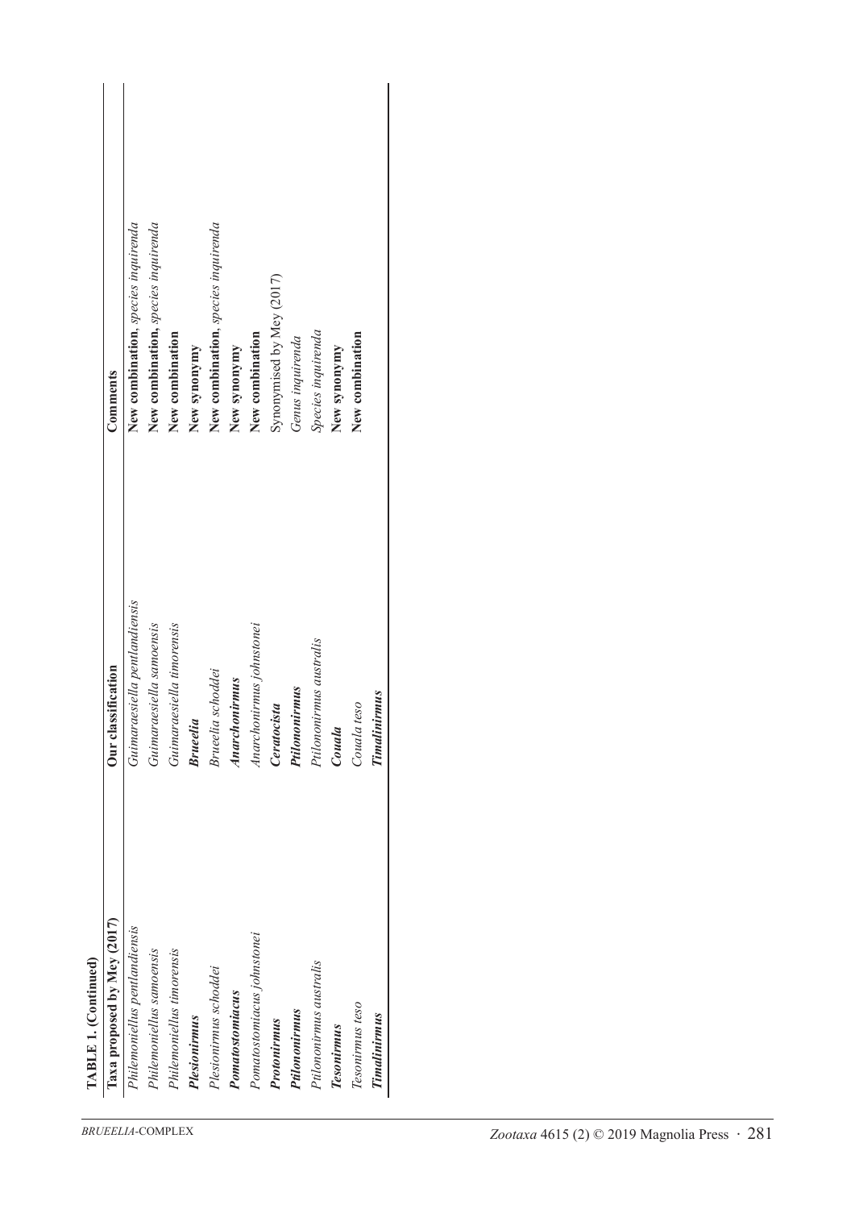**TABLE 1. (Continued)**

| Taxa proposed by Mey (2017) | Our classification | Comments |
|---|---|---|
| *Philemoniellus pentlandiensis* | *Guimaraesiella pentlandiensis* | **New combination**, *species inquirenda* |
| *Philemoniellus samoensis* | *Guimaraesiella samoensis* | **New combination**, *species inquirenda* |
| *Philemoniellus timorensis* | *Guimaraesiella timorensis* | **New combination** |
| ***Plesionirmus*** | ***Brueelia*** | **New synonymy** |
| *Plesionirmus schoddei* | *Brueelia schoddei* | **New combination**, *species inquirenda* |
| ***Pomatostomiacus*** | ***Anarchonirmus*** | **New synonymy** |
| *Pomatostomiacus johnstonei* | *Anarchonirmus johnstonei* | **New combination** |
| ***Protonirmus*** | ***Ceratocista*** | Synonymised by Mey (2017) |
| ***Ptilononirmus*** | ***Ptilononirmus*** | *Genus inquirenda* |
| *Ptilononirmus australis* | *Ptilononirmus australis* | *Species inquirenda* |
| ***Tesonirmus*** | ***Couala*** | **New synonymy** |
| *Tesonirmus teso* | *Couala teso* | **New combination** |
| ***Timalinirmus*** | ***Timalinirmus*** | |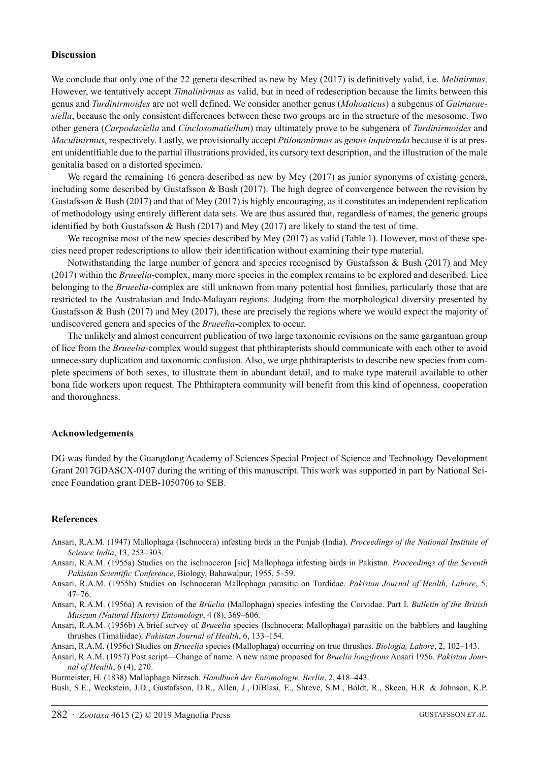## Discussion

We conclude that only one of the 22 genera described as new by Mey (2017) is definitively valid, i.e. *Melinirmus*. However, we tentatively accept *Timalinirmus* as valid, but in need of redescription because the limits between this genus and *Turdinirmoides* are not well defined. We consider another genus (*Mohoaticus*) a subgenus of *Guimaraesiella*, because the only consistent differences between these two groups are in the structure of the mesosome. Two other genera (*Carpodaciella* and *Cinclosomatiellum*) may ultimately prove to be subgenera of *Turdinirmoides* and *Maculinirmus*, respectively. Lastly, we provisionally accept *Ptilononirmus* as *genus inquirenda* because it is at present unidentifiable due to the partial illustrations provided, its cursory text description, and the illustration of the male genitalia based on a distorted specimen.

We regard the remaining 16 genera described as new by Mey (2017) as junior synonyms of existing genera, including some described by Gustafsson & Bush (2017). The high degree of convergence between the revision by Gustafsson & Bush (2017) and that of Mey (2017) is highly encouraging, as it constitutes an independent replication of methodology using entirely different data sets. We are thus assured that, regardless of names, the generic groups identified by both Gustafsson & Bush (2017) and Mey (2017) are likely to stand the test of time.

We recognise most of the new species described by Mey (2017) as valid (Table 1). However, most of these species need proper redescriptions to allow their identification without examining their type material.

Notwithstanding the large number of genera and species recognised by Gustafsson & Bush (2017) and Mey (2017) within the *Brueelia*-complex, many more species in the complex remains to be explored and described. Lice belonging to the *Brueelia*-complex are still unknown from many potential host families, particularly those that are restricted to the Australasian and Indo-Malayan regions. Judging from the morphological diversity presented by Gustafsson & Bush (2017) and Mey (2017), these are precisely the regions where we would expect the majority of undiscovered genera and species of the *Brueelia*-complex to occur.

The unlikely and almost concurrent publication of two large taxonomic revisions on the same gargantuan group of lice from the *Brueelia*-complex would suggest that phthirapterists should communicate with each other to avoid unnecessary duplication and taxonomic confusion. Also, we urge phthirapterists to describe new species from complete specimens of both sexes, to illustrate them in abundant detail, and to make type materail available to other bona fide workers upon request. The Phthiraptera community will benefit from this kind of openness, cooperation and thoroughness.

## Acknowledgements

DG was funded by the Guangdong Academy of Sciences Special Project of Science and Technology Development Grant 2017GDASCX-0107 during the writing of this manuscript. This work was supported in part by National Science Foundation grant DEB-1050706 to SEB.

## References

Ansari, R.A.M. (1947) Mallophaga (Ischnocera) infesting birds in the Punjab (India). *Proceedings of the National Institute of Science India*, 13, 253–303.

Ansari, R.A.M. (1955a) Studies on the ischnoceron [sic] Mallophaga infesting birds in Pakistan. *Proceedings of the Seventh Pakistan Scientific Conference*, Biology, Bahawalpur, 1955, 5–59.

Ansari, R.A.M. (1955b) Studies on Ischnoceran Mallophaga parasitic on Turdidae. *Pakistan Journal of Health, Lahore*, 5, 47–76.

Ansari, R.A.M. (1956a) A revision of the *Brüelia* (Mallophaga) species infesting the Corvidae. Part I. *Bulletin of the British Museum (Natural History) Entomology*, 4 (8), 369–606.

Ansari, R.A.M. (1956b) A brief survey of *Brueelia* species (Ischnocera: Mallophaga) parasitic on the babblers and laughing thrushes (Timaliidae). *Pakistan Journal of Health*, 6, 133–154.

Ansari, R.A.M. (1956c) Studies on *Brueelia* species (Mallophaga) occurring on true thrushes. *Biologia, Lahore*, 2, 102–143.

Ansari, R.A.M. (1957) Post script—Change of name. A new name proposed for *Bruelia longifrons* Ansari 1956. *Pakistan Journal of Health*, 6 (4), 270.

Burmeister, H. (1838) Mallophaga Nitzsch. *Handbuch der Entomologie, Berlin*, 2, 418–443.

Bush, S.E., Weckstein, J.D., Gustafsson, D.R., Allen, J., DiBlasi, E., Shreve, S.M., Boldt, R., Skeen, H.R. & Johnson, K.P.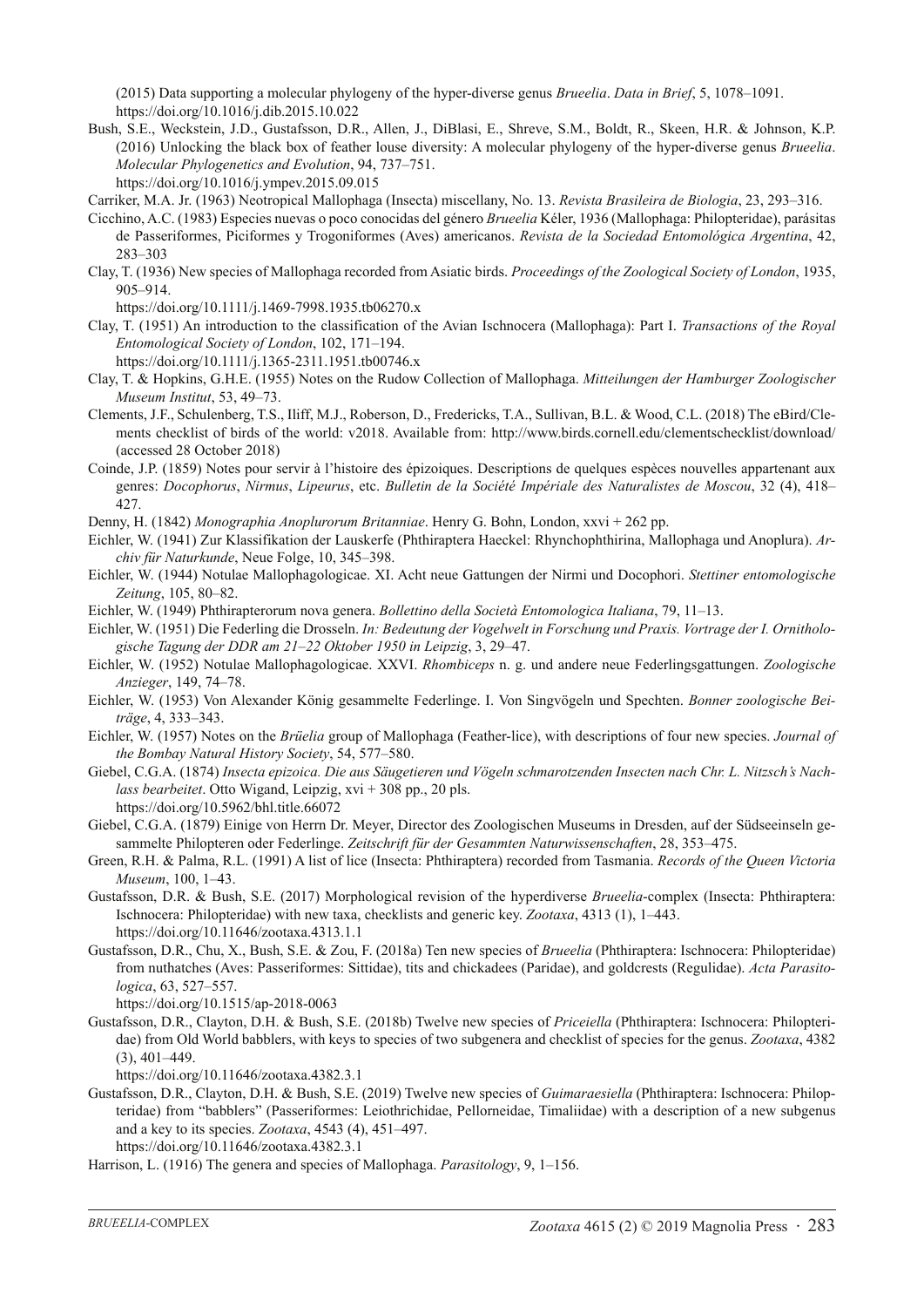(2015) Data supporting a molecular phylogeny of the hyper-diverse genus *Brueelia*. *Data in Brief*, 5, 1078–1091. https://doi.org/10.1016/j.dib.2015.10.022

Bush, S.E., Weckstein, J.D., Gustafsson, D.R., Allen, J., DiBlasi, E., Shreve, S.M., Boldt, R., Skeen, H.R. & Johnson, K.P. (2016) Unlocking the black box of feather louse diversity: A molecular phylogeny of the hyper-diverse genus *Brueelia*. *Molecular Phylogenetics and Evolution*, 94, 737–751. https://doi.org/10.1016/j.ympev.2015.09.015

Carriker, M.A. Jr. (1963) Neotropical Mallophaga (Insecta) miscellany, No. 13. *Revista Brasileira de Biologia*, 23, 293–316.

Cicchino, A.C. (1983) Especies nuevas o poco conocidas del género *Brueelia* Kéler, 1936 (Mallophaga: Philopteridae), parásitas de Passeriformes, Piciformes y Trogoniformes (Aves) americanos. *Revista de la Sociedad Entomológica Argentina*, 42, 283–303

Clay, T. (1936) New species of Mallophaga recorded from Asiatic birds. *Proceedings of the Zoological Society of London*, 1935, 905–914. https://doi.org/10.1111/j.1469-7998.1935.tb06270.x

Clay, T. (1951) An introduction to the classification of the Avian Ischnocera (Mallophaga): Part I. *Transactions of the Royal Entomological Society of London*, 102, 171–194. https://doi.org/10.1111/j.1365-2311.1951.tb00746.x

Clay, T. & Hopkins, G.H.E. (1955) Notes on the Rudow Collection of Mallophaga. *Mitteilungen der Hamburger Zoologischer Museum Institut*, 53, 49–73.

Clements, J.F., Schulenberg, T.S., Iliff, M.J., Roberson, D., Fredericks, T.A., Sullivan, B.L. & Wood, C.L. (2018) The eBird/Clements checklist of birds of the world: v2018. Available from: http://www.birds.cornell.edu/clementschecklist/download/ (accessed 28 October 2018)

Coinde, J.P. (1859) Notes pour servir à l'histoire des épizoiques. Descriptions de quelques espèces nouvelles appartenant aux genres: *Docophorus*, *Nirmus*, *Lipeurus*, etc. *Bulletin de la Société Impériale des Naturalistes de Moscou*, 32 (4), 418–427.

Denny, H. (1842) *Monographia Anoplurorum Britanniae*. Henry G. Bohn, London, xxvi + 262 pp.

Eichler, W. (1941) Zur Klassifikation der Lauskerfe (Phthiraptera Haeckel: Rhynchophthirina, Mallophaga und Anoplura). *Archiv für Naturkunde*, Neue Folge, 10, 345–398.

Eichler, W. (1944) Notulae Mallophagologicae. XI. Acht neue Gattungen der Nirmi und Docophori. *Stettiner entomologische Zeitung*, 105, 80–82.

Eichler, W. (1949) Phthirapterorum nova genera. *Bollettino della Società Entomologica Italiana*, 79, 11–13.

Eichler, W. (1951) Die Federling die Drosseln. *In: Bedeutung der Vogelwelt in Forschung und Praxis. Vortrage der I. Ornithologische Tagung der DDR am 21–22 Oktober 1950 in Leipzig*, 3, 29–47.

Eichler, W. (1952) Notulae Mallophagologicae. XXVI. *Rhombiceps* n. g. und andere neue Federlingsgattungen. *Zoologische Anzieger*, 149, 74–78.

Eichler, W. (1953) Von Alexander König gesammelte Federlinge. I. Von Singvögeln und Spechten. *Bonner zoologische Beiträge*, 4, 333–343.

Eichler, W. (1957) Notes on the *Brüelia* group of Mallophaga (Feather-lice), with descriptions of four new species. *Journal of the Bombay Natural History Society*, 54, 577–580.

Giebel, C.G.A. (1874) *Insecta epizoica. Die aus Säugetieren und Vögeln schmarotzenden Insecten nach Chr. L. Nitzsch's Nachlass bearbeitet*. Otto Wigand, Leipzig, xvi + 308 pp., 20 pls. https://doi.org/10.5962/bhl.title.66072

Giebel, C.G.A. (1879) Einige von Herrn Dr. Meyer, Director des Zoologischen Museums in Dresden, auf der Südseeinseln gesammelte Philopteren oder Federlinge. *Zeitschrift für der Gesammten Naturwissenschaften*, 28, 353–475.

Green, R.H. & Palma, R.L. (1991) A list of lice (Insecta: Phthiraptera) recorded from Tasmania. *Records of the Queen Victoria Museum*, 100, 1–43.

Gustafsson, D.R. & Bush, S.E. (2017) Morphological revision of the hyperdiverse *Brueelia*-complex (Insecta: Phthiraptera: Ischnocera: Philopteridae) with new taxa, checklists and generic key. *Zootaxa*, 4313 (1), 1–443. https://doi.org/10.11646/zootaxa.4313.1.1

Gustafsson, D.R., Chu, X., Bush, S.E. & Zou, F. (2018a) Ten new species of *Brueelia* (Phthiraptera: Ischnocera: Philopteridae) from nuthatches (Aves: Passeriformes: Sittidae), tits and chickadees (Paridae), and goldcrests (Regulidae). *Acta Parasitologica*, 63, 527–557. https://doi.org/10.1515/ap-2018-0063

Gustafsson, D.R., Clayton, D.H. & Bush, S.E. (2018b) Twelve new species of *Priceiella* (Phthiraptera: Ischnocera: Philopteridae) from Old World babblers, with keys to species of two subgenera and checklist of species for the genus. *Zootaxa*, 4382 (3), 401–449. https://doi.org/10.11646/zootaxa.4382.3.1

Gustafsson, D.R., Clayton, D.H. & Bush, S.E. (2019) Twelve new species of *Guimaraesiella* (Phthiraptera: Ischnocera: Philopteridae) from "babblers" (Passeriformes: Leiothrichidae, Pellorneidae, Timaliidae) with a description of a new subgenus and a key to its species. *Zootaxa*, 4543 (4), 451–497. https://doi.org/10.11646/zootaxa.4382.3.1

Harrison, L. (1916) The genera and species of Mallophaga. *Parasitology*, 9, 1–156.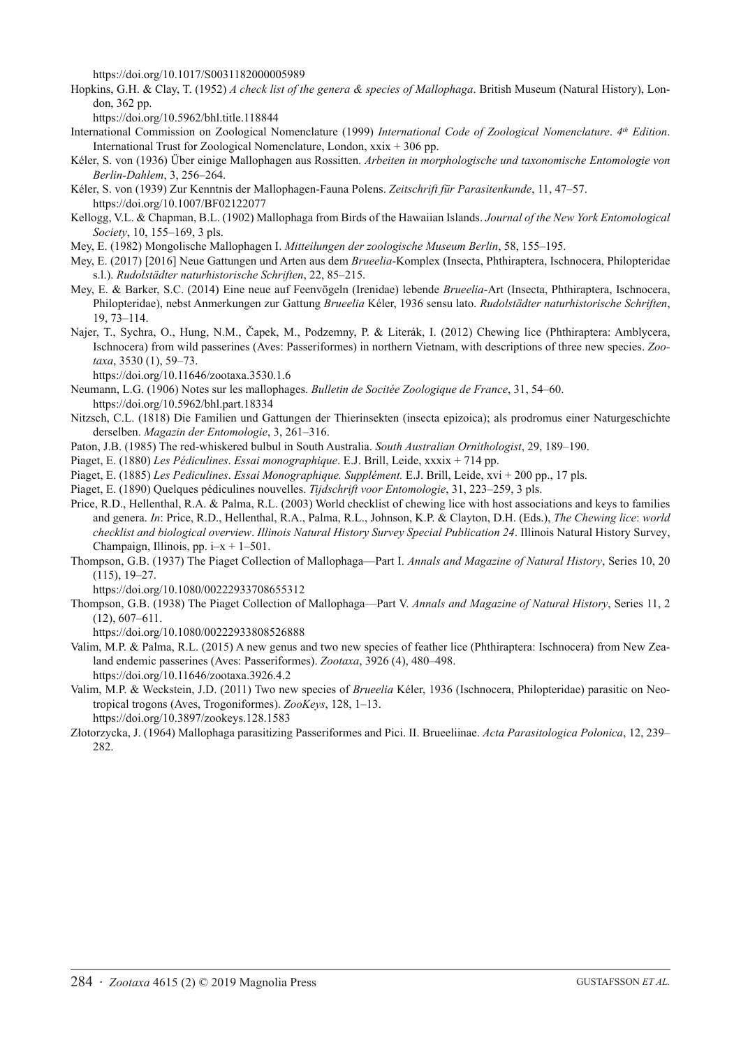https://doi.org/10.1017/S0031182000005989

Hopkins, G.H. & Clay, T. (1952) *A check list of the genera & species of Mallophaga*. British Museum (Natural History), London, 362 pp.
https://doi.org/10.5962/bhl.title.118844

International Commission on Zoological Nomenclature (1999) *International Code of Zoological Nomenclature*. *4th Edition*. International Trust for Zoological Nomenclature, London, xxix + 306 pp.

Kéler, S. von (1936) Über einige Mallophagen aus Rossitten. *Arbeiten in morphologische und taxonomische Entomologie von Berlin-Dahlem*, 3, 256–264.

Kéler, S. von (1939) Zur Kenntnis der Mallophagen-Fauna Polens. *Zeitschrift für Parasitenkunde*, 11, 47–57.
https://doi.org/10.1007/BF02122077

Kellogg, V.L. & Chapman, B.L. (1902) Mallophaga from Birds of the Hawaiian Islands. *Journal of the New York Entomological Society*, 10, 155–169, 3 pls.

Mey, E. (1982) Mongolische Mallophagen I. *Mitteilungen der zoologische Museum Berlin*, 58, 155–195.

Mey, E. (2017) [2016] Neue Gattungen und Arten aus dem *Brueelia*-Komplex (Insecta, Phthiraptera, Ischnocera, Philopteridae s.l.). *Rudolstädter naturhistorische Schriften*, 22, 85–215.

Mey, E. & Barker, S.C. (2014) Eine neue auf Feenvögeln (Irenidae) lebende *Brueelia*-Art (Insecta, Phthiraptera, Ischnocera, Philopteridae), nebst Anmerkungen zur Gattung *Brueelia* Kéler, 1936 sensu lato. *Rudolstädter naturhistorische Schriften*, 19, 73–114.

Najer, T., Sychra, O., Hung, N.M., Čapek, M., Podzemny, P. & Literák, I. (2012) Chewing lice (Phthiraptera: Amblycera, Ischnocera) from wild passerines (Aves: Passeriformes) in northern Vietnam, with descriptions of three new species. *Zootaxa*, 3530 (1), 59–73.
https://doi.org/10.11646/zootaxa.3530.1.6

Neumann, L.G. (1906) Notes sur les mallophages. *Bulletin de Socitée Zoologique de France*, 31, 54–60.
https://doi.org/10.5962/bhl.part.18334

Nitzsch, C.L. (1818) Die Familien und Gattungen der Thierinsekten (insecta epizoica); als prodromus einer Naturgeschichte derselben. *Magazin der Entomologie*, 3, 261–316.

Paton, J.B. (1985) The red-whiskered bulbul in South Australia. *South Australian Ornithologist*, 29, 189–190.

Piaget, E. (1880) *Les Pédiculines*. *Essai monographique*. E.J. Brill, Leide, xxxix + 714 pp.

Piaget, E. (1885) *Les Pediculines*. *Essai Monographique. Supplément.* E.J. Brill, Leide, xvi + 200 pp., 17 pls.

Piaget, E. (1890) Quelques pédiculines nouvelles. *Tijdschrift voor Entomologie*, 31, 223–259, 3 pls.

Price, R.D., Hellenthal, R.A. & Palma, R.L. (2003) World checklist of chewing lice with host associations and keys to families and genera. *In*: Price, R.D., Hellenthal, R.A., Palma, R.L., Johnson, K.P. & Clayton, D.H. (Eds.), *The Chewing lice*: *world checklist and biological overview*. *Illinois Natural History Survey Special Publication 24*. Illinois Natural History Survey, Champaign, Illinois, pp. i–x + 1–501.

Thompson, G.B. (1937) The Piaget Collection of Mallophaga—Part I. *Annals and Magazine of Natural History*, Series 10, 20 (115), 19–27.
https://doi.org/10.1080/00222933708655312

Thompson, G.B. (1938) The Piaget Collection of Mallophaga—Part V. *Annals and Magazine of Natural History*, Series 11, 2 (12), 607–611.
https://doi.org/10.1080/00222933808526888

Valim, M.P. & Palma, R.L. (2015) A new genus and two new species of feather lice (Phthiraptera: Ischnocera) from New Zealand endemic passerines (Aves: Passeriformes). *Zootaxa*, 3926 (4), 480–498.
https://doi.org/10.11646/zootaxa.3926.4.2

Valim, M.P. & Weckstein, J.D. (2011) Two new species of *Brueelia* Kéler, 1936 (Ischnocera, Philopteridae) parasitic on Neotropical trogons (Aves, Trogoniformes). *ZooKeys*, 128, 1–13.
https://doi.org/10.3897/zookeys.128.1583

Złotorzycka, J. (1964) Mallophaga parasitizing Passeriformes and Pici. II. Brueeliinae. *Acta Parasitologica Polonica*, 12, 239–282.